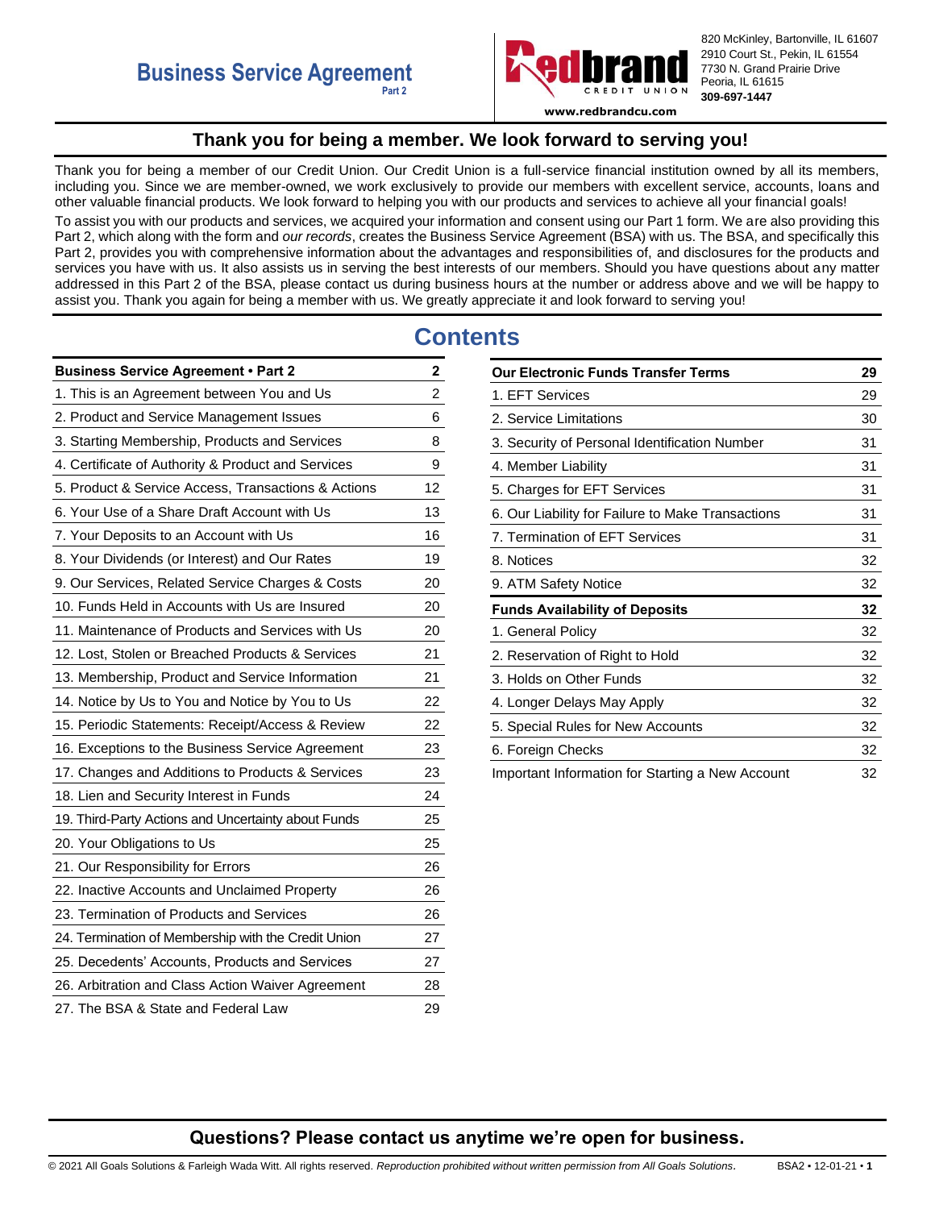# Business Service Agreement

**Part 2**

820 McKinley, Bartonville, IL 61607
2910 Court St., Pekin, IL 61554
7730 N. Grand Prairie Drive
Peoria, IL 61615
**309-697-1447**

**www.redbrandcu.com**

## Thank you for being a member. We look forward to serving you!

Thank you for being a member of our Credit Union. Our Credit Union is a full-service financial institution owned by all its members, including you. Since we are member-owned, we work exclusively to provide our members with excellent service, accounts, loans and other valuable financial products. We look forward to helping you with our products and services to achieve all your financial goals!

To assist you with our products and services, we acquired your information and consent using our Part 1 form. We are also providing this Part 2, which along with the form and *our records*, creates the Business Service Agreement (BSA) with us. The BSA, and specifically this Part 2, provides you with comprehensive information about the advantages and responsibilities of, and disclosures for the products and services you have with us. It also assists us in serving the best interests of our members. Should you have questions about any matter addressed in this Part 2 of the BSA, please contact us during business hours at the number or address above and we will be happy to assist you. Thank you again for being a member with us. We greatly appreciate it and look forward to serving you!

## Contents

| **Business Service Agreement • Part 2** | **2** |
| --- | --- |
| 1. This is an Agreement between You and Us | 2 |
| 2. Product and Service Management Issues | 6 |
| 3. Starting Membership, Products and Services | 8 |
| 4. Certificate of Authority & Product and Services | 9 |
| 5. Product & Service Access, Transactions & Actions | 12 |
| 6. Your Use of a Share Draft Account with Us | 13 |
| 7. Your Deposits to an Account with Us | 16 |
| 8. Your Dividends (or Interest) and Our Rates | 19 |
| 9. Our Services, Related Service Charges & Costs | 20 |
| 10. Funds Held in Accounts with Us are Insured | 20 |
| 11. Maintenance of Products and Services with Us | 20 |
| 12. Lost, Stolen or Breached Products & Services | 21 |
| 13. Membership, Product and Service Information | 21 |
| 14. Notice by Us to You and Notice by You to Us | 22 |
| 15. Periodic Statements: Receipt/Access & Review | 22 |
| 16. Exceptions to the Business Service Agreement | 23 |
| 17. Changes and Additions to Products & Services | 23 |
| 18. Lien and Security Interest in Funds | 24 |
| 19. Third-Party Actions and Uncertainty about Funds | 25 |
| 20. Your Obligations to Us | 25 |
| 21. Our Responsibility for Errors | 26 |
| 22. Inactive Accounts and Unclaimed Property | 26 |
| 23. Termination of Products and Services | 26 |
| 24. Termination of Membership with the Credit Union | 27 |
| 25. Decedents' Accounts, Products and Services | 27 |
| 26. Arbitration and Class Action Waiver Agreement | 28 |
| 27. The BSA & State and Federal Law | 29 |

| **Our Electronic Funds Transfer Terms** | **29** |
| --- | --- |
| 1. EFT Services | 29 |
| 2. Service Limitations | 30 |
| 3. Security of Personal Identification Number | 31 |
| 4. Member Liability | 31 |
| 5. Charges for EFT Services | 31 |
| 6. Our Liability for Failure to Make Transactions | 31 |
| 7. Termination of EFT Services | 31 |
| 8. Notices | 32 |
| 9. ATM Safety Notice | 32 |
| **Funds Availability of Deposits** | **32** |
| 1. General Policy | 32 |
| 2. Reservation of Right to Hold | 32 |
| 3. Holds on Other Funds | 32 |
| 4. Longer Delays May Apply | 32 |
| 5. Special Rules for New Accounts | 32 |
| 6. Foreign Checks | 32 |
| Important Information for Starting a New Account | 32 |

**Questions? Please contact us anytime we're open for business.**

© 2021 All Goals Solutions & Farleigh Wada Witt. All rights reserved. *Reproduction prohibited without written permission from All Goals Solutions.* BSA2 • 12-01-21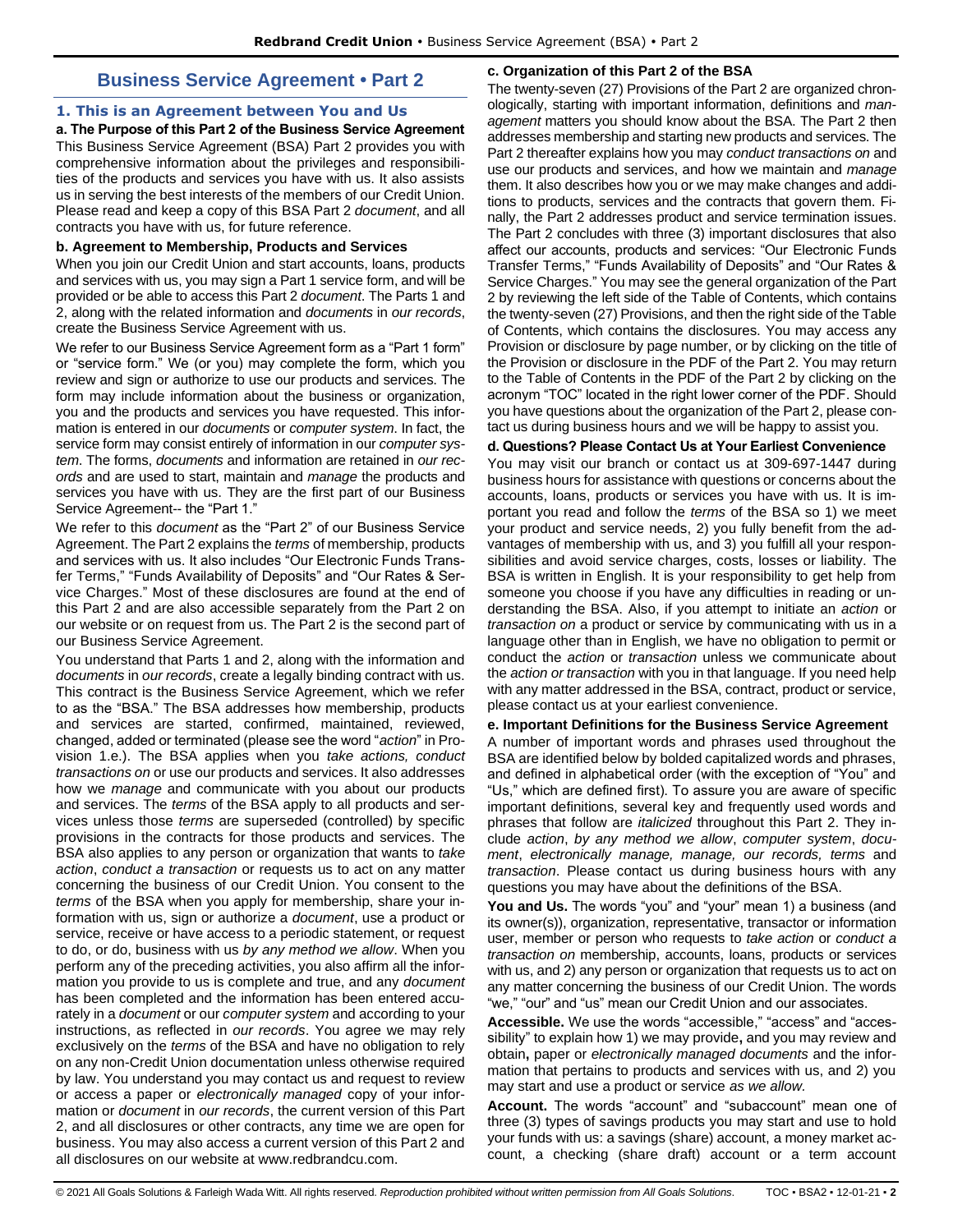# Business Service Agreement • Part 2

## 1. This is an Agreement between You and Us

**a. The Purpose of this Part 2 of the Business Service Agreement**

This Business Service Agreement (BSA) Part 2 provides you with comprehensive information about the privileges and responsibilities of the products and services you have with us. It also assists us in serving the best interests of the members of our Credit Union. Please read and keep a copy of this BSA Part 2 *document*, and all contracts you have with us, for future reference.

**b. Agreement to Membership, Products and Services**

When you join our Credit Union and start accounts, loans, products and services with us, you may sign a Part 1 service form, and will be provided or be able to access this Part 2 *document*. The Parts 1 and 2, along with the related information and *documents* in *our records*, create the Business Service Agreement with us.

We refer to our Business Service Agreement form as a "Part 1 form" or "service form." We (or you) may complete the form, which you review and sign or authorize to use our products and services. The form may include information about the business or organization, you and the products and services you have requested. This information is entered in our *documents* or *computer system*. In fact, the service form may consist entirely of information in our *computer system*. The forms, *documents* and information are retained in *our records* and are used to start, maintain and *manage* the products and services you have with us. They are the first part of our Business Service Agreement-- the "Part 1."

We refer to this *document* as the "Part 2" of our Business Service Agreement. The Part 2 explains the *terms* of membership, products and services with us. It also includes "Our Electronic Funds Transfer Terms," "Funds Availability of Deposits" and "Our Rates & Service Charges." Most of these disclosures are found at the end of this Part 2 and are also accessible separately from the Part 2 on our website or on request from us. The Part 2 is the second part of our Business Service Agreement.

You understand that Parts 1 and 2, along with the information and *documents* in *our records*, create a legally binding contract with us. This contract is the Business Service Agreement, which we refer to as the "BSA." The BSA addresses how membership, products and services are started, confirmed, maintained, reviewed, changed, added or terminated (please see the word "*action*" in Provision 1.e.). The BSA applies when you *take actions, conduct transactions on* or use our products and services. It also addresses how we *manage* and communicate with you about our products and services. The *terms* of the BSA apply to all products and services unless those *terms* are superseded (controlled) by specific provisions in the contracts for those products and services. The BSA also applies to any person or organization that wants to *take action*, *conduct a transaction* or requests us to act on any matter concerning the business of our Credit Union. You consent to the *terms* of the BSA when you apply for membership, share your information with us, sign or authorize a *document*, use a product or service, receive or have access to a periodic statement, or request to do, or do, business with us *by any method we allow*. When you perform any of the preceding activities, you also affirm all the information you provide to us is complete and true, and any *document* has been completed and the information has been entered accurately in a *document* or our *computer system* and according to your instructions, as reflected in *our records*. You agree we may rely exclusively on the *terms* of the BSA and have no obligation to rely on any non-Credit Union documentation unless otherwise required by law. You understand you may contact us and request to review or access a paper or *electronically managed* copy of your information or *document* in *our records*, the current version of this Part 2, and all disclosures or other contracts, any time we are open for business. You may also access a current version of this Part 2 and all disclosures on our website at www.redbrandcu.com.

**c. Organization of this Part 2 of the BSA**

The twenty-seven (27) Provisions of the Part 2 are organized chronologically, starting with important information, definitions and *management* matters you should know about the BSA. The Part 2 then addresses membership and starting new products and services. The Part 2 thereafter explains how you may *conduct transactions on* and use our products and services, and how we maintain and *manage* them. It also describes how you or we may make changes and additions to products, services and the contracts that govern them. Finally, the Part 2 addresses product and service termination issues. The Part 2 concludes with three (3) important disclosures that also affect our accounts, products and services: "Our Electronic Funds Transfer Terms," "Funds Availability of Deposits" and "Our Rates & Service Charges." You may see the general organization of the Part 2 by reviewing the left side of the Table of Contents, which contains the twenty-seven (27) Provisions, and then the right side of the Table of Contents, which contains the disclosures. You may access any Provision or disclosure by page number, or by clicking on the title of the Provision or disclosure in the PDF of the Part 2. You may return to the Table of Contents in the PDF of the Part 2 by clicking on the acronym "TOC" located in the right lower corner of the PDF. Should you have questions about the organization of the Part 2, please contact us during business hours and we will be happy to assist you.

**d. Questions? Please Contact Us at Your Earliest Convenience**

You may visit our branch or contact us at 309-697-1447 during business hours for assistance with questions or concerns about the accounts, loans, products or services you have with us. It is important you read and follow the *terms* of the BSA so 1) we meet your product and service needs, 2) you fully benefit from the advantages of membership with us, and 3) you fulfill all your responsibilities and avoid service charges, costs, losses or liability. The BSA is written in English. It is your responsibility to get help from someone you choose if you have any difficulties in reading or understanding the BSA. Also, if you attempt to initiate an *action* or *transaction on* a product or service by communicating with us in a language other than in English, we have no obligation to permit or conduct the *action* or *transaction* unless we communicate about the *action or transaction* with you in that language. If you need help with any matter addressed in the BSA, contract, product or service, please contact us at your earliest convenience.

**e. Important Definitions for the Business Service Agreement**

A number of important words and phrases used throughout the BSA are identified below by bolded capitalized words and phrases, and defined in alphabetical order (with the exception of "You" and "Us," which are defined first). To assure you are aware of specific important definitions, several key and frequently used words and phrases that follow are *italicized* throughout this Part 2. They include *action*, *by any method we allow*, *computer system*, *document*, *electronically manage, manage, our records, terms* and *transaction*. Please contact us during business hours with any questions you may have about the definitions of the BSA.

**You and Us.** The words "you" and "your" mean 1) a business (and its owner(s)), organization, representative, transactor or information user, member or person who requests to *take action* or *conduct a transaction on* membership, accounts, loans, products or services with us, and 2) any person or organization that requests us to act on any matter concerning the business of our Credit Union. The words "we," "our" and "us" mean our Credit Union and our associates.

**Accessible.** We use the words "accessible," "access" and "accessibility" to explain how 1) we may provide**,** and you may review and obtain**,** paper or *electronically managed documents* and the information that pertains to products and services with us, and 2) you may start and use a product or service *as we allow.*

**Account.** The words "account" and "subaccount" mean one of three (3) types of savings products you may start and use to hold your funds with us: a savings (share) account, a money market account, a checking (share draft) account or a term account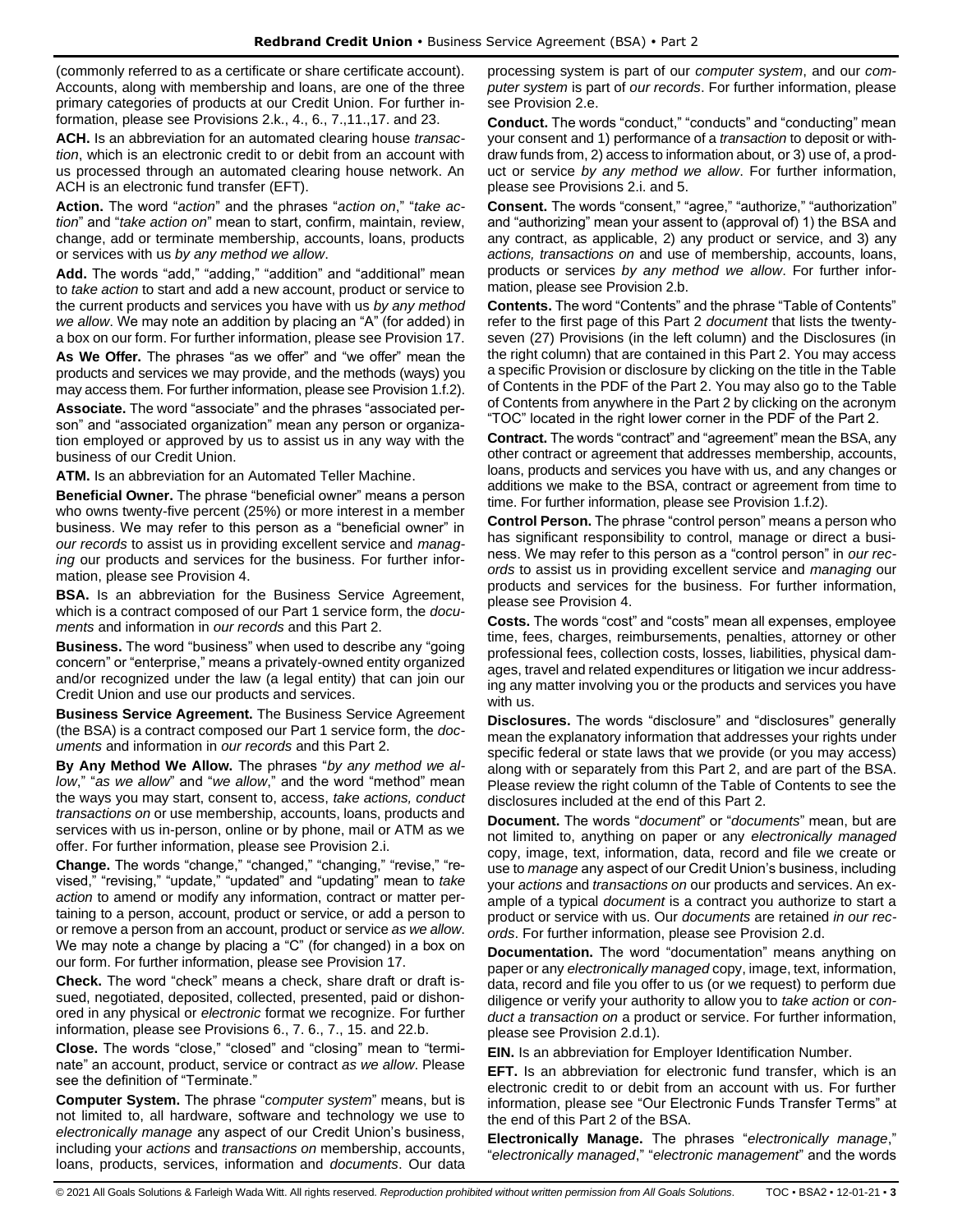(commonly referred to as a certificate or share certificate account). Accounts, along with membership and loans, are one of the three primary categories of products at our Credit Union. For further information, please see Provisions 2.k., 4., 6., 7.,11.,17. and 23.

**ACH.** Is an abbreviation for an automated clearing house *transaction*, which is an electronic credit to or debit from an account with us processed through an automated clearing house network. An ACH is an electronic fund transfer (EFT).

**Action.** The word "*action*" and the phrases "*action on*," "*take action*" and "*take action on*" mean to start, confirm, maintain, review, change, add or terminate membership, accounts, loans, products or services with us *by any method we allow*.

**Add.** The words "add," "adding," "addition" and "additional" mean to *take action* to start and add a new account, product or service to the current products and services you have with us *by any method we allow*. We may note an addition by placing an "A" (for added) in a box on our form. For further information, please see Provision 17.

**As We Offer.** The phrases "as we offer" and "we offer" mean the products and services we may provide, and the methods (ways) you may access them. For further information, please see Provision 1.f.2).

**Associate.** The word "associate" and the phrases "associated person" and "associated organization" mean any person or organization employed or approved by us to assist us in any way with the business of our Credit Union.

**ATM.** Is an abbreviation for an Automated Teller Machine.

**Beneficial Owner.** The phrase "beneficial owner" means a person who owns twenty-five percent (25%) or more interest in a member business. We may refer to this person as a "beneficial owner" in *our records* to assist us in providing excellent service and *managing* our products and services for the business. For further information, please see Provision 4.

**BSA.** Is an abbreviation for the Business Service Agreement, which is a contract composed of our Part 1 service form, the *documents* and information in *our records* and this Part 2.

**Business.** The word "business" when used to describe any "going concern" or "enterprise," means a privately-owned entity organized and/or recognized under the law (a legal entity) that can join our Credit Union and use our products and services.

**Business Service Agreement.** The Business Service Agreement (the BSA) is a contract composed our Part 1 service form, the *documents* and information in *our records* and this Part 2.

**By Any Method We Allow.** The phrases "*by any method we allow*," "*as we allow*" and "*we allow*," and the word "method" mean the ways you may start, consent to, access, *take actions, conduct transactions on* or use membership, accounts, loans, products and services with us in-person, online or by phone, mail or ATM as we offer. For further information, please see Provision 2.i.

**Change.** The words "change," "changed," "changing," "revise," "revised," "revising," "update," "updated" and "updating" mean to *take action* to amend or modify any information, contract or matter pertaining to a person, account, product or service, or add a person to or remove a person from an account, product or service *as we allow*. We may note a change by placing a "C" (for changed) in a box on our form. For further information, please see Provision 17.

**Check.** The word "check" means a check, share draft or draft issued, negotiated, deposited, collected, presented, paid or dishonored in any physical or *electronic* format we recognize. For further information, please see Provisions 6., 7. 6., 7., 15. and 22.b.

**Close.** The words "close," "closed" and "closing" mean to "terminate" an account, product, service or contract *as we allow*. Please see the definition of "Terminate."

**Computer System.** The phrase "*computer system*" means, but is not limited to, all hardware, software and technology we use to *electronically manage* any aspect of our Credit Union's business, including your *actions* and *transactions on* membership, accounts, loans, products, services, information and *documents*. Our data processing system is part of our *computer system*, and our *computer system* is part of *our records*. For further information, please see Provision 2.e.

**Conduct.** The words "conduct," "conducts" and "conducting" mean your consent and 1) performance of a *transaction* to deposit or withdraw funds from, 2) access to information about, or 3) use of, a product or service *by any method we allow*. For further information, please see Provisions 2.i. and 5.

**Consent.** The words "consent," "agree," "authorize," "authorization" and "authorizing" mean your assent to (approval of) 1) the BSA and any contract, as applicable, 2) any product or service, and 3) any *actions, transactions on* and use of membership, accounts, loans, products or services *by any method we allow*. For further information, please see Provision 2.b.

**Contents.** The word "Contents" and the phrase "Table of Contents" refer to the first page of this Part 2 *document* that lists the twenty-seven (27) Provisions (in the left column) and the Disclosures (in the right column) that are contained in this Part 2. You may access a specific Provision or disclosure by clicking on the title in the Table of Contents in the PDF of the Part 2. You may also go to the Table of Contents from anywhere in the Part 2 by clicking on the acronym "TOC" located in the right lower corner in the PDF of the Part 2.

**Contract.** The words "contract" and "agreement" mean the BSA, any other contract or agreement that addresses membership, accounts, loans, products and services you have with us, and any changes or additions we make to the BSA, contract or agreement from time to time. For further information, please see Provision 1.f.2).

**Control Person.** The phrase "control person" means a person who has significant responsibility to control, manage or direct a business. We may refer to this person as a "control person" in *our records* to assist us in providing excellent service and *managing* our products and services for the business. For further information, please see Provision 4.

**Costs.** The words "cost" and "costs" mean all expenses, employee time, fees, charges, reimbursements, penalties, attorney or other professional fees, collection costs, losses, liabilities, physical damages, travel and related expenditures or litigation we incur addressing any matter involving you or the products and services you have with us.

**Disclosures.** The words "disclosure" and "disclosures" generally mean the explanatory information that addresses your rights under specific federal or state laws that we provide (or you may access) along with or separately from this Part 2, and are part of the BSA. Please review the right column of the Table of Contents to see the disclosures included at the end of this Part 2.

**Document.** The words "*document*" or "*documents*" mean, but are not limited to, anything on paper or any *electronically managed* copy, image, text, information, data, record and file we create or use to *manage* any aspect of our Credit Union's business, including your *actions* and *transactions on* our products and services. An example of a typical *document* is a contract you authorize to start a product or service with us. Our *documents* are retained *in our records*. For further information, please see Provision 2.d.

**Documentation.** The word "documentation" means anything on paper or any *electronically managed* copy, image, text, information, data, record and file you offer to us (or we request) to perform due diligence or verify your authority to allow you to *take action* or *conduct a transaction on* a product or service. For further information, please see Provision 2.d.1).

**EIN.** Is an abbreviation for Employer Identification Number.

**EFT.** Is an abbreviation for electronic fund transfer, which is an electronic credit to or debit from an account with us. For further information, please see "Our Electronic Funds Transfer Terms" at the end of this Part 2 of the BSA.

**Electronically Manage.** The phrases "*electronically manage*," "*electronically managed*," "*electronic management*" and the words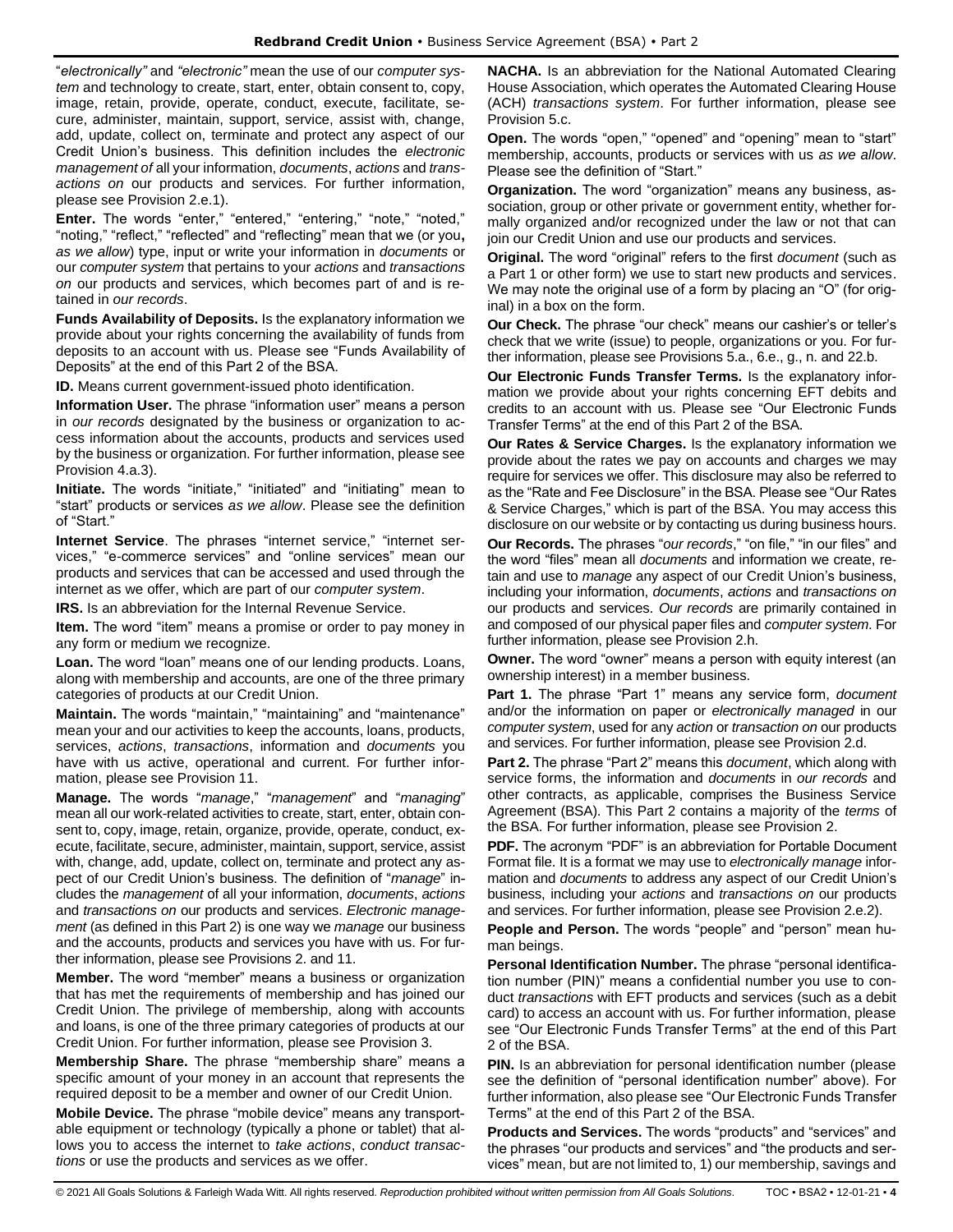"*electronically"* and *"electronic"* mean the use of our *computer system* and technology to create, start, enter, obtain consent to, copy, image, retain, provide, operate, conduct, execute, facilitate, secure, administer, maintain, support, service, assist with, change, add, update, collect on, terminate and protect any aspect of our Credit Union's business. This definition includes the *electronic management of* all your information, *documents*, *actions* and *transactions on* our products and services. For further information, please see Provision 2.e.1).

**Enter.** The words "enter," "entered," "entering," "note," "noted," "noting," "reflect," "reflected" and "reflecting" mean that we (or you**,** *as we allow*) type, input or write your information in *documents* or our *computer system* that pertains to your *actions* and *transactions on* our products and services, which becomes part of and is retained in *our records*.

**Funds Availability of Deposits.** Is the explanatory information we provide about your rights concerning the availability of funds from deposits to an account with us. Please see "Funds Availability of Deposits" at the end of this Part 2 of the BSA.

**ID.** Means current government-issued photo identification.

**Information User.** The phrase "information user" means a person in *our records* designated by the business or organization to access information about the accounts, products and services used by the business or organization. For further information, please see Provision 4.a.3).

**Initiate.** The words "initiate," "initiated" and "initiating" mean to "start" products or services *as we allow*. Please see the definition of "Start."

**Internet Service**. The phrases "internet service," "internet services," "e-commerce services" and "online services" mean our products and services that can be accessed and used through the internet as we offer, which are part of our *computer system*.

**IRS.** Is an abbreviation for the Internal Revenue Service.

**Item.** The word "item" means a promise or order to pay money in any form or medium we recognize.

**Loan.** The word "loan" means one of our lending products. Loans, along with membership and accounts, are one of the three primary categories of products at our Credit Union.

**Maintain.** The words "maintain," "maintaining" and "maintenance" mean your and our activities to keep the accounts, loans, products, services, *actions*, *transactions*, information and *documents* you have with us active, operational and current. For further information, please see Provision 11.

**Manage.** The words "*manage*," "*management*" and "*managing*" mean all our work-related activities to create, start, enter, obtain consent to, copy, image, retain, organize, provide, operate, conduct, execute, facilitate, secure, administer, maintain, support, service, assist with, change, add, update, collect on, terminate and protect any aspect of our Credit Union's business. The definition of "*manage*" includes the *management* of all your information, *documents*, *actions* and *transactions on* our products and services. *Electronic management* (as defined in this Part 2) is one way we *manage* our business and the accounts, products and services you have with us. For further information, please see Provisions 2. and 11.

**Member.** The word "member" means a business or organization that has met the requirements of membership and has joined our Credit Union. The privilege of membership, along with accounts and loans, is one of the three primary categories of products at our Credit Union. For further information, please see Provision 3.

**Membership Share.** The phrase "membership share" means a specific amount of your money in an account that represents the required deposit to be a member and owner of our Credit Union.

**Mobile Device.** The phrase "mobile device" means any transportable equipment or technology (typically a phone or tablet) that allows you to access the internet to *take actions*, *conduct transactions* or use the products and services as we offer.

**NACHA.** Is an abbreviation for the National Automated Clearing House Association, which operates the Automated Clearing House (ACH) *transactions system*. For further information, please see Provision 5.c.

**Open.** The words "open," "opened" and "opening" mean to "start" membership, accounts, products or services with us *as we allow*. Please see the definition of "Start."

**Organization.** The word "organization" means any business, association, group or other private or government entity, whether formally organized and/or recognized under the law or not that can join our Credit Union and use our products and services.

**Original.** The word "original" refers to the first *document* (such as a Part 1 or other form) we use to start new products and services. We may note the original use of a form by placing an "O" (for original) in a box on the form.

**Our Check.** The phrase "our check" means our cashier's or teller's check that we write (issue) to people, organizations or you. For further information, please see Provisions 5.a., 6.e., g., n. and 22.b.

**Our Electronic Funds Transfer Terms.** Is the explanatory information we provide about your rights concerning EFT debits and credits to an account with us. Please see "Our Electronic Funds Transfer Terms" at the end of this Part 2 of the BSA.

**Our Rates & Service Charges.** Is the explanatory information we provide about the rates we pay on accounts and charges we may require for services we offer. This disclosure may also be referred to as the "Rate and Fee Disclosure" in the BSA. Please see "Our Rates & Service Charges," which is part of the BSA. You may access this disclosure on our website or by contacting us during business hours.

**Our Records.** The phrases "*our records*," "on file," "in our files" and the word "files" mean all *documents* and information we create, retain and use to *manage* any aspect of our Credit Union's business, including your information, *documents*, *actions* and *transactions on* our products and services. *Our records* are primarily contained in and composed of our physical paper files and *computer system*. For further information, please see Provision 2.h.

**Owner.** The word "owner" means a person with equity interest (an ownership interest) in a member business.

**Part 1.** The phrase "Part 1" means any service form, *document* and/or the information on paper or *electronically managed* in our *computer system*, used for any *action* or *transaction on* our products and services. For further information, please see Provision 2.d.

**Part 2.** The phrase "Part 2" means this *document*, which along with service forms, the information and *documents* in *our records* and other contracts, as applicable, comprises the Business Service Agreement (BSA). This Part 2 contains a majority of the *terms* of the BSA. For further information, please see Provision 2.

**PDF.** The acronym "PDF" is an abbreviation for Portable Document Format file. It is a format we may use to *electronically manage* information and *documents* to address any aspect of our Credit Union's business, including your *actions* and *transactions on* our products and services. For further information, please see Provision 2.e.2).

**People and Person.** The words "people" and "person" mean human beings.

**Personal Identification Number.** The phrase "personal identification number (PIN)" means a confidential number you use to conduct *transactions* with EFT products and services (such as a debit card) to access an account with us. For further information, please see "Our Electronic Funds Transfer Terms" at the end of this Part 2 of the BSA.

**PIN.** Is an abbreviation for personal identification number (please see the definition of "personal identification number" above). For further information, also please see "Our Electronic Funds Transfer Terms" at the end of this Part 2 of the BSA.

**Products and Services.** The words "products" and "services" and the phrases "our products and services" and "the products and services" mean, but are not limited to, 1) our membership, savings and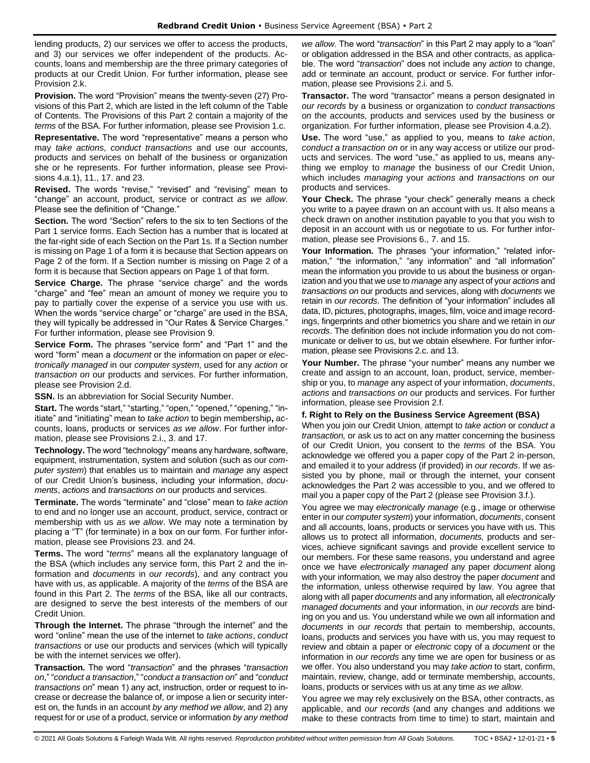lending products, 2) our services we offer to access the products, and 3) our services we offer independent of the products. Accounts, loans and membership are the three primary categories of products at our Credit Union. For further information, please see Provision 2.k.

**Provision.** The word "Provision" means the twenty-seven (27) Provisions of this Part 2, which are listed in the left column of the Table of Contents. The Provisions of this Part 2 contain a majority of the *terms* of the BSA. For further information, please see Provision 1.c.

**Representative.** The word "representative" means a person who may *take actions*, *conduct transactions* and use our accounts, products and services on behalf of the business or organization she or he represents. For further information, please see Provisions 4.a.1), 11., 17. and 23.

**Revised.** The words "revise," "revised" and "revising" mean to "change" an account, product, service or contract *as we allow*. Please see the definition of "Change."

**Section.** The word "Section" refers to the six to ten Sections of the Part 1 service forms. Each Section has a number that is located at the far-right side of each Section on the Part 1s. If a Section number is missing on Page 1 of a form it is because that Section appears on Page 2 of the form. If a Section number is missing on Page 2 of a form it is because that Section appears on Page 1 of that form.

**Service Charge.** The phrase "service charge" and the words "charge" and "fee" mean an amount of money we require you to pay to partially cover the expense of a service you use with us. When the words "service charge" or "charge" are used in the BSA, they will typically be addressed in "Our Rates & Service Charges." For further information, please see Provision 9.

**Service Form.** The phrases "service form" and "Part 1" and the word "form" mean a *document* or the information on paper or *electronically managed* in our *computer system*, used for any *action* or *transaction on* our products and services. For further information, please see Provision 2.d.

**SSN.** Is an abbreviation for Social Security Number.

**Start.** The words "start," "starting," "open," "opened," "opening," "initiate" and "initiating" mean to *take action* to begin membership**,** accounts, loans, products or services *as we allow*. For further information, please see Provisions 2.i., 3. and 17.

**Technology.** The word "technology" means any hardware, software, equipment, instrumentation, system and solution (such as our *computer system*) that enables us to maintain and *manage* any aspect of our Credit Union's business, including your information, *documents*, *actions* and *transactions on* our products and services.

**Terminate.** The words "terminate" and "close" mean to *take action* to end and no longer use an account, product, service, contract or membership with us *as we allow*. We may note a termination by placing a "T" (for terminate) in a box on our form. For further information, please see Provisions 23. and 24.

**Terms.** The word "*terms*" means all the explanatory language of the BSA (which includes any service form, this Part 2 and the information and *documents* in *our records*), and any contract you have with us, as applicable. A majority of the *terms* of the BSA are found in this Part 2. The *terms* of the BSA, like all our contracts, are designed to serve the best interests of the members of our Credit Union.

**Through the Internet.** The phrase "through the internet" and the word "online" mean the use of the internet to *take actions*, *conduct transactions* or use our products and services (which will typically be with the internet services we offer).

**Transaction.** The word "*transaction*" and the phrases "*transaction on*," "*conduct a transaction*," "*conduct a transaction on*" and "*conduct transactions on*" mean 1) any act, instruction, order or request to increase or decrease the balance of, or impose a lien or security interest on, the funds in an account *by any method we allow*, and 2) any request for or use of a product, service or information *by any method we allow*. The word "*transaction*" in this Part 2 may apply to a "loan" or obligation addressed in the BSA and other contracts, as applicable. The word "*transaction*" does not include any *action* to change, add or terminate an account, product or service. For further information, please see Provisions 2.i. and 5.

**Transactor.** The word "transactor" means a person designated in *our records* by a business or organization to *conduct transactions on* the accounts, products and services used by the business or organization. For further information, please see Provision 4.a.2).

**Use.** The word "use," as applied to you, means to *take action*, *conduct a transaction on* or in any way access or utilize our products and services. The word "use," as applied to us, means anything we employ to *manage* the business of our Credit Union, which includes *managing* your *actions* and *transactions on* our products and services.

**Your Check.** The phrase "your check" generally means a check you write to a payee drawn on an account with us. It also means a check drawn on another institution payable to you that you wish to deposit in an account with us or negotiate to us. For further information, please see Provisions 6., 7. and 15.

**Your Information.** The phrases "your information," "related information," "the information," "any information" and "all information" mean the information you provide to us about the business or organization and you that we use to *manage* any aspect of your *actions* and *transactions on* our products and services, along with *documents* we retain in *our records*. The definition of "your information" includes all data, ID, pictures, photographs, images, film, voice and image recordings, fingerprints and other biometrics you share and we retain in *our records*. The definition does not include information you do not communicate or deliver to us, but we obtain elsewhere. For further information, please see Provisions 2.c. and 13.

**Your Number.** The phrase "your number" means any number we create and assign to an account, loan, product, service, membership or you, to *manage* any aspect of your information, *documents*, *actions* and *transactions on* our products and services. For further information, please see Provision 2.f.

**f. Right to Rely on the Business Service Agreement (BSA)**

When you join our Credit Union, attempt to *take action* or *conduct a transaction,* or ask us to act on any matter concerning the business of our Credit Union, you consent to the *terms* of the BSA. You acknowledge we offered you a paper copy of the Part 2 in-person, and emailed it to your address (if provided) in *our records*. If we assisted you by phone, mail or through the internet, your consent acknowledges the Part 2 was accessible to you, and we offered to mail you a paper copy of the Part 2 (please see Provision 3.f.).

You agree we may *electronically manage* (e.g., image or otherwise enter in our *computer system*) your information, *documents*, consent and all accounts, loans, products or services you have with us. This allows us to protect all information, *documents,* products and services, achieve significant savings and provide excellent service to our members. For these same reasons, you understand and agree once we have *electronically managed* any paper *document* along with your information*,* we may also destroy the paper *document* and the information, unless otherwise required by law. You agree that along with all paper *documents* and any information*,* all *electronically managed documents* and your information, in *our records* are binding on you and us. You understand while we own all information and *documents* in *our records* that pertain to membership, accounts, loans, products and services you have with us, you may request to review and obtain a paper or *electronic* copy of a *document* or the information in *our records* any time we are open for business or as we offer. You also understand you may *take action* to start, confirm, maintain, review, change, add or terminate membership, accounts, loans, products or services with us at any time *as we allow*.

You agree we may rely exclusively on the BSA, other contracts, as applicable, and *our records* (and any changes and additions we make to these contracts from time to time) to start, maintain and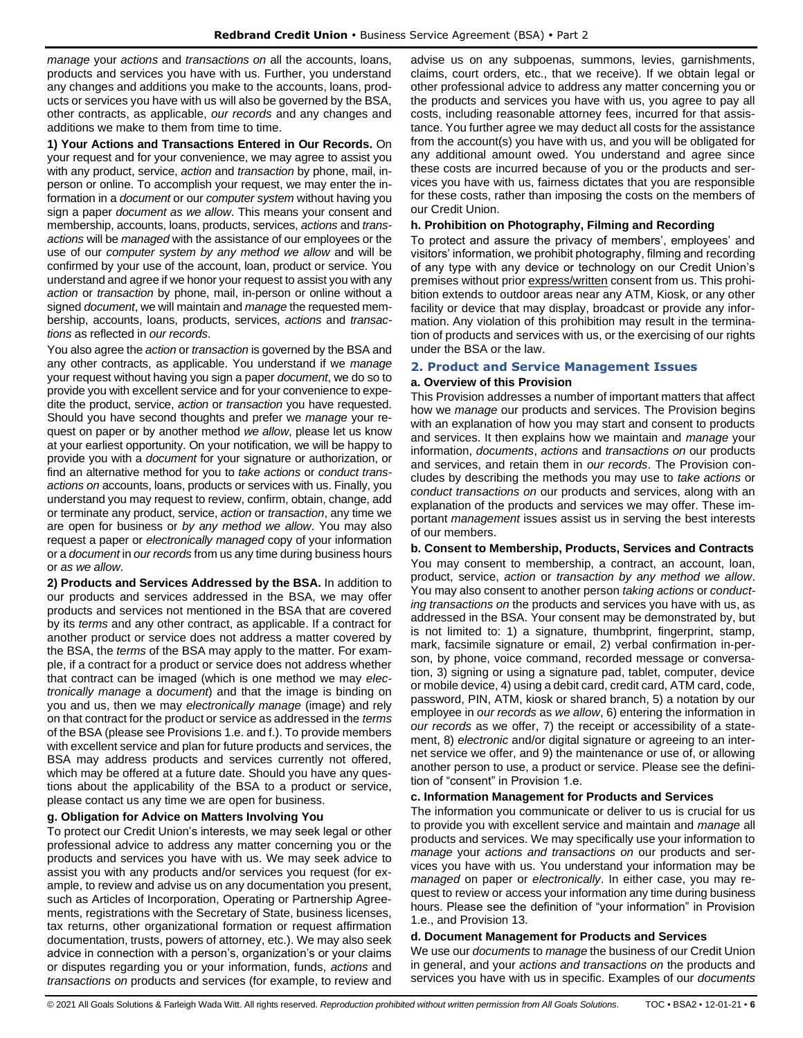*manage* your *actions* and *transactions on* all the accounts, loans, products and services you have with us. Further, you understand any changes and additions you make to the accounts, loans, products or services you have with us will also be governed by the BSA, other contracts, as applicable, *our records* and any changes and additions we make to them from time to time.

**1) Your Actions and Transactions Entered in Our Records.** On your request and for your convenience, we may agree to assist you with any product, service, *action* and *transaction* by phone, mail, in-person or online. To accomplish your request, we may enter the information in a *document* or our *computer system* without having you sign a paper *document as we allow*. This means your consent and membership, accounts, loans, products, services, *actions* and *transactions* will be *managed* with the assistance of our employees or the use of our *computer system by any method we allow* and will be confirmed by your use of the account, loan, product or service. You understand and agree if we honor your request to assist you with any *action* or *transaction* by phone, mail, in-person or online without a signed *document*, we will maintain and *manage* the requested membership, accounts, loans, products, services, *actions* and *transactions* as reflected in *our records*.

You also agree the *action* or *transaction* is governed by the BSA and any other contracts, as applicable. You understand if we *manage* your request without having you sign a paper *document*, we do so to provide you with excellent service and for your convenience to expedite the product, service, *action* or *transaction* you have requested. Should you have second thoughts and prefer we *manage* your request on paper or by another method *we allow*, please let us know at your earliest opportunity. On your notification, we will be happy to provide you with a *document* for your signature or authorization, or find an alternative method for you to *take actions* or *conduct transactions on* accounts, loans, products or services with us. Finally, you understand you may request to review, confirm, obtain, change, add or terminate any product, service, *action* or *transaction*, any time we are open for business or *by any method we allow*. You may also request a paper or *electronically managed* copy of your information or a *document* in *our records* from us any time during business hours or *as we allow*.

**2) Products and Services Addressed by the BSA.** In addition to our products and services addressed in the BSA, we may offer products and services not mentioned in the BSA that are covered by its *terms* and any other contract, as applicable. If a contract for another product or service does not address a matter covered by the BSA, the *terms* of the BSA may apply to the matter. For example, if a contract for a product or service does not address whether that contract can be imaged (which is one method we may *electronically manage* a *document*) and that the image is binding on you and us, then we may *electronically manage* (image) and rely on that contract for the product or service as addressed in the *terms* of the BSA (please see Provisions 1.e. and f.). To provide members with excellent service and plan for future products and services, the BSA may address products and services currently not offered, which may be offered at a future date. Should you have any questions about the applicability of the BSA to a product or service, please contact us any time we are open for business.

### g. Obligation for Advice on Matters Involving You

To protect our Credit Union's interests, we may seek legal or other professional advice to address any matter concerning you or the products and services you have with us. We may seek advice to assist you with any products and/or services you request (for example, to review and advise us on any documentation you present, such as Articles of Incorporation, Operating or Partnership Agreements, registrations with the Secretary of State, business licenses, tax returns, other organizational formation or request affirmation documentation, trusts, powers of attorney, etc.). We may also seek advice in connection with a person's, organization's or your claims or disputes regarding you or your information, funds, *actions* and *transactions on* products and services (for example, to review and advise us on any subpoenas, summons, levies, garnishments, claims, court orders, etc., that we receive). If we obtain legal or other professional advice to address any matter concerning you or the products and services you have with us, you agree to pay all costs, including reasonable attorney fees, incurred for that assistance. You further agree we may deduct all costs for the assistance from the account(s) you have with us, and you will be obligated for any additional amount owed. You understand and agree since these costs are incurred because of you or the products and services you have with us, fairness dictates that you are responsible for these costs, rather than imposing the costs on the members of our Credit Union.

### h. Prohibition on Photography, Filming and Recording

To protect and assure the privacy of members', employees' and visitors' information, we prohibit photography, filming and recording of any type with any device or technology on our Credit Union's premises without prior express/written consent from us. This prohibition extends to outdoor areas near any ATM, Kiosk, or any other facility or device that may display, broadcast or provide any information. Any violation of this prohibition may result in the termination of products and services with us, or the exercising of our rights under the BSA or the law.

## 2. Product and Service Management Issues

### a. Overview of this Provision

This Provision addresses a number of important matters that affect how we *manage* our products and services. The Provision begins with an explanation of how you may start and consent to products and services. It then explains how we maintain and *manage* your information, *documents*, *actions* and *transactions on* our products and services, and retain them in *our records*. The Provision concludes by describing the methods you may use to *take actions* or *conduct transactions on* our products and services, along with an explanation of the products and services we may offer. These important *management* issues assist us in serving the best interests of our members.

### b. Consent to Membership, Products, Services and Contracts

You may consent to membership, a contract, an account, loan, product, service, *action* or *transaction by any method we allow*. You may also consent to another person *taking actions* or *conducting transactions on* the products and services you have with us, as addressed in the BSA. Your consent may be demonstrated by, but is not limited to: 1) a signature, thumbprint, fingerprint, stamp, mark, facsimile signature or email, 2) verbal confirmation in-person, by phone, voice command, recorded message or conversation, 3) signing or using a signature pad, tablet, computer, device or mobile device, 4) using a debit card, credit card, ATM card, code, password, PIN, ATM, kiosk or shared branch, 5) a notation by our employee in *our records* as *we allow*, 6) entering the information in *our records* as we offer, 7) the receipt or accessibility of a statement, 8) *electronic* and/or digital signature or agreeing to an internet service we offer, and 9) the maintenance or use of, or allowing another person to use, a product or service. Please see the definition of "consent" in Provision 1.e.

### c. Information Management for Products and Services

The information you communicate or deliver to us is crucial for us to provide you with excellent service and maintain and *manage* all products and services. We may specifically use your information to *manage* your *actions and transactions on* our products and services you have with us. You understand your information may be *managed* on paper or *electronically*. In either case, you may request to review or access your information any time during business hours. Please see the definition of "your information" in Provision 1.e., and Provision 13.

### d. Document Management for Products and Services

We use our *documents* to *manage* the business of our Credit Union in general, and your *actions and transactions on* the products and services you have with us in specific. Examples of our *documents*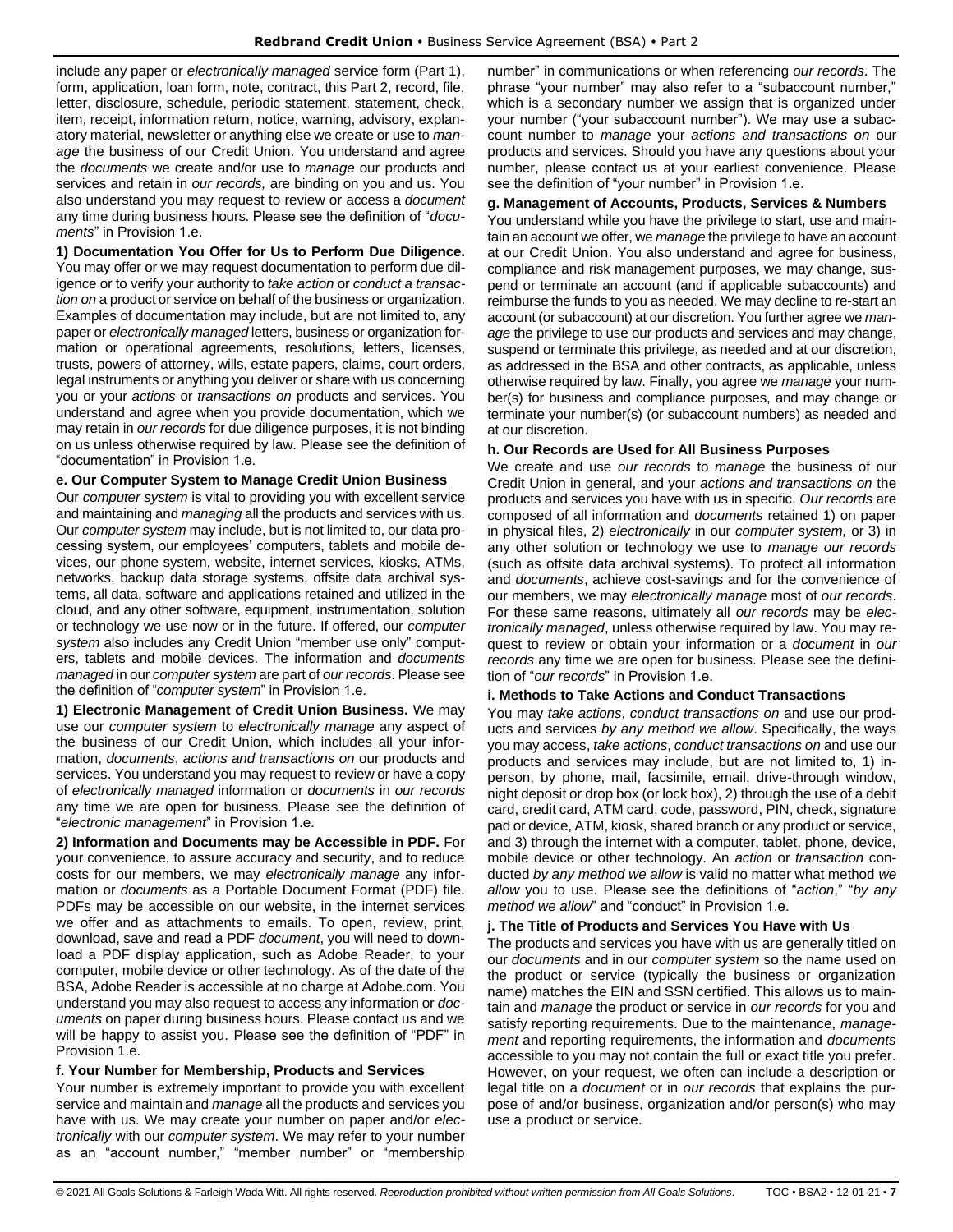include any paper or *electronically managed* service form (Part 1), form, application, loan form, note, contract, this Part 2, record, file, letter, disclosure, schedule, periodic statement, statement, check, item, receipt, information return, notice, warning, advisory, explanatory material, newsletter or anything else we create or use to *manage* the business of our Credit Union. You understand and agree the *documents* we create and/or use to *manage* our products and services and retain in *our records,* are binding on you and us. You also understand you may request to review or access a *document* any time during business hours. Please see the definition of "*documents*" in Provision 1.e.

**1) Documentation You Offer for Us to Perform Due Diligence.** You may offer or we may request documentation to perform due diligence or to verify your authority to *take action* or *conduct a transaction on* a product or service on behalf of the business or organization. Examples of documentation may include, but are not limited to, any paper or *electronically managed* letters, business or organization formation or operational agreements, resolutions, letters, licenses, trusts, powers of attorney, wills, estate papers, claims, court orders, legal instruments or anything you deliver or share with us concerning you or your *actions* or *transactions on* products and services. You understand and agree when you provide documentation, which we may retain in *our records* for due diligence purposes, it is not binding on us unless otherwise required by law. Please see the definition of "documentation" in Provision 1.e.

**e. Our Computer System to Manage Credit Union Business**

Our *computer system* is vital to providing you with excellent service and maintaining and *managing* all the products and services with us. Our *computer system* may include, but is not limited to, our data processing system, our employees' computers, tablets and mobile devices, our phone system, website, internet services, kiosks, ATMs, networks, backup data storage systems, offsite data archival systems, all data, software and applications retained and utilized in the cloud, and any other software, equipment, instrumentation, solution or technology we use now or in the future. If offered, our *computer system* also includes any Credit Union "member use only" computers, tablets and mobile devices. The information and *documents managed* in our *computer system* are part of *our records*. Please see the definition of "*computer system*" in Provision 1.e.

**1) Electronic Management of Credit Union Business.** We may use our *computer system* to *electronically manage* any aspect of the business of our Credit Union, which includes all your information, *documents*, *actions and transactions on* our products and services. You understand you may request to review or have a copy of *electronically managed* information or *documents* in *our records* any time we are open for business. Please see the definition of "*electronic management*" in Provision 1.e.

**2) Information and Documents may be Accessible in PDF.** For your convenience, to assure accuracy and security, and to reduce costs for our members, we may *electronically manage* any information or *documents* as a Portable Document Format (PDF) file. PDFs may be accessible on our website, in the internet services we offer and as attachments to emails. To open, review, print, download, save and read a PDF *document*, you will need to download a PDF display application, such as Adobe Reader, to your computer, mobile device or other technology. As of the date of the BSA, Adobe Reader is accessible at no charge at Adobe.com. You understand you may also request to access any information or *documents* on paper during business hours. Please contact us and we will be happy to assist you. Please see the definition of "PDF" in Provision 1.e.

**f. Your Number for Membership, Products and Services**

Your number is extremely important to provide you with excellent service and maintain and *manage* all the products and services you have with us. We may create your number on paper and/or *electronically* with our *computer system*. We may refer to your number as an "account number," "member number" or "membership number" in communications or when referencing *our records*. The phrase "your number" may also refer to a "subaccount number," which is a secondary number we assign that is organized under your number ("your subaccount number"). We may use a subaccount number to *manage* your *actions and transactions on* our products and services. Should you have any questions about your number, please contact us at your earliest convenience. Please see the definition of "your number" in Provision 1.e.

**g. Management of Accounts, Products, Services & Numbers**

You understand while you have the privilege to start, use and maintain an account we offer, we *manage* the privilege to have an account at our Credit Union. You also understand and agree for business, compliance and risk management purposes, we may change, suspend or terminate an account (and if applicable subaccounts) and reimburse the funds to you as needed. We may decline to re-start an account (or subaccount) at our discretion. You further agree we *manage* the privilege to use our products and services and may change, suspend or terminate this privilege, as needed and at our discretion, as addressed in the BSA and other contracts, as applicable, unless otherwise required by law. Finally, you agree we *manage* your number(s) for business and compliance purposes, and may change or terminate your number(s) (or subaccount numbers) as needed and at our discretion.

**h. Our Records are Used for All Business Purposes**

We create and use *our records* to *manage* the business of our Credit Union in general, and your *actions and transactions on* the products and services you have with us in specific. *Our records* are composed of all information and *documents* retained 1) on paper in physical files, 2) *electronically* in our *computer system,* or 3) in any other solution or technology we use to *manage our records* (such as offsite data archival systems). To protect all information and *documents*, achieve cost-savings and for the convenience of our members, we may *electronically manage* most of *our records*. For these same reasons, ultimately all *our records* may be *electronically managed*, unless otherwise required by law. You may request to review or obtain your information or a *document* in *our records* any time we are open for business. Please see the definition of "*our records*" in Provision 1.e.

**i. Methods to Take Actions and Conduct Transactions**

You may *take actions*, *conduct transactions on* and use our products and services *by any method we allow*. Specifically, the ways you may access, *take actions*, *conduct transactions on* and use our products and services may include, but are not limited to, 1) in-person, by phone, mail, facsimile, email, drive-through window, night deposit or drop box (or lock box), 2) through the use of a debit card, credit card, ATM card, code, password, PIN, check, signature pad or device, ATM, kiosk, shared branch or any product or service, and 3) through the internet with a computer, tablet, phone, device, mobile device or other technology. An *action* or *transaction* conducted *by any method we allow* is valid no matter what method *we allow* you to use. Please see the definitions of "*action*," "*by any method we allow*" and "conduct" in Provision 1.e.

**j. The Title of Products and Services You Have with Us**

The products and services you have with us are generally titled on our *documents* and in our *computer system* so the name used on the product or service (typically the business or organization name) matches the EIN and SSN certified. This allows us to maintain and *manage* the product or service in *our records* for you and satisfy reporting requirements. Due to the maintenance, *management* and reporting requirements, the information and *documents* accessible to you may not contain the full or exact title you prefer. However, on your request, we often can include a description or legal title on a *document* or in *our records* that explains the purpose of and/or business, organization and/or person(s) who may use a product or service.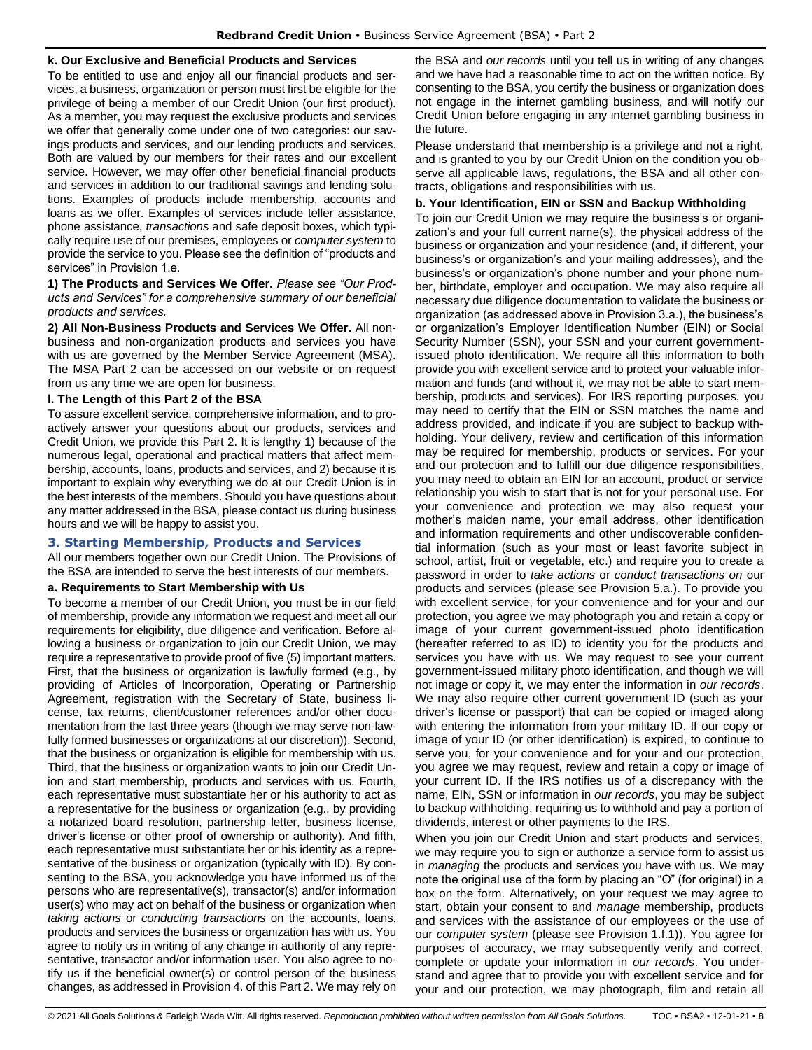**k. Our Exclusive and Beneficial Products and Services**

To be entitled to use and enjoy all our financial products and services, a business, organization or person must first be eligible for the privilege of being a member of our Credit Union (our first product). As a member, you may request the exclusive products and services we offer that generally come under one of two categories: our savings products and services, and our lending products and services. Both are valued by our members for their rates and our excellent service. However, we may offer other beneficial financial products and services in addition to our traditional savings and lending solutions. Examples of products include membership, accounts and loans as we offer. Examples of services include teller assistance, phone assistance, *transactions* and safe deposit boxes, which typically require use of our premises, employees or *computer system* to provide the service to you. Please see the definition of "products and services" in Provision 1.e.

**1) The Products and Services We Offer.** *Please see "Our Products and Services" for a comprehensive summary of our beneficial products and services.*

**2) All Non-Business Products and Services We Offer.** All non-business and non-organization products and services you have with us are governed by the Member Service Agreement (MSA). The MSA Part 2 can be accessed on our website or on request from us any time we are open for business.

**l. The Length of this Part 2 of the BSA**

To assure excellent service, comprehensive information, and to proactively answer your questions about our products, services and Credit Union, we provide this Part 2. It is lengthy 1) because of the numerous legal, operational and practical matters that affect membership, accounts, loans, products and services, and 2) because it is important to explain why everything we do at our Credit Union is in the best interests of the members. Should you have questions about any matter addressed in the BSA, please contact us during business hours and we will be happy to assist you.

## 3. Starting Membership, Products and Services

All our members together own our Credit Union. The Provisions of the BSA are intended to serve the best interests of our members.

**a. Requirements to Start Membership with Us**

To become a member of our Credit Union, you must be in our field of membership, provide any information we request and meet all our requirements for eligibility, due diligence and verification. Before allowing a business or organization to join our Credit Union, we may require a representative to provide proof of five (5) important matters. First, that the business or organization is lawfully formed (e.g., by providing of Articles of Incorporation, Operating or Partnership Agreement, registration with the Secretary of State, business license, tax returns, client/customer references and/or other documentation from the last three years (though we may serve non-lawfully formed businesses or organizations at our discretion)). Second, that the business or organization is eligible for membership with us. Third, that the business or organization wants to join our Credit Union and start membership, products and services with us. Fourth, each representative must substantiate her or his authority to act as a representative for the business or organization (e.g., by providing a notarized board resolution, partnership letter, business license, driver's license or other proof of ownership or authority). And fifth, each representative must substantiate her or his identity as a representative of the business or organization (typically with ID). By consenting to the BSA, you acknowledge you have informed us of the persons who are representative(s), transactor(s) and/or information user(s) who may act on behalf of the business or organization when *taking actions* or *conducting transactions* on the accounts, loans, products and services the business or organization has with us. You agree to notify us in writing of any change in authority of any representative, transactor and/or information user. You also agree to notify us if the beneficial owner(s) or control person of the business changes, as addressed in Provision 4. of this Part 2. We may rely on the BSA and *our records* until you tell us in writing of any changes and we have had a reasonable time to act on the written notice. By consenting to the BSA, you certify the business or organization does not engage in the internet gambling business, and will notify our Credit Union before engaging in any internet gambling business in the future.

Please understand that membership is a privilege and not a right, and is granted to you by our Credit Union on the condition you observe all applicable laws, regulations, the BSA and all other contracts, obligations and responsibilities with us.

**b. Your Identification, EIN or SSN and Backup Withholding**

To join our Credit Union we may require the business's or organization's and your full current name(s), the physical address of the business or organization and your residence (and, if different, your business's or organization's and your mailing addresses), and the business's or organization's phone number and your phone number, birthdate, employer and occupation. We may also require all necessary due diligence documentation to validate the business or organization (as addressed above in Provision 3.a.), the business's or organization's Employer Identification Number (EIN) or Social Security Number (SSN), your SSN and your current government-issued photo identification. We require all this information to both provide you with excellent service and to protect your valuable information and funds (and without it, we may not be able to start membership, products and services). For IRS reporting purposes, you may need to certify that the EIN or SSN matches the name and address provided, and indicate if you are subject to backup withholding. Your delivery, review and certification of this information may be required for membership, products or services. For your and our protection and to fulfill our due diligence responsibilities, you may need to obtain an EIN for an account, product or service relationship you wish to start that is not for your personal use. For your convenience and protection we may also request your mother's maiden name, your email address, other identification and information requirements and other undiscoverable confidential information (such as your most or least favorite subject in school, artist, fruit or vegetable, etc.) and require you to create a password in order to *take actions* or *conduct transactions on* our products and services (please see Provision 5.a.). To provide you with excellent service, for your convenience and for your and our protection, you agree we may photograph you and retain a copy or image of your current government-issued photo identification (hereafter referred to as ID) to identity you for the products and services you have with us. We may request to see your current government-issued military photo identification, and though we will not image or copy it, we may enter the information in *our records*. We may also require other current government ID (such as your driver's license or passport) that can be copied or imaged along with entering the information from your military ID. If our copy or image of your ID (or other identification) is expired, to continue to serve you, for your convenience and for your and our protection, you agree we may request, review and retain a copy or image of your current ID. If the IRS notifies us of a discrepancy with the name, EIN, SSN or information in *our records*, you may be subject to backup withholding, requiring us to withhold and pay a portion of dividends, interest or other payments to the IRS.

When you join our Credit Union and start products and services, we may require you to sign or authorize a service form to assist us in *managing* the products and services you have with us. We may note the original use of the form by placing an "O" (for original) in a box on the form. Alternatively, on your request we may agree to start, obtain your consent to and *manage* membership, products and services with the assistance of our employees or the use of our *computer system* (please see Provision 1.f.1)). You agree for purposes of accuracy, we may subsequently verify and correct, complete or update your information in *our records*. You understand and agree that to provide you with excellent service and for your and our protection, we may photograph, film and retain all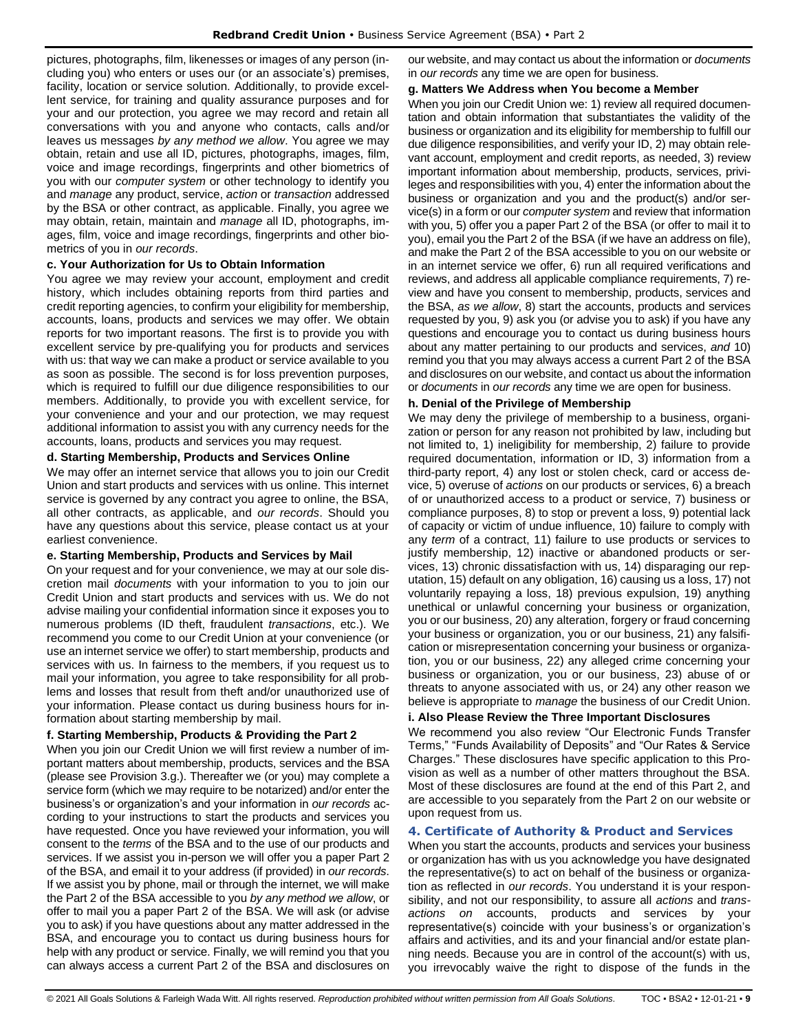pictures, photographs, film, likenesses or images of any person (including you) who enters or uses our (or an associate's) premises, facility, location or service solution. Additionally, to provide excellent service, for training and quality assurance purposes and for your and our protection, you agree we may record and retain all conversations with you and anyone who contacts, calls and/or leaves us messages *by any method we allow*. You agree we may obtain, retain and use all ID, pictures, photographs, images, film, voice and image recordings, fingerprints and other biometrics of you with our *computer system* or other technology to identify you and *manage* any product, service, *action* or *transaction* addressed by the BSA or other contract, as applicable. Finally, you agree we may obtain, retain, maintain and *manage* all ID, photographs, images, film, voice and image recordings, fingerprints and other biometrics of you in *our records*.

**c. Your Authorization for Us to Obtain Information**

You agree we may review your account, employment and credit history, which includes obtaining reports from third parties and credit reporting agencies, to confirm your eligibility for membership, accounts, loans, products and services we may offer. We obtain reports for two important reasons. The first is to provide you with excellent service by pre-qualifying you for products and services with us: that way we can make a product or service available to you as soon as possible. The second is for loss prevention purposes, which is required to fulfill our due diligence responsibilities to our members. Additionally, to provide you with excellent service, for your convenience and your and our protection, we may request additional information to assist you with any currency needs for the accounts, loans, products and services you may request.

**d. Starting Membership, Products and Services Online**

We may offer an internet service that allows you to join our Credit Union and start products and services with us online. This internet service is governed by any contract you agree to online, the BSA, all other contracts, as applicable, and *our records*. Should you have any questions about this service, please contact us at your earliest convenience.

**e. Starting Membership, Products and Services by Mail**

On your request and for your convenience, we may at our sole discretion mail *documents* with your information to you to join our Credit Union and start products and services with us. We do not advise mailing your confidential information since it exposes you to numerous problems (ID theft, fraudulent *transactions*, etc.). We recommend you come to our Credit Union at your convenience (or use an internet service we offer) to start membership, products and services with us. In fairness to the members, if you request us to mail your information, you agree to take responsibility for all problems and losses that result from theft and/or unauthorized use of your information. Please contact us during business hours for information about starting membership by mail.

**f. Starting Membership, Products & Providing the Part 2**

When you join our Credit Union we will first review a number of important matters about membership, products, services and the BSA (please see Provision 3.g.). Thereafter we (or you) may complete a service form (which we may require to be notarized) and/or enter the business's or organization's and your information in *our records* according to your instructions to start the products and services you have requested. Once you have reviewed your information, you will consent to the *terms* of the BSA and to the use of our products and services. If we assist you in-person we will offer you a paper Part 2 of the BSA, and email it to your address (if provided) in *our records*. If we assist you by phone, mail or through the internet, we will make the Part 2 of the BSA accessible to you *by any method we allow*, or offer to mail you a paper Part 2 of the BSA. We will ask (or advise you to ask) if you have questions about any matter addressed in the BSA, and encourage you to contact us during business hours for help with any product or service. Finally, we will remind you that you can always access a current Part 2 of the BSA and disclosures on our website, and may contact us about the information or *documents* in *our records* any time we are open for business.

**g. Matters We Address when You become a Member**

When you join our Credit Union we: 1) review all required documentation and obtain information that substantiates the validity of the business or organization and its eligibility for membership to fulfill our due diligence responsibilities, and verify your ID, 2) may obtain relevant account, employment and credit reports, as needed, 3) review important information about membership, products, services, privileges and responsibilities with you, 4) enter the information about the business or organization and you and the product(s) and/or service(s) in a form or our *computer system* and review that information with you, 5) offer you a paper Part 2 of the BSA (or offer to mail it to you), email you the Part 2 of the BSA (if we have an address on file), and make the Part 2 of the BSA accessible to you on our website or in an internet service we offer, 6) run all required verifications and reviews, and address all applicable compliance requirements, 7) review and have you consent to membership, products, services and the BSA, *as we allow*, 8) start the accounts, products and services requested by you, 9) ask you (or advise you to ask) if you have any questions and encourage you to contact us during business hours about any matter pertaining to our products and services, *and* 10) remind you that you may always access a current Part 2 of the BSA and disclosures on our website, and contact us about the information or *documents* in *our records* any time we are open for business.

**h. Denial of the Privilege of Membership**

We may deny the privilege of membership to a business, organization or person for any reason not prohibited by law, including but not limited to, 1) ineligibility for membership, 2) failure to provide required documentation, information or ID, 3) information from a third-party report, 4) any lost or stolen check, card or access device, 5) overuse of *actions* on our products or services, 6) a breach of or unauthorized access to a product or service, 7) business or compliance purposes, 8) to stop or prevent a loss, 9) potential lack of capacity or victim of undue influence, 10) failure to comply with any *term* of a contract, 11) failure to use products or services to justify membership, 12) inactive or abandoned products or services, 13) chronic dissatisfaction with us, 14) disparaging our reputation, 15) default on any obligation, 16) causing us a loss, 17) not voluntarily repaying a loss, 18) previous expulsion, 19) anything unethical or unlawful concerning your business or organization, you or our business, 20) any alteration, forgery or fraud concerning your business or organization, you or our business, 21) any falsification or misrepresentation concerning your business or organization, you or our business, 22) any alleged crime concerning your business or organization, you or our business, 23) abuse of or threats to anyone associated with us, or 24) any other reason we believe is appropriate to *manage* the business of our Credit Union.

**i. Also Please Review the Three Important Disclosures**

We recommend you also review "Our Electronic Funds Transfer Terms," "Funds Availability of Deposits" and "Our Rates & Service Charges." These disclosures have specific application to this Provision as well as a number of other matters throughout the BSA. Most of these disclosures are found at the end of this Part 2, and are accessible to you separately from the Part 2 on our website or upon request from us.

## 4. Certificate of Authority & Product and Services

When you start the accounts, products and services your business or organization has with us you acknowledge you have designated the representative(s) to act on behalf of the business or organization as reflected in *our records*. You understand it is your responsibility, and not our responsibility, to assure all *actions* and *transactions on* accounts, products and services by your representative(s) coincide with your business's or organization's affairs and activities, and its and your financial and/or estate planning needs. Because you are in control of the account(s) with us, you irrevocably waive the right to dispose of the funds in the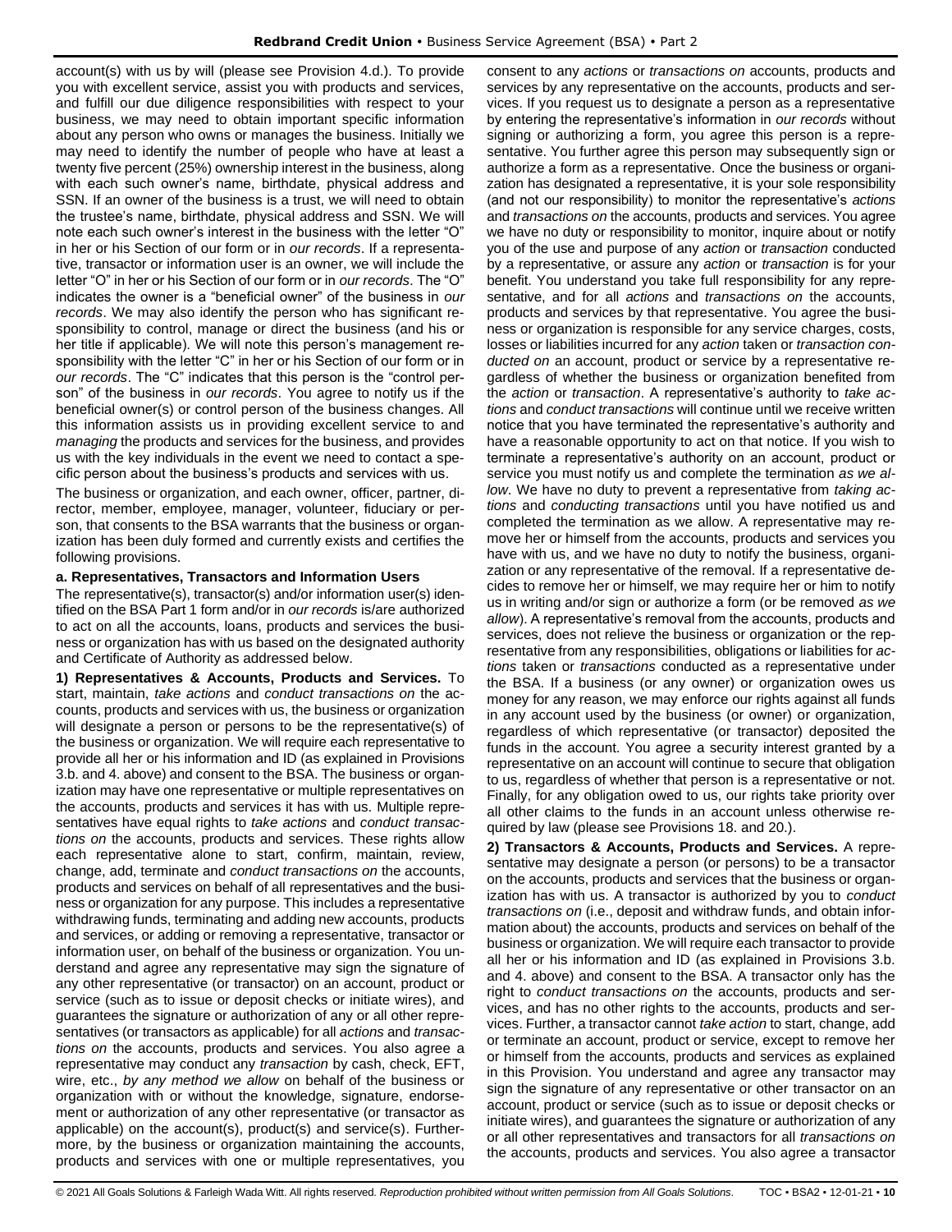account(s) with us by will (please see Provision 4.d.). To provide you with excellent service, assist you with products and services, and fulfill our due diligence responsibilities with respect to your business, we may need to obtain important specific information about any person who owns or manages the business. Initially we may need to identify the number of people who have at least a twenty five percent (25%) ownership interest in the business, along with each such owner's name, birthdate, physical address and SSN. If an owner of the business is a trust, we will need to obtain the trustee's name, birthdate, physical address and SSN. We will note each such owner's interest in the business with the letter "O" in her or his Section of our form or in *our records*. If a representative, transactor or information user is an owner, we will include the letter "O" in her or his Section of our form or in *our records*. The "O" indicates the owner is a "beneficial owner" of the business in *our records*. We may also identify the person who has significant responsibility to control, manage or direct the business (and his or her title if applicable). We will note this person's management responsibility with the letter "C" in her or his Section of our form or in *our records*. The "C" indicates that this person is the "control person" of the business in *our records*. You agree to notify us if the beneficial owner(s) or control person of the business changes. All this information assists us in providing excellent service to and *managing* the products and services for the business, and provides us with the key individuals in the event we need to contact a specific person about the business's products and services with us.

The business or organization, and each owner, officer, partner, director, member, employee, manager, volunteer, fiduciary or person, that consents to the BSA warrants that the business or organization has been duly formed and currently exists and certifies the following provisions.

**a. Representatives, Transactors and Information Users**

The representative(s), transactor(s) and/or information user(s) identified on the BSA Part 1 form and/or in *our records* is/are authorized to act on all the accounts, loans, products and services the business or organization has with us based on the designated authority and Certificate of Authority as addressed below.

**1) Representatives & Accounts, Products and Services.** To start, maintain, *take actions* and *conduct transactions on* the accounts, products and services with us, the business or organization will designate a person or persons to be the representative(s) of the business or organization. We will require each representative to provide all her or his information and ID (as explained in Provisions 3.b. and 4. above) and consent to the BSA. The business or organization may have one representative or multiple representatives on the accounts, products and services it has with us. Multiple representatives have equal rights to *take actions* and *conduct transactions on* the accounts, products and services. These rights allow each representative alone to start, confirm, maintain, review, change, add, terminate and *conduct transactions on* the accounts, products and services on behalf of all representatives and the business or organization for any purpose. This includes a representative withdrawing funds, terminating and adding new accounts, products and services, or adding or removing a representative, transactor or information user, on behalf of the business or organization. You understand and agree any representative may sign the signature of any other representative (or transactor) on an account, product or service (such as to issue or deposit checks or initiate wires), and guarantees the signature or authorization of any or all other representatives (or transactors as applicable) for all *actions* and *transactions on* the accounts, products and services. You also agree a representative may conduct any *transaction* by cash, check, EFT, wire, etc., *by any method we allow* on behalf of the business or organization with or without the knowledge, signature, endorsement or authorization of any other representative (or transactor as applicable) on the account(s), product(s) and service(s). Furthermore, by the business or organization maintaining the accounts, products and services with one or multiple representatives, you consent to any *actions* or *transactions on* accounts, products and services by any representative on the accounts, products and services. If you request us to designate a person as a representative by entering the representative's information in *our records* without signing or authorizing a form, you agree this person is a representative. You further agree this person may subsequently sign or authorize a form as a representative. Once the business or organization has designated a representative, it is your sole responsibility (and not our responsibility) to monitor the representative's *actions* and *transactions on* the accounts, products and services. You agree we have no duty or responsibility to monitor, inquire about or notify you of the use and purpose of any *action* or *transaction* conducted by a representative, or assure any *action* or *transaction* is for your benefit. You understand you take full responsibility for any representative, and for all *actions* and *transactions on* the accounts, products and services by that representative. You agree the business or organization is responsible for any service charges, costs, losses or liabilities incurred for any *action* taken or *transaction conducted on* an account, product or service by a representative regardless of whether the business or organization benefited from the *action* or *transaction*. A representative's authority to *take actions* and *conduct transactions* will continue until we receive written notice that you have terminated the representative's authority and have a reasonable opportunity to act on that notice. If you wish to terminate a representative's authority on an account, product or service you must notify us and complete the termination *as we allow*. We have no duty to prevent a representative from *taking actions* and *conducting transactions* until you have notified us and completed the termination as we allow. A representative may remove her or himself from the accounts, products and services you have with us, and we have no duty to notify the business, organization or any representative of the removal. If a representative decides to remove her or himself, we may require her or him to notify us in writing and/or sign or authorize a form (or be removed *as we allow*). A representative's removal from the accounts, products and services, does not relieve the business or organization or the representative from any responsibilities, obligations or liabilities for *actions* taken or *transactions* conducted as a representative under the BSA. If a business (or any owner) or organization owes us money for any reason, we may enforce our rights against all funds in any account used by the business (or owner) or organization, regardless of which representative (or transactor) deposited the funds in the account. You agree a security interest granted by a representative on an account will continue to secure that obligation to us, regardless of whether that person is a representative or not. Finally, for any obligation owed to us, our rights take priority over all other claims to the funds in an account unless otherwise required by law (please see Provisions 18. and 20.).

**2) Transactors & Accounts, Products and Services.** A representative may designate a person (or persons) to be a transactor on the accounts, products and services that the business or organization has with us. A transactor is authorized by you to *conduct transactions on* (i.e., deposit and withdraw funds, and obtain information about) the accounts, products and services on behalf of the business or organization. We will require each transactor to provide all her or his information and ID (as explained in Provisions 3.b. and 4. above) and consent to the BSA. A transactor only has the right to *conduct transactions on* the accounts, products and services, and has no other rights to the accounts, products and services. Further, a transactor cannot *take action* to start, change, add or terminate an account, product or service, except to remove her or himself from the accounts, products and services as explained in this Provision. You understand and agree any transactor may sign the signature of any representative or other transactor on an account, product or service (such as to issue or deposit checks or initiate wires), and guarantees the signature or authorization of any or all other representatives and transactors for all *transactions on* the accounts, products and services. You also agree a transactor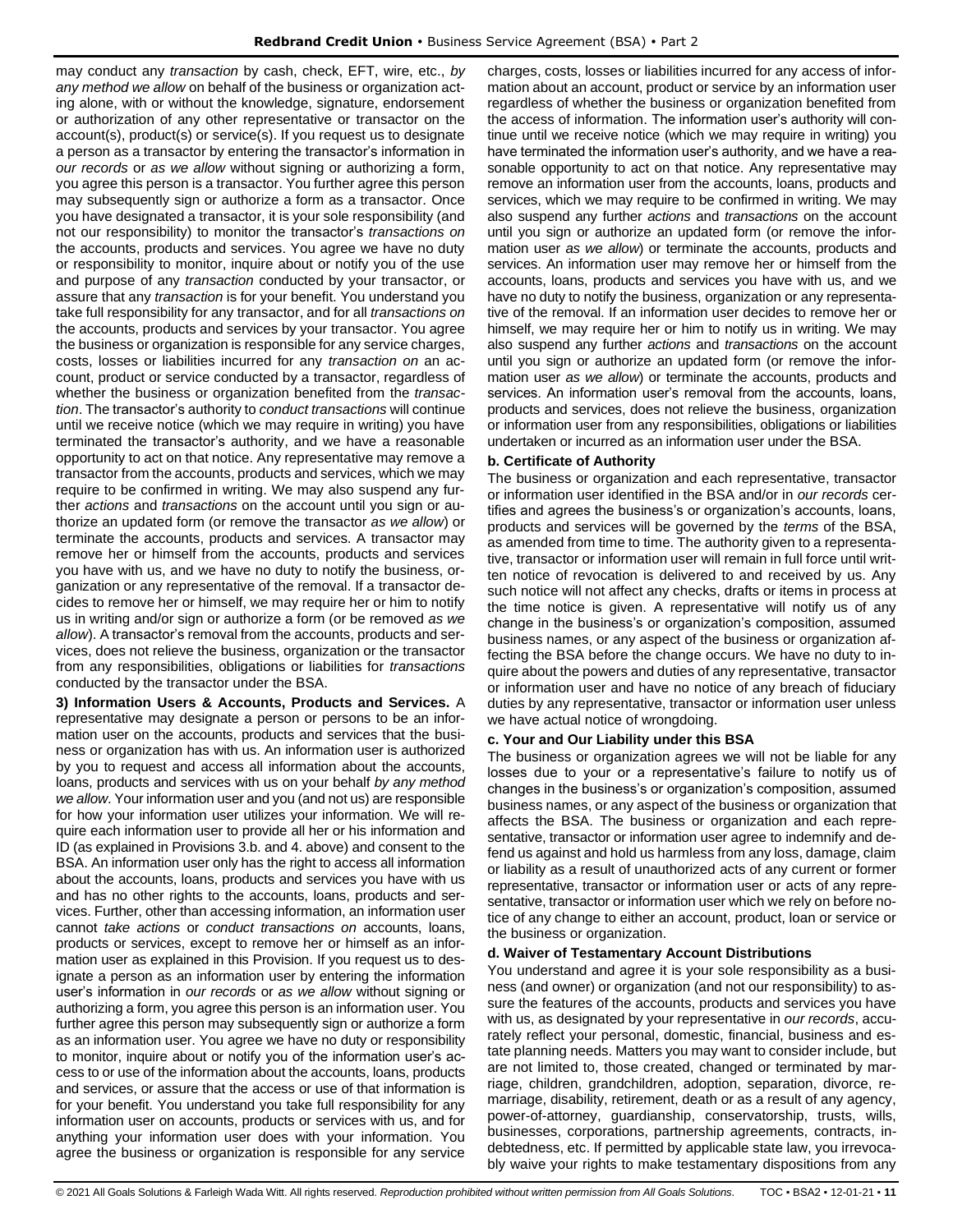may conduct any *transaction* by cash, check, EFT, wire, etc., *by any method we allow* on behalf of the business or organization acting alone, with or without the knowledge, signature, endorsement or authorization of any other representative or transactor on the account(s), product(s) or service(s). If you request us to designate a person as a transactor by entering the transactor's information in *our records* or *as we allow* without signing or authorizing a form, you agree this person is a transactor. You further agree this person may subsequently sign or authorize a form as a transactor. Once you have designated a transactor, it is your sole responsibility (and not our responsibility) to monitor the transactor's *transactions on* the accounts, products and services. You agree we have no duty or responsibility to monitor, inquire about or notify you of the use and purpose of any *transaction* conducted by your transactor, or assure that any *transaction* is for your benefit. You understand you take full responsibility for any transactor, and for all *transactions on* the accounts, products and services by your transactor. You agree the business or organization is responsible for any service charges, costs, losses or liabilities incurred for any *transaction on* an account, product or service conducted by a transactor, regardless of whether the business or organization benefited from the *transaction*. The transactor's authority to *conduct transactions* will continue until we receive notice (which we may require in writing) you have terminated the transactor's authority, and we have a reasonable opportunity to act on that notice. Any representative may remove a transactor from the accounts, products and services, which we may require to be confirmed in writing. We may also suspend any further *actions* and *transactions* on the account until you sign or authorize an updated form (or remove the transactor *as we allow*) or terminate the accounts, products and services. A transactor may remove her or himself from the accounts, products and services you have with us, and we have no duty to notify the business, organization or any representative of the removal. If a transactor decides to remove her or himself, we may require her or him to notify us in writing and/or sign or authorize a form (or be removed *as we allow*). A transactor's removal from the accounts, products and services, does not relieve the business, organization or the transactor from any responsibilities, obligations or liabilities for *transactions* conducted by the transactor under the BSA.

**3) Information Users & Accounts, Products and Services.** A representative may designate a person or persons to be an information user on the accounts, products and services that the business or organization has with us. An information user is authorized by you to request and access all information about the accounts, loans, products and services with us on your behalf *by any method we allow*. Your information user and you (and not us) are responsible for how your information user utilizes your information. We will require each information user to provide all her or his information and ID (as explained in Provisions 3.b. and 4. above) and consent to the BSA. An information user only has the right to access all information about the accounts, loans, products and services you have with us and has no other rights to the accounts, loans, products and services. Further, other than accessing information, an information user cannot *take actions* or *conduct transactions on* accounts, loans, products or services, except to remove her or himself as an information user as explained in this Provision. If you request us to designate a person as an information user by entering the information user's information in *our records* or *as we allow* without signing or authorizing a form, you agree this person is an information user. You further agree this person may subsequently sign or authorize a form as an information user. You agree we have no duty or responsibility to monitor, inquire about or notify you of the information user's access to or use of the information about the accounts, loans, products and services, or assure that the access or use of that information is for your benefit. You understand you take full responsibility for any information user on accounts, products or services with us, and for anything your information user does with your information. You agree the business or organization is responsible for any service charges, costs, losses or liabilities incurred for any access of information about an account, product or service by an information user regardless of whether the business or organization benefited from the access of information. The information user's authority will continue until we receive notice (which we may require in writing) you have terminated the information user's authority, and we have a reasonable opportunity to act on that notice. Any representative may remove an information user from the accounts, loans, products and services, which we may require to be confirmed in writing. We may also suspend any further *actions* and *transactions* on the account until you sign or authorize an updated form (or remove the information user *as we allow*) or terminate the accounts, products and services. An information user may remove her or himself from the accounts, loans, products and services you have with us, and we have no duty to notify the business, organization or any representative of the removal. If an information user decides to remove her or himself, we may require her or him to notify us in writing. We may also suspend any further *actions* and *transactions* on the account until you sign or authorize an updated form (or remove the information user *as we allow*) or terminate the accounts, products and services. An information user's removal from the accounts, loans, products and services, does not relieve the business, organization or information user from any responsibilities, obligations or liabilities undertaken or incurred as an information user under the BSA.

**b. Certificate of Authority**

The business or organization and each representative, transactor or information user identified in the BSA and/or in *our records* certifies and agrees the business's or organization's accounts, loans, products and services will be governed by the *terms* of the BSA, as amended from time to time. The authority given to a representative, transactor or information user will remain in full force until written notice of revocation is delivered to and received by us. Any such notice will not affect any checks, drafts or items in process at the time notice is given. A representative will notify us of any change in the business's or organization's composition, assumed business names, or any aspect of the business or organization affecting the BSA before the change occurs. We have no duty to inquire about the powers and duties of any representative, transactor or information user and have no notice of any breach of fiduciary duties by any representative, transactor or information user unless we have actual notice of wrongdoing.

**c. Your and Our Liability under this BSA**

The business or organization agrees we will not be liable for any losses due to your or a representative's failure to notify us of changes in the business's or organization's composition, assumed business names, or any aspect of the business or organization that affects the BSA. The business or organization and each representative, transactor or information user agree to indemnify and defend us against and hold us harmless from any loss, damage, claim or liability as a result of unauthorized acts of any current or former representative, transactor or information user or acts of any representative, transactor or information user which we rely on before notice of any change to either an account, product, loan or service or the business or organization.

**d. Waiver of Testamentary Account Distributions**

You understand and agree it is your sole responsibility as a business (and owner) or organization (and not our responsibility) to assure the features of the accounts, products and services you have with us, as designated by your representative in *our records*, accurately reflect your personal, domestic, financial, business and estate planning needs. Matters you may want to consider include, but are not limited to, those created, changed or terminated by marriage, children, grandchildren, adoption, separation, divorce, remarriage, disability, retirement, death or as a result of any agency, power-of-attorney, guardianship, conservatorship, trusts, wills, businesses, corporations, partnership agreements, contracts, indebtedness, etc. If permitted by applicable state law, you irrevocably waive your rights to make testamentary dispositions from any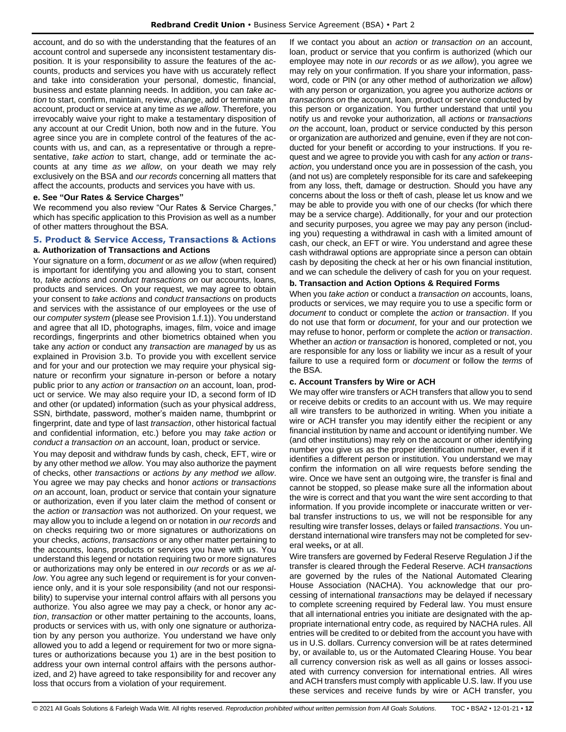account, and do so with the understanding that the features of an account control and supersede any inconsistent testamentary disposition. It is your responsibility to assure the features of the accounts, products and services you have with us accurately reflect and take into consideration your personal, domestic, financial, business and estate planning needs. In addition, you can *take action* to start, confirm, maintain, review, change, add or terminate an account, product or service at any time *as we allow*. Therefore, you irrevocably waive your right to make a testamentary disposition of any account at our Credit Union, both now and in the future. You agree since you are in complete control of the features of the accounts with us, and can, as a representative or through a representative, *take action* to start, change, add or terminate the accounts at any time *as we allow*, on your death we may rely exclusively on the BSA and *our records* concerning all matters that affect the accounts, products and services you have with us.

**e. See "Our Rates & Service Charges"**

We recommend you also review "Our Rates & Service Charges," which has specific application to this Provision as well as a number of other matters throughout the BSA.

## 5. Product & Service Access, Transactions & Actions

**a. Authorization of Transactions and Actions**

Your signature on a form, *document* or *as we allow* (when required) is important for identifying you and allowing you to start, consent to, *take actions* and *conduct transactions on* our accounts, loans, products and services. On your request, we may agree to obtain your consent to *take actions* and *conduct transactions* on products and services with the assistance of our employees or the use of our *computer system* (please see Provision 1.f.1)). You understand and agree that all ID, photographs, images, film, voice and image recordings, fingerprints and other biometrics obtained when you take any *action* or conduct any *transaction* are *managed* by us as explained in Provision 3.b. To provide you with excellent service and for your and our protection we may require your physical signature or reconfirm your signature in-person or before a notary public prior to any *action* or *transaction on* an account, loan, product or service. We may also require your ID, a second form of ID and other (or updated) information (such as your physical address, SSN, birthdate, password, mother's maiden name, thumbprint or fingerprint, date and type of last *transaction*, other historical factual and confidential information, etc.) before you may *take action* or *conduct a transaction on* an account, loan, product or service.

You may deposit and withdraw funds by cash, check, EFT, wire or by any other method *we allow*. You may also authorize the payment of checks, other *transactions* or *actions by any method we allow*. You agree we may pay checks and honor *actions* or *transactions on* an account, loan, product or service that contain your signature or authorization, even if you later claim the method of consent or the *action* or *transaction* was not authorized. On your request, we may allow you to include a legend or notation in *our records* and on checks requiring two or more signatures or authorizations on your checks, *actions*, *transactions* or any other matter pertaining to the accounts, loans, products or services you have with us. You understand this legend or notation requiring two or more signatures or authorizations may only be entered in *our records* or as *we allow*. You agree any such legend or requirement is for your convenience only, and it is your sole responsibility (and not our responsibility) to supervise your internal control affairs with all persons you authorize. You also agree we may pay a check, or honor any *action*, *transaction* or other matter pertaining to the accounts, loans, products or services with us, with only one signature or authorization by any person you authorize. You understand we have only allowed you to add a legend or requirement for two or more signatures or authorizations because you 1) are in the best position to address your own internal control affairs with the persons authorized, and 2) have agreed to take responsibility for and recover any loss that occurs from a violation of your requirement.

If we contact you about an *action* or *transaction on* an account, loan, product or service that you confirm is authorized (which our employee may note in *our records* or *as we allow*), you agree we may rely on your confirmation. If you share your information, password, code or PIN (or any other method of authorization *we allow*) with any person or organization, you agree you authorize *actions* or *transactions on* the account, loan, product or service conducted by this person or organization. You further understand that until you notify us and revoke your authorization, all *actions* or *transactions on* the account, loan, product or service conducted by this person or organization are authorized and genuine, even if they are not conducted for your benefit or according to your instructions. If you request and we agree to provide you with cash for any *action* or *transaction*, you understand once you are in possession of the cash, you (and not us) are completely responsible for its care and safekeeping from any loss, theft, damage or destruction. Should you have any concerns about the loss or theft of cash, please let us know and we may be able to provide you with one of our checks (for which there may be a service charge). Additionally, for your and our protection and security purposes, you agree we may pay any person (including you) requesting a withdrawal in cash with a limited amount of cash, our check, an EFT or wire. You understand and agree these cash withdrawal options are appropriate since a person can obtain cash by depositing the check at her or his own financial institution, and we can schedule the delivery of cash for you on your request.

**b. Transaction and Action Options & Required Forms**

When you *take action* or conduct a *transaction on* accounts, loans, products or services, we may require you to use a specific form or *document* to conduct or complete the *action* or *transaction*. If you do not use that form or *document*, for your and our protection we may refuse to honor, perform or complete the *action* or *transaction*. Whether an *action* or *transaction* is honored, completed or not, you are responsible for any loss or liability we incur as a result of your failure to use a required form or *document* or follow the *terms* of the BSA.

**c. Account Transfers by Wire or ACH**

We may offer wire transfers or ACH transfers that allow you to send or receive debits or credits to an account with us. We may require all wire transfers to be authorized in writing. When you initiate a wire or ACH transfer you may identify either the recipient or any financial institution by name and account or identifying number. We (and other institutions) may rely on the account or other identifying number you give us as the proper identification number, even if it identifies a different person or institution. You understand we may confirm the information on all wire requests before sending the wire. Once we have sent an outgoing wire, the transfer is final and cannot be stopped, so please make sure all the information about the wire is correct and that you want the wire sent according to that information. If you provide incomplete or inaccurate written or verbal transfer instructions to us, we will not be responsible for any resulting wire transfer losses, delays or failed *transactions*. You understand international wire transfers may not be completed for several weeks**,** or at all.

Wire transfers are governed by Federal Reserve Regulation J if the transfer is cleared through the Federal Reserve. ACH *transactions* are governed by the rules of the National Automated Clearing House Association (NACHA). You acknowledge that our processing of international *transactions* may be delayed if necessary to complete screening required by Federal law. You must ensure that all international entries you initiate are designated with the appropriate international entry code, as required by NACHA rules. All entries will be credited to or debited from the account you have with us in U.S. dollars. Currency conversion will be at rates determined by, or available to, us or the Automated Clearing House. You bear all currency conversion risk as well as all gains or losses associated with currency conversion for international entries. All wires and ACH transfers must comply with applicable U.S. law. If you use these services and receive funds by wire or ACH transfer, you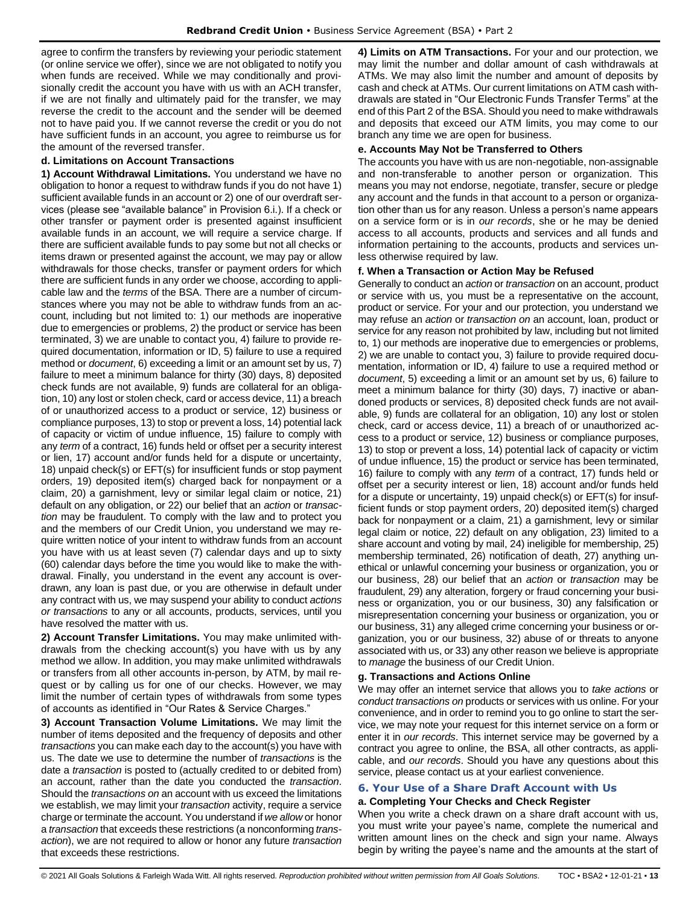agree to confirm the transfers by reviewing your periodic statement (or online service we offer), since we are not obligated to notify you when funds are received. While we may conditionally and provisionally credit the account you have with us with an ACH transfer, if we are not finally and ultimately paid for the transfer, we may reverse the credit to the account and the sender will be deemed not to have paid you. If we cannot reverse the credit or you do not have sufficient funds in an account, you agree to reimburse us for the amount of the reversed transfer.

### d. Limitations on Account Transactions

**1) Account Withdrawal Limitations.** You understand we have no obligation to honor a request to withdraw funds if you do not have 1) sufficient available funds in an account or 2) one of our overdraft services (please see "available balance" in Provision 6.i.). If a check or other transfer or payment order is presented against insufficient available funds in an account, we will require a service charge. If there are sufficient available funds to pay some but not all checks or items drawn or presented against the account, we may pay or allow withdrawals for those checks, transfer or payment orders for which there are sufficient funds in any order we choose, according to applicable law and the *terms* of the BSA. There are a number of circumstances where you may not be able to withdraw funds from an account, including but not limited to: 1) our methods are inoperative due to emergencies or problems, 2) the product or service has been terminated, 3) we are unable to contact you, 4) failure to provide required documentation, information or ID, 5) failure to use a required method or *document*, 6) exceeding a limit or an amount set by us, 7) failure to meet a minimum balance for thirty (30) days, 8) deposited check funds are not available, 9) funds are collateral for an obligation, 10) any lost or stolen check, card or access device, 11) a breach of or unauthorized access to a product or service, 12) business or compliance purposes, 13) to stop or prevent a loss, 14) potential lack of capacity or victim of undue influence, 15) failure to comply with any *term* of a contract, 16) funds held or offset per a security interest or lien, 17) account and/or funds held for a dispute or uncertainty, 18) unpaid check(s) or EFT(s) for insufficient funds or stop payment orders, 19) deposited item(s) charged back for nonpayment or a claim, 20) a garnishment, levy or similar legal claim or notice, 21) default on any obligation, or 22) our belief that an *action* or *transaction* may be fraudulent. To comply with the law and to protect you and the members of our Credit Union, you understand we may require written notice of your intent to withdraw funds from an account you have with us at least seven (7) calendar days and up to sixty (60) calendar days before the time you would like to make the withdrawal. Finally, you understand in the event any account is overdrawn, any loan is past due, or you are otherwise in default under any contract with us, we may suspend your ability to conduct *actions or transactions* to any or all accounts, products, services, until you have resolved the matter with us.

**2) Account Transfer Limitations.** You may make unlimited withdrawals from the checking account(s) you have with us by any method we allow. In addition, you may make unlimited withdrawals or transfers from all other accounts in-person, by ATM, by mail request or by calling us for one of our checks. However, we may limit the number of certain types of withdrawals from some types of accounts as identified in "Our Rates & Service Charges."

**3) Account Transaction Volume Limitations.** We may limit the number of items deposited and the frequency of deposits and other *transactions* you can make each day to the account(s) you have with us. The date we use to determine the number of *transactions* is the date a *transaction* is posted to (actually credited to or debited from) an account, rather than the date you conducted the *transaction*. Should the *transactions on* an account with us exceed the limitations we establish, we may limit your *transaction* activity, require a service charge or terminate the account. You understand if *we allow* or honor a *transaction* that exceeds these restrictions (a nonconforming *transaction*), we are not required to allow or honor any future *transaction* that exceeds these restrictions.

**4) Limits on ATM Transactions.** For your and our protection, we may limit the number and dollar amount of cash withdrawals at ATMs. We may also limit the number and amount of deposits by cash and check at ATMs. Our current limitations on ATM cash withdrawals are stated in "Our Electronic Funds Transfer Terms" at the end of this Part 2 of the BSA. Should you need to make withdrawals and deposits that exceed our ATM limits, you may come to our branch any time we are open for business.

### e. Accounts May Not be Transferred to Others

The accounts you have with us are non-negotiable, non-assignable and non-transferable to another person or organization. This means you may not endorse, negotiate, transfer, secure or pledge any account and the funds in that account to a person or organization other than us for any reason. Unless a person's name appears on a service form or is in *our records*, she or he may be denied access to all accounts, products and services and all funds and information pertaining to the accounts, products and services unless otherwise required by law.

### f. When a Transaction or Action May be Refused

Generally to conduct an *action* or *transaction* on an account, product or service with us, you must be a representative on the account, product or service. For your and our protection, you understand we may refuse an *action* or *transaction on* an account, loan, product or service for any reason not prohibited by law, including but not limited to, 1) our methods are inoperative due to emergencies or problems, 2) we are unable to contact you, 3) failure to provide required documentation, information or ID, 4) failure to use a required method or *document*, 5) exceeding a limit or an amount set by us, 6) failure to meet a minimum balance for thirty (30) days, 7) inactive or abandoned products or services, 8) deposited check funds are not available, 9) funds are collateral for an obligation, 10) any lost or stolen check, card or access device, 11) a breach of or unauthorized access to a product or service, 12) business or compliance purposes, 13) to stop or prevent a loss, 14) potential lack of capacity or victim of undue influence, 15) the product or service has been terminated, 16) failure to comply with any *term* of a contract, 17) funds held or offset per a security interest or lien, 18) account and/or funds held for a dispute or uncertainty, 19) unpaid check(s) or EFT(s) for insufficient funds or stop payment orders, 20) deposited item(s) charged back for nonpayment or a claim, 21) a garnishment, levy or similar legal claim or notice, 22) default on any obligation, 23) limited to a share account and voting by mail, 24) ineligible for membership, 25) membership terminated, 26) notification of death, 27) anything unethical or unlawful concerning your business or organization, you or our business, 28) our belief that an *action* or *transaction* may be fraudulent, 29) any alteration, forgery or fraud concerning your business or organization, you or our business, 30) any falsification or misrepresentation concerning your business or organization, you or our business, 31) any alleged crime concerning your business or organization, you or our business, 32) abuse of or threats to anyone associated with us, or 33) any other reason we believe is appropriate to *manage* the business of our Credit Union.

### g. Transactions and Actions Online

We may offer an internet service that allows you to *take actions* or *conduct transactions on* products or services with us online. For your convenience, and in order to remind you to go online to start the service, we may note your request for this internet service on a form or enter it in *our records*. This internet service may be governed by a contract you agree to online, the BSA, all other contracts, as applicable, and *our records*. Should you have any questions about this service, please contact us at your earliest convenience.

## 6. Your Use of a Share Draft Account with Us

### a. Completing Your Checks and Check Register

When you write a check drawn on a share draft account with us, you must write your payee's name, complete the numerical and written amount lines on the check and sign your name. Always begin by writing the payee's name and the amounts at the start of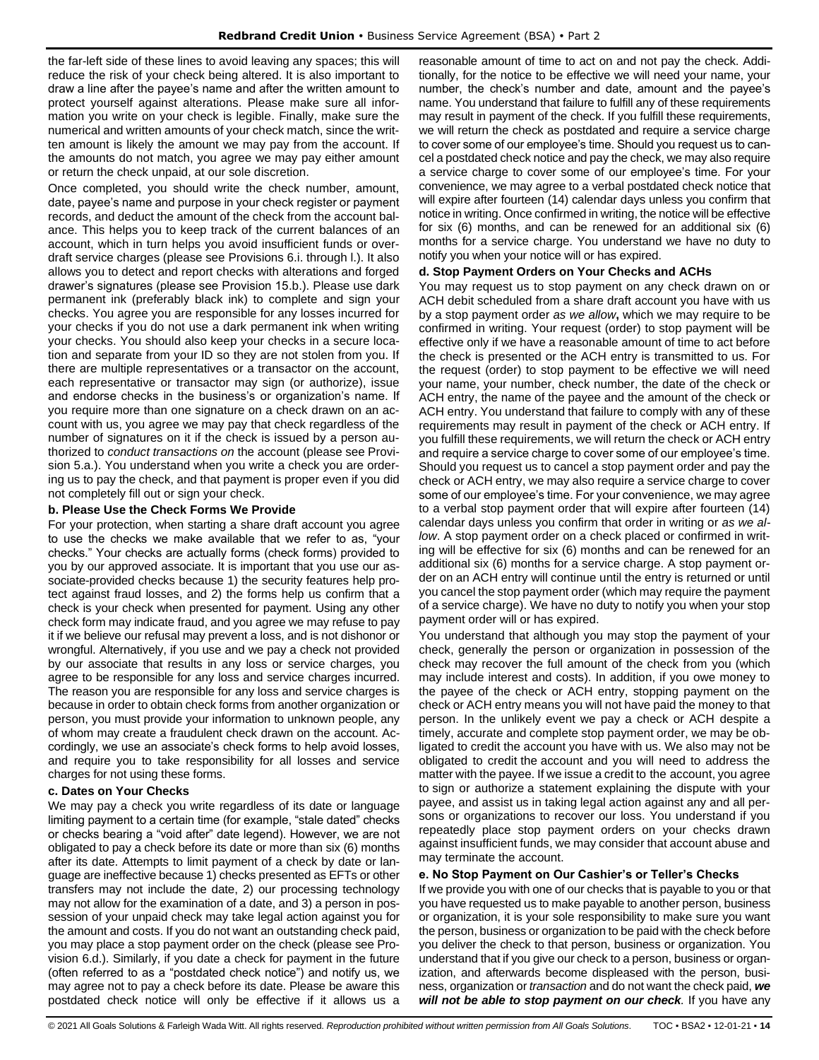the far-left side of these lines to avoid leaving any spaces; this will reduce the risk of your check being altered. It is also important to draw a line after the payee's name and after the written amount to protect yourself against alterations. Please make sure all information you write on your check is legible. Finally, make sure the numerical and written amounts of your check match, since the written amount is likely the amount we may pay from the account. If the amounts do not match, you agree we may pay either amount or return the check unpaid, at our sole discretion.

Once completed, you should write the check number, amount, date, payee's name and purpose in your check register or payment records, and deduct the amount of the check from the account balance. This helps you to keep track of the current balances of an account, which in turn helps you avoid insufficient funds or overdraft service charges (please see Provisions 6.i. through l.). It also allows you to detect and report checks with alterations and forged drawer's signatures (please see Provision 15.b.). Please use dark permanent ink (preferably black ink) to complete and sign your checks. You agree you are responsible for any losses incurred for your checks if you do not use a dark permanent ink when writing your checks. You should also keep your checks in a secure location and separate from your ID so they are not stolen from you. If there are multiple representatives or a transactor on the account, each representative or transactor may sign (or authorize), issue and endorse checks in the business's or organization's name. If you require more than one signature on a check drawn on an account with us, you agree we may pay that check regardless of the number of signatures on it if the check is issued by a person authorized to *conduct transactions on* the account (please see Provision 5.a.). You understand when you write a check you are ordering us to pay the check, and that payment is proper even if you did not completely fill out or sign your check.

**b. Please Use the Check Forms We Provide**

For your protection, when starting a share draft account you agree to use the checks we make available that we refer to as, "your checks." Your checks are actually forms (check forms) provided to you by our approved associate. It is important that you use our associate-provided checks because 1) the security features help protect against fraud losses, and 2) the forms help us confirm that a check is your check when presented for payment. Using any other check form may indicate fraud, and you agree we may refuse to pay it if we believe our refusal may prevent a loss, and is not dishonor or wrongful. Alternatively, if you use and we pay a check not provided by our associate that results in any loss or service charges, you agree to be responsible for any loss and service charges incurred. The reason you are responsible for any loss and service charges is because in order to obtain check forms from another organization or person, you must provide your information to unknown people, any of whom may create a fraudulent check drawn on the account. Accordingly, we use an associate's check forms to help avoid losses, and require you to take responsibility for all losses and service charges for not using these forms.

**c. Dates on Your Checks**

We may pay a check you write regardless of its date or language limiting payment to a certain time (for example, "stale dated" checks or checks bearing a "void after" date legend). However, we are not obligated to pay a check before its date or more than six (6) months after its date. Attempts to limit payment of a check by date or language are ineffective because 1) checks presented as EFTs or other transfers may not include the date, 2) our processing technology may not allow for the examination of a date, and 3) a person in possession of your unpaid check may take legal action against you for the amount and costs. If you do not want an outstanding check paid, you may place a stop payment order on the check (please see Provision 6.d.). Similarly, if you date a check for payment in the future (often referred to as a "postdated check notice") and notify us, we may agree not to pay a check before its date. Please be aware this postdated check notice will only be effective if it allows us a reasonable amount of time to act on and not pay the check. Additionally, for the notice to be effective we will need your name, your number, the check's number and date, amount and the payee's name. You understand that failure to fulfill any of these requirements may result in payment of the check. If you fulfill these requirements, we will return the check as postdated and require a service charge to cover some of our employee's time. Should you request us to cancel a postdated check notice and pay the check, we may also require a service charge to cover some of our employee's time. For your convenience, we may agree to a verbal postdated check notice that will expire after fourteen (14) calendar days unless you confirm that notice in writing. Once confirmed in writing, the notice will be effective for six (6) months, and can be renewed for an additional six (6) months for a service charge. You understand we have no duty to notify you when your notice will or has expired.

**d. Stop Payment Orders on Your Checks and ACHs**

You may request us to stop payment on any check drawn on or ACH debit scheduled from a share draft account you have with us by a stop payment order *as we allow***,** which we may require to be confirmed in writing. Your request (order) to stop payment will be effective only if we have a reasonable amount of time to act before the check is presented or the ACH entry is transmitted to us. For the request (order) to stop payment to be effective we will need your name, your number, check number, the date of the check or ACH entry, the name of the payee and the amount of the check or ACH entry. You understand that failure to comply with any of these requirements may result in payment of the check or ACH entry. If you fulfill these requirements, we will return the check or ACH entry and require a service charge to cover some of our employee's time. Should you request us to cancel a stop payment order and pay the check or ACH entry, we may also require a service charge to cover some of our employee's time. For your convenience, we may agree to a verbal stop payment order that will expire after fourteen (14) calendar days unless you confirm that order in writing or *as we allow*. A stop payment order on a check placed or confirmed in writing will be effective for six (6) months and can be renewed for an additional six (6) months for a service charge. A stop payment order on an ACH entry will continue until the entry is returned or until you cancel the stop payment order (which may require the payment of a service charge). We have no duty to notify you when your stop payment order will or has expired.

You understand that although you may stop the payment of your check, generally the person or organization in possession of the check may recover the full amount of the check from you (which may include interest and costs). In addition, if you owe money to the payee of the check or ACH entry, stopping payment on the check or ACH entry means you will not have paid the money to that person. In the unlikely event we pay a check or ACH despite a timely, accurate and complete stop payment order, we may be obligated to credit the account you have with us. We also may not be obligated to credit the account and you will need to address the matter with the payee. If we issue a credit to the account, you agree to sign or authorize a statement explaining the dispute with your payee, and assist us in taking legal action against any and all persons or organizations to recover our loss. You understand if you repeatedly place stop payment orders on your checks drawn against insufficient funds, we may consider that account abuse and may terminate the account.

**e. No Stop Payment on Our Cashier's or Teller's Checks**

If we provide you with one of our checks that is payable to you or that you have requested us to make payable to another person, business or organization, it is your sole responsibility to make sure you want the person, business or organization to be paid with the check before you deliver the check to that person, business or organization. You understand that if you give our check to a person, business or organization, and afterwards become displeased with the person, business, organization or *transaction* and do not want the check paid, ***we will not be able to stop payment on our check**.* If you have any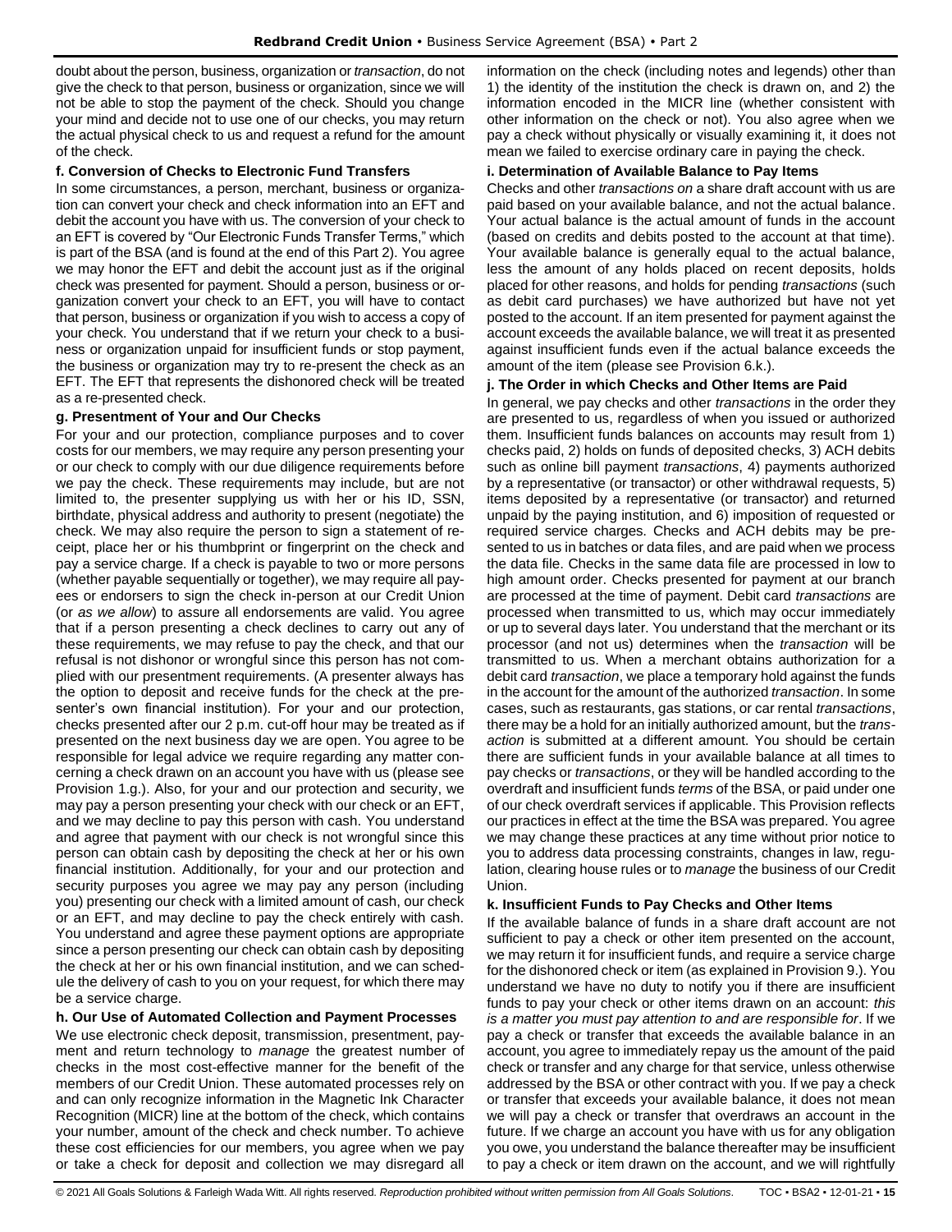doubt about the person, business, organization or *transaction*, do not give the check to that person, business or organization, since we will not be able to stop the payment of the check. Should you change your mind and decide not to use one of our checks, you may return the actual physical check to us and request a refund for the amount of the check.

**f. Conversion of Checks to Electronic Fund Transfers**

In some circumstances, a person, merchant, business or organization can convert your check and check information into an EFT and debit the account you have with us. The conversion of your check to an EFT is covered by "Our Electronic Funds Transfer Terms," which is part of the BSA (and is found at the end of this Part 2). You agree we may honor the EFT and debit the account just as if the original check was presented for payment. Should a person, business or organization convert your check to an EFT, you will have to contact that person, business or organization if you wish to access a copy of your check. You understand that if we return your check to a business or organization unpaid for insufficient funds or stop payment, the business or organization may try to re-present the check as an EFT. The EFT that represents the dishonored check will be treated as a re-presented check.

**g. Presentment of Your and Our Checks**

For your and our protection, compliance purposes and to cover costs for our members, we may require any person presenting your or our check to comply with our due diligence requirements before we pay the check. These requirements may include, but are not limited to, the presenter supplying us with her or his ID, SSN, birthdate, physical address and authority to present (negotiate) the check. We may also require the person to sign a statement of receipt, place her or his thumbprint or fingerprint on the check and pay a service charge. If a check is payable to two or more persons (whether payable sequentially or together), we may require all payees or endorsers to sign the check in-person at our Credit Union (or *as we allow*) to assure all endorsements are valid. You agree that if a person presenting a check declines to carry out any of these requirements, we may refuse to pay the check, and that our refusal is not dishonor or wrongful since this person has not complied with our presentment requirements. (A presenter always has the option to deposit and receive funds for the check at the presenter's own financial institution). For your and our protection, checks presented after our 2 p.m. cut-off hour may be treated as if presented on the next business day we are open. You agree to be responsible for legal advice we require regarding any matter concerning a check drawn on an account you have with us (please see Provision 1.g.). Also, for your and our protection and security, we may pay a person presenting your check with our check or an EFT, and we may decline to pay this person with cash. You understand and agree that payment with our check is not wrongful since this person can obtain cash by depositing the check at her or his own financial institution. Additionally, for your and our protection and security purposes you agree we may pay any person (including you) presenting our check with a limited amount of cash, our check or an EFT, and may decline to pay the check entirely with cash. You understand and agree these payment options are appropriate since a person presenting our check can obtain cash by depositing the check at her or his own financial institution, and we can schedule the delivery of cash to you on your request, for which there may be a service charge.

**h. Our Use of Automated Collection and Payment Processes**

We use electronic check deposit, transmission, presentment, payment and return technology to *manage* the greatest number of checks in the most cost-effective manner for the benefit of the members of our Credit Union. These automated processes rely on and can only recognize information in the Magnetic Ink Character Recognition (MICR) line at the bottom of the check, which contains your number, amount of the check and check number. To achieve these cost efficiencies for our members, you agree when we pay or take a check for deposit and collection we may disregard all information on the check (including notes and legends) other than 1) the identity of the institution the check is drawn on, and 2) the information encoded in the MICR line (whether consistent with other information on the check or not). You also agree when we pay a check without physically or visually examining it, it does not mean we failed to exercise ordinary care in paying the check.

**i. Determination of Available Balance to Pay Items**

Checks and other *transactions on* a share draft account with us are paid based on your available balance, and not the actual balance. Your actual balance is the actual amount of funds in the account (based on credits and debits posted to the account at that time). Your available balance is generally equal to the actual balance, less the amount of any holds placed on recent deposits, holds placed for other reasons, and holds for pending *transactions* (such as debit card purchases) we have authorized but have not yet posted to the account. If an item presented for payment against the account exceeds the available balance, we will treat it as presented against insufficient funds even if the actual balance exceeds the amount of the item (please see Provision 6.k.).

**j. The Order in which Checks and Other Items are Paid**

In general, we pay checks and other *transactions* in the order they are presented to us, regardless of when you issued or authorized them. Insufficient funds balances on accounts may result from 1) checks paid, 2) holds on funds of deposited checks, 3) ACH debits such as online bill payment *transactions*, 4) payments authorized by a representative (or transactor) or other withdrawal requests, 5) items deposited by a representative (or transactor) and returned unpaid by the paying institution, and 6) imposition of requested or required service charges. Checks and ACH debits may be presented to us in batches or data files, and are paid when we process the data file. Checks in the same data file are processed in low to high amount order. Checks presented for payment at our branch are processed at the time of payment. Debit card *transactions* are processed when transmitted to us, which may occur immediately or up to several days later. You understand that the merchant or its processor (and not us) determines when the *transaction* will be transmitted to us. When a merchant obtains authorization for a debit card *transaction*, we place a temporary hold against the funds in the account for the amount of the authorized *transaction*. In some cases, such as restaurants, gas stations, or car rental *transactions*, there may be a hold for an initially authorized amount, but the *transaction* is submitted at a different amount. You should be certain there are sufficient funds in your available balance at all times to pay checks or *transactions*, or they will be handled according to the overdraft and insufficient funds *terms* of the BSA, or paid under one of our check overdraft services if applicable. This Provision reflects our practices in effect at the time the BSA was prepared. You agree we may change these practices at any time without prior notice to you to address data processing constraints, changes in law, regulation, clearing house rules or to *manage* the business of our Credit Union.

**k. Insufficient Funds to Pay Checks and Other Items**

If the available balance of funds in a share draft account are not sufficient to pay a check or other item presented on the account, we may return it for insufficient funds, and require a service charge for the dishonored check or item (as explained in Provision 9.). You understand we have no duty to notify you if there are insufficient funds to pay your check or other items drawn on an account: *this is a matter you must pay attention to and are responsible for*. If we pay a check or transfer that exceeds the available balance in an account, you agree to immediately repay us the amount of the paid check or transfer and any charge for that service, unless otherwise addressed by the BSA or other contract with you. If we pay a check or transfer that exceeds your available balance, it does not mean we will pay a check or transfer that overdraws an account in the future. If we charge an account you have with us for any obligation you owe, you understand the balance thereafter may be insufficient to pay a check or item drawn on the account, and we will rightfully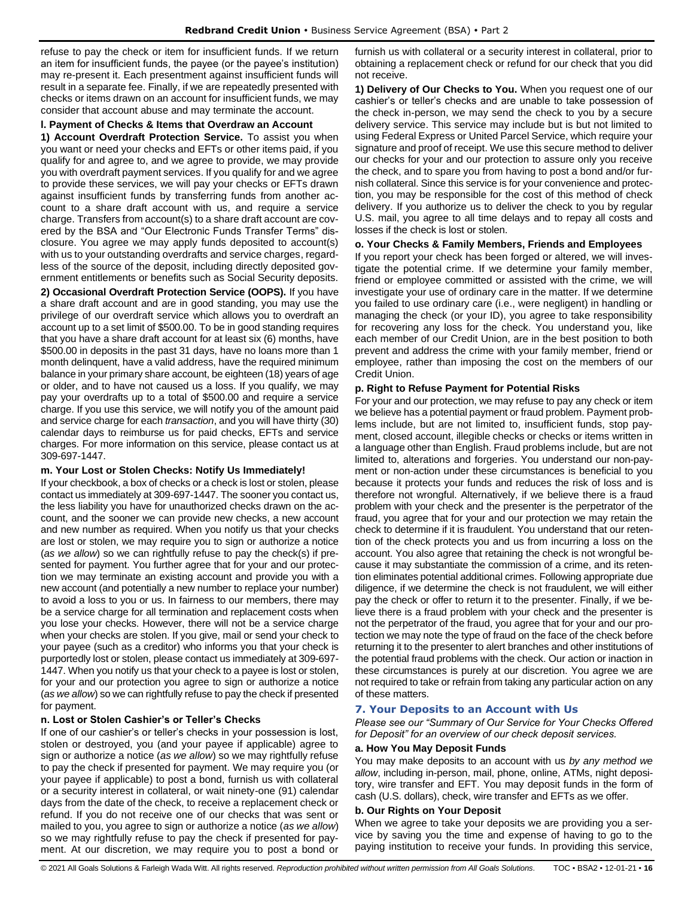refuse to pay the check or item for insufficient funds. If we return an item for insufficient funds, the payee (or the payee's institution) may re-present it. Each presentment against insufficient funds will result in a separate fee. Finally, if we are repeatedly presented with checks or items drawn on an account for insufficient funds, we may consider that account abuse and may terminate the account.

**l. Payment of Checks & Items that Overdraw an Account**

**1) Account Overdraft Protection Service.** To assist you when you want or need your checks and EFTs or other items paid, if you qualify for and agree to, and we agree to provide, we may provide you with overdraft payment services. If you qualify for and we agree to provide these services, we will pay your checks or EFTs drawn against insufficient funds by transferring funds from another account to a share draft account with us, and require a service charge. Transfers from account(s) to a share draft account are covered by the BSA and "Our Electronic Funds Transfer Terms" disclosure. You agree we may apply funds deposited to account(s) with us to your outstanding overdrafts and service charges, regardless of the source of the deposit, including directly deposited government entitlements or benefits such as Social Security deposits.

**2) Occasional Overdraft Protection Service (OOPS).** If you have a share draft account and are in good standing, you may use the privilege of our overdraft service which allows you to overdraft an account up to a set limit of $500.00. To be in good standing requires that you have a share draft account for at least six (6) months, have $500.00 in deposits in the past 31 days, have no loans more than 1 month delinquent, have a valid address, have the required minimum balance in your primary share account, be eighteen (18) years of age or older, and to have not caused us a loss. If you qualify, we may pay your overdrafts up to a total of $500.00 and require a service charge. If you use this service, we will notify you of the amount paid and service charge for each *transaction*, and you will have thirty (30) calendar days to reimburse us for paid checks, EFTs and service charges. For more information on this service, please contact us at 309-697-1447.

**m. Your Lost or Stolen Checks: Notify Us Immediately!**

If your checkbook, a box of checks or a check is lost or stolen, please contact us immediately at 309-697-1447. The sooner you contact us, the less liability you have for unauthorized checks drawn on the account, and the sooner we can provide new checks, a new account and new number as required. When you notify us that your checks are lost or stolen, we may require you to sign or authorize a notice (*as we allow*) so we can rightfully refuse to pay the check(s) if presented for payment. You further agree that for your and our protection we may terminate an existing account and provide you with a new account (and potentially a new number to replace your number) to avoid a loss to you or us. In fairness to our members, there may be a service charge for all termination and replacement costs when you lose your checks. However, there will not be a service charge when your checks are stolen. If you give, mail or send your check to your payee (such as a creditor) who informs you that your check is purportedly lost or stolen, please contact us immediately at 309-697-1447. When you notify us that your check to a payee is lost or stolen, for your and our protection you agree to sign or authorize a notice (*as we allow*) so we can rightfully refuse to pay the check if presented for payment.

**n. Lost or Stolen Cashier's or Teller's Checks**

If one of our cashier's or teller's checks in your possession is lost, stolen or destroyed, you (and your payee if applicable) agree to sign or authorize a notice (*as we allow*) so we may rightfully refuse to pay the check if presented for payment. We may require you (or your payee if applicable) to post a bond, furnish us with collateral or a security interest in collateral, or wait ninety-one (91) calendar days from the date of the check, to receive a replacement check or refund. If you do not receive one of our checks that was sent or mailed to you, you agree to sign or authorize a notice (*as we allow*) so we may rightfully refuse to pay the check if presented for payment. At our discretion, we may require you to post a bond or furnish us with collateral or a security interest in collateral, prior to obtaining a replacement check or refund for our check that you did not receive.

**1) Delivery of Our Checks to You.** When you request one of our cashier's or teller's checks and are unable to take possession of the check in-person, we may send the check to you by a secure delivery service. This service may include but is but not limited to using Federal Express or United Parcel Service, which require your signature and proof of receipt. We use this secure method to deliver our checks for your and our protection to assure only you receive the check, and to spare you from having to post a bond and/or furnish collateral. Since this service is for your convenience and protection, you may be responsible for the cost of this method of check delivery. If you authorize us to deliver the check to you by regular U.S. mail, you agree to all time delays and to repay all costs and losses if the check is lost or stolen.

**o. Your Checks & Family Members, Friends and Employees**

If you report your check has been forged or altered, we will investigate the potential crime. If we determine your family member, friend or employee committed or assisted with the crime, we will investigate your use of ordinary care in the matter. If we determine you failed to use ordinary care (i.e., were negligent) in handling or managing the check (or your ID), you agree to take responsibility for recovering any loss for the check. You understand you, like each member of our Credit Union, are in the best position to both prevent and address the crime with your family member, friend or employee, rather than imposing the cost on the members of our Credit Union.

**p. Right to Refuse Payment for Potential Risks**

For your and our protection, we may refuse to pay any check or item we believe has a potential payment or fraud problem. Payment problems include, but are not limited to, insufficient funds, stop payment, closed account, illegible checks or checks or items written in a language other than English. Fraud problems include, but are not limited to, alterations and forgeries. You understand our non-payment or non-action under these circumstances is beneficial to you because it protects your funds and reduces the risk of loss and is therefore not wrongful. Alternatively, if we believe there is a fraud problem with your check and the presenter is the perpetrator of the fraud, you agree that for your and our protection we may retain the check to determine if it is fraudulent. You understand that our retention of the check protects you and us from incurring a loss on the account. You also agree that retaining the check is not wrongful because it may substantiate the commission of a crime, and its retention eliminates potential additional crimes. Following appropriate due diligence, if we determine the check is not fraudulent, we will either pay the check or offer to return it to the presenter. Finally, if we believe there is a fraud problem with your check and the presenter is not the perpetrator of the fraud, you agree that for your and our protection we may note the type of fraud on the face of the check before returning it to the presenter to alert branches and other institutions of the potential fraud problems with the check. Our action or inaction in these circumstances is purely at our discretion. You agree we are not required to take or refrain from taking any particular action on any of these matters.

## 7. Your Deposits to an Account with Us

*Please see our "Summary of Our Service for Your Checks Offered for Deposit" for an overview of our check deposit services.*

**a. How You May Deposit Funds**

You may make deposits to an account with us *by any method we allow*, including in-person, mail, phone, online, ATMs, night depository, wire transfer and EFT. You may deposit funds in the form of cash (U.S. dollars), check, wire transfer and EFTs as we offer.

**b. Our Rights on Your Deposit**

When we agree to take your deposits we are providing you a service by saving you the time and expense of having to go to the paying institution to receive your funds. In providing this service,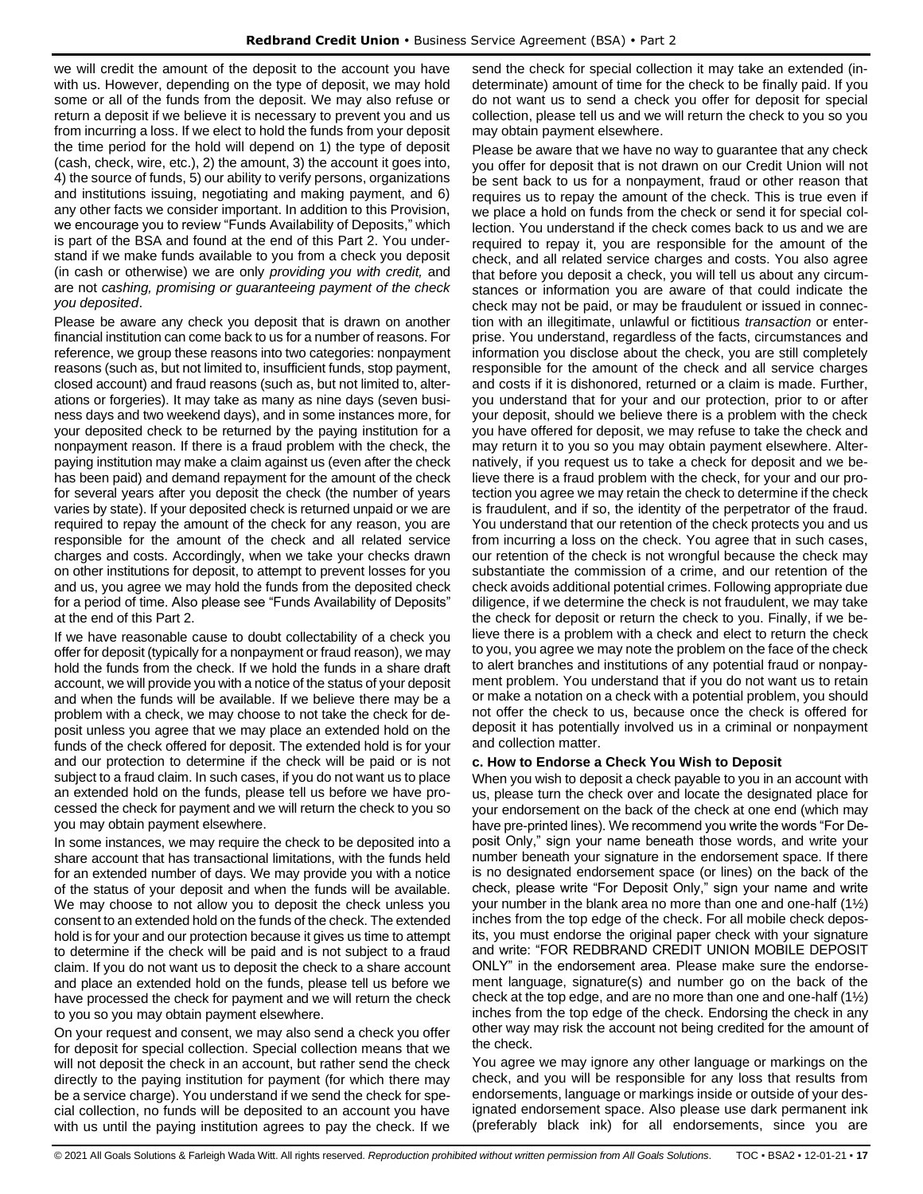we will credit the amount of the deposit to the account you have with us. However, depending on the type of deposit, we may hold some or all of the funds from the deposit. We may also refuse or return a deposit if we believe it is necessary to prevent you and us from incurring a loss. If we elect to hold the funds from your deposit the time period for the hold will depend on 1) the type of deposit (cash, check, wire, etc.), 2) the amount, 3) the account it goes into, 4) the source of funds, 5) our ability to verify persons, organizations and institutions issuing, negotiating and making payment, and 6) any other facts we consider important. In addition to this Provision, we encourage you to review "Funds Availability of Deposits," which is part of the BSA and found at the end of this Part 2. You understand if we make funds available to you from a check you deposit (in cash or otherwise) we are only *providing you with credit,* and are not *cashing, promising or guaranteeing payment of the check you deposited*.

Please be aware any check you deposit that is drawn on another financial institution can come back to us for a number of reasons. For reference, we group these reasons into two categories: nonpayment reasons (such as, but not limited to, insufficient funds, stop payment, closed account) and fraud reasons (such as, but not limited to, alterations or forgeries). It may take as many as nine days (seven business days and two weekend days), and in some instances more, for your deposited check to be returned by the paying institution for a nonpayment reason. If there is a fraud problem with the check, the paying institution may make a claim against us (even after the check has been paid) and demand repayment for the amount of the check for several years after you deposit the check (the number of years varies by state). If your deposited check is returned unpaid or we are required to repay the amount of the check for any reason, you are responsible for the amount of the check and all related service charges and costs. Accordingly, when we take your checks drawn on other institutions for deposit, to attempt to prevent losses for you and us, you agree we may hold the funds from the deposited check for a period of time. Also please see "Funds Availability of Deposits" at the end of this Part 2.

If we have reasonable cause to doubt collectability of a check you offer for deposit (typically for a nonpayment or fraud reason), we may hold the funds from the check. If we hold the funds in a share draft account, we will provide you with a notice of the status of your deposit and when the funds will be available. If we believe there may be a problem with a check, we may choose to not take the check for deposit unless you agree that we may place an extended hold on the funds of the check offered for deposit. The extended hold is for your and our protection to determine if the check will be paid or is not subject to a fraud claim. In such cases, if you do not want us to place an extended hold on the funds, please tell us before we have processed the check for payment and we will return the check to you so you may obtain payment elsewhere.

In some instances, we may require the check to be deposited into a share account that has transactional limitations, with the funds held for an extended number of days. We may provide you with a notice of the status of your deposit and when the funds will be available. We may choose to not allow you to deposit the check unless you consent to an extended hold on the funds of the check. The extended hold is for your and our protection because it gives us time to attempt to determine if the check will be paid and is not subject to a fraud claim. If you do not want us to deposit the check to a share account and place an extended hold on the funds, please tell us before we have processed the check for payment and we will return the check to you so you may obtain payment elsewhere.

On your request and consent, we may also send a check you offer for deposit for special collection. Special collection means that we will not deposit the check in an account, but rather send the check directly to the paying institution for payment (for which there may be a service charge). You understand if we send the check for special collection, no funds will be deposited to an account you have with us until the paying institution agrees to pay the check. If we send the check for special collection it may take an extended (indeterminate) amount of time for the check to be finally paid. If you do not want us to send a check you offer for deposit for special collection, please tell us and we will return the check to you so you may obtain payment elsewhere.

Please be aware that we have no way to guarantee that any check you offer for deposit that is not drawn on our Credit Union will not be sent back to us for a nonpayment, fraud or other reason that requires us to repay the amount of the check. This is true even if we place a hold on funds from the check or send it for special collection. You understand if the check comes back to us and we are required to repay it, you are responsible for the amount of the check, and all related service charges and costs. You also agree that before you deposit a check, you will tell us about any circumstances or information you are aware of that could indicate the check may not be paid, or may be fraudulent or issued in connection with an illegitimate, unlawful or fictitious *transaction* or enterprise. You understand, regardless of the facts, circumstances and information you disclose about the check, you are still completely responsible for the amount of the check and all service charges and costs if it is dishonored, returned or a claim is made. Further, you understand that for your and our protection, prior to or after your deposit, should we believe there is a problem with the check you have offered for deposit, we may refuse to take the check and may return it to you so you may obtain payment elsewhere. Alternatively, if you request us to take a check for deposit and we believe there is a fraud problem with the check, for your and our protection you agree we may retain the check to determine if the check is fraudulent, and if so, the identity of the perpetrator of the fraud. You understand that our retention of the check protects you and us from incurring a loss on the check. You agree that in such cases, our retention of the check is not wrongful because the check may substantiate the commission of a crime, and our retention of the check avoids additional potential crimes. Following appropriate due diligence, if we determine the check is not fraudulent, we may take the check for deposit or return the check to you. Finally, if we believe there is a problem with a check and elect to return the check to you, you agree we may note the problem on the face of the check to alert branches and institutions of any potential fraud or nonpayment problem. You understand that if you do not want us to retain or make a notation on a check with a potential problem, you should not offer the check to us, because once the check is offered for deposit it has potentially involved us in a criminal or nonpayment and collection matter.

**c. How to Endorse a Check You Wish to Deposit**

When you wish to deposit a check payable to you in an account with us, please turn the check over and locate the designated place for your endorsement on the back of the check at one end (which may have pre-printed lines). We recommend you write the words "For Deposit Only," sign your name beneath those words, and write your number beneath your signature in the endorsement space. If there is no designated endorsement space (or lines) on the back of the check, please write "For Deposit Only," sign your name and write your number in the blank area no more than one and one-half (1½) inches from the top edge of the check. For all mobile check deposits, you must endorse the original paper check with your signature and write: "FOR REDBRAND CREDIT UNION MOBILE DEPOSIT ONLY" in the endorsement area. Please make sure the endorsement language, signature(s) and number go on the back of the check at the top edge, and are no more than one and one-half (1½) inches from the top edge of the check. Endorsing the check in any other way may risk the account not being credited for the amount of the check.

You agree we may ignore any other language or markings on the check, and you will be responsible for any loss that results from endorsements, language or markings inside or outside of your designated endorsement space. Also please use dark permanent ink (preferably black ink) for all endorsements, since you are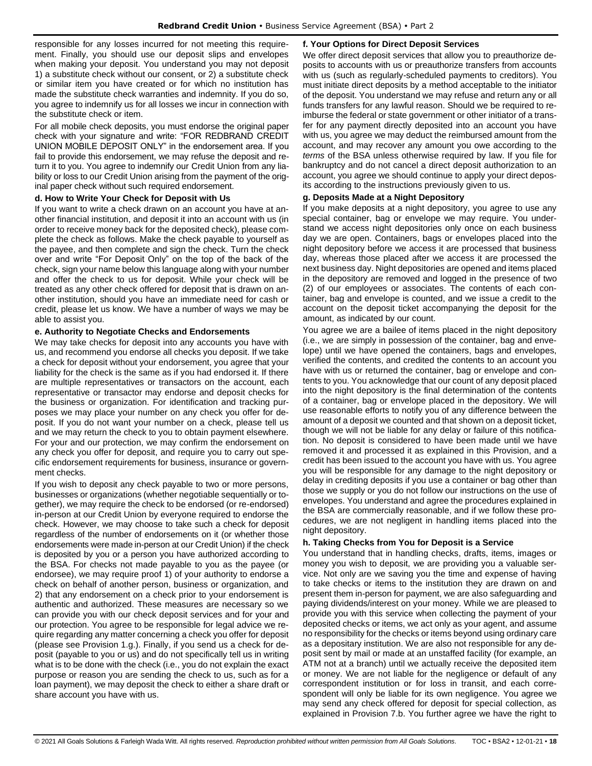responsible for any losses incurred for not meeting this requirement. Finally, you should use our deposit slips and envelopes when making your deposit. You understand you may not deposit 1) a substitute check without our consent, or 2) a substitute check or similar item you have created or for which no institution has made the substitute check warranties and indemnity. If you do so, you agree to indemnify us for all losses we incur in connection with the substitute check or item.

For all mobile check deposits, you must endorse the original paper check with your signature and write: "FOR REDBRAND CREDIT UNION MOBILE DEPOSIT ONLY" in the endorsement area. If you fail to provide this endorsement, we may refuse the deposit and return it to you. You agree to indemnify our Credit Union from any liability or loss to our Credit Union arising from the payment of the original paper check without such required endorsement.

#### d. How to Write Your Check for Deposit with Us

If you want to write a check drawn on an account you have at another financial institution, and deposit it into an account with us (in order to receive money back for the deposited check), please complete the check as follows. Make the check payable to yourself as the payee, and then complete and sign the check. Turn the check over and write "For Deposit Only" on the top of the back of the check, sign your name below this language along with your number and offer the check to us for deposit. While your check will be treated as any other check offered for deposit that is drawn on another institution, should you have an immediate need for cash or credit, please let us know. We have a number of ways we may be able to assist you.

#### e. Authority to Negotiate Checks and Endorsements

We may take checks for deposit into any accounts you have with us, and recommend you endorse all checks you deposit. If we take a check for deposit without your endorsement, you agree that your liability for the check is the same as if you had endorsed it. If there are multiple representatives or transactors on the account, each representative or transactor may endorse and deposit checks for the business or organization. For identification and tracking purposes we may place your number on any check you offer for deposit. If you do not want your number on a check, please tell us and we may return the check to you to obtain payment elsewhere. For your and our protection, we may confirm the endorsement on any check you offer for deposit, and require you to carry out specific endorsement requirements for business, insurance or government checks.

If you wish to deposit any check payable to two or more persons, businesses or organizations (whether negotiable sequentially or together), we may require the check to be endorsed (or re-endorsed) in-person at our Credit Union by everyone required to endorse the check. However, we may choose to take such a check for deposit regardless of the number of endorsements on it (or whether those endorsements were made in-person at our Credit Union) if the check is deposited by you or a person you have authorized according to the BSA. For checks not made payable to you as the payee (or endorsee), we may require proof 1) of your authority to endorse a check on behalf of another person, business or organization, and 2) that any endorsement on a check prior to your endorsement is authentic and authorized. These measures are necessary so we can provide you with our check deposit services and for your and our protection. You agree to be responsible for legal advice we require regarding any matter concerning a check you offer for deposit (please see Provision 1.g.). Finally, if you send us a check for deposit (payable to you or us) and do not specifically tell us in writing what is to be done with the check (i.e., you do not explain the exact purpose or reason you are sending the check to us, such as for a loan payment), we may deposit the check to either a share draft or share account you have with us.

#### f. Your Options for Direct Deposit Services

We offer direct deposit services that allow you to preauthorize deposits to accounts with us or preauthorize transfers from accounts with us (such as regularly-scheduled payments to creditors). You must initiate direct deposits by a method acceptable to the initiator of the deposit. You understand we may refuse and return any or all funds transfers for any lawful reason. Should we be required to reimburse the federal or state government or other initiator of a transfer for any payment directly deposited into an account you have with us, you agree we may deduct the reimbursed amount from the account, and may recover any amount you owe according to the *terms* of the BSA unless otherwise required by law. If you file for bankruptcy and do not cancel a direct deposit authorization to an account, you agree we should continue to apply your direct deposits according to the instructions previously given to us.

#### g. Deposits Made at a Night Depository

If you make deposits at a night depository, you agree to use any special container, bag or envelope we may require. You understand we access night depositories only once on each business day we are open. Containers, bags or envelopes placed into the night depository before we access it are processed that business day, whereas those placed after we access it are processed the next business day. Night depositories are opened and items placed in the depository are removed and logged in the presence of two (2) of our employees or associates. The contents of each container, bag and envelope is counted, and we issue a credit to the account on the deposit ticket accompanying the deposit for the amount, as indicated by our count.

You agree we are a bailee of items placed in the night depository (i.e., we are simply in possession of the container, bag and envelope) until we have opened the containers, bags and envelopes, verified the contents, and credited the contents to an account you have with us or returned the container, bag or envelope and contents to you. You acknowledge that our count of any deposit placed into the night depository is the final determination of the contents of a container, bag or envelope placed in the depository. We will use reasonable efforts to notify you of any difference between the amount of a deposit we counted and that shown on a deposit ticket, though we will not be liable for any delay or failure of this notification. No deposit is considered to have been made until we have removed it and processed it as explained in this Provision, and a credit has been issued to the account you have with us. You agree you will be responsible for any damage to the night depository or delay in crediting deposits if you use a container or bag other than those we supply or you do not follow our instructions on the use of envelopes. You understand and agree the procedures explained in the BSA are commercially reasonable, and if we follow these procedures, we are not negligent in handling items placed into the night depository.

#### h. Taking Checks from You for Deposit is a Service

You understand that in handling checks, drafts, items, images or money you wish to deposit, we are providing you a valuable service. Not only are we saving you the time and expense of having to take checks or items to the institution they are drawn on and present them in-person for payment, we are also safeguarding and paying dividends/interest on your money. While we are pleased to provide you with this service when collecting the payment of your deposited checks or items, we act only as your agent, and assume no responsibility for the checks or items beyond using ordinary care as a depositary institution. We are also not responsible for any deposit sent by mail or made at an unstaffed facility (for example, an ATM not at a branch) until we actually receive the deposited item or money. We are not liable for the negligence or default of any correspondent institution or for loss in transit, and each correspondent will only be liable for its own negligence. You agree we may send any check offered for deposit for special collection, as explained in Provision 7.b. You further agree we have the right to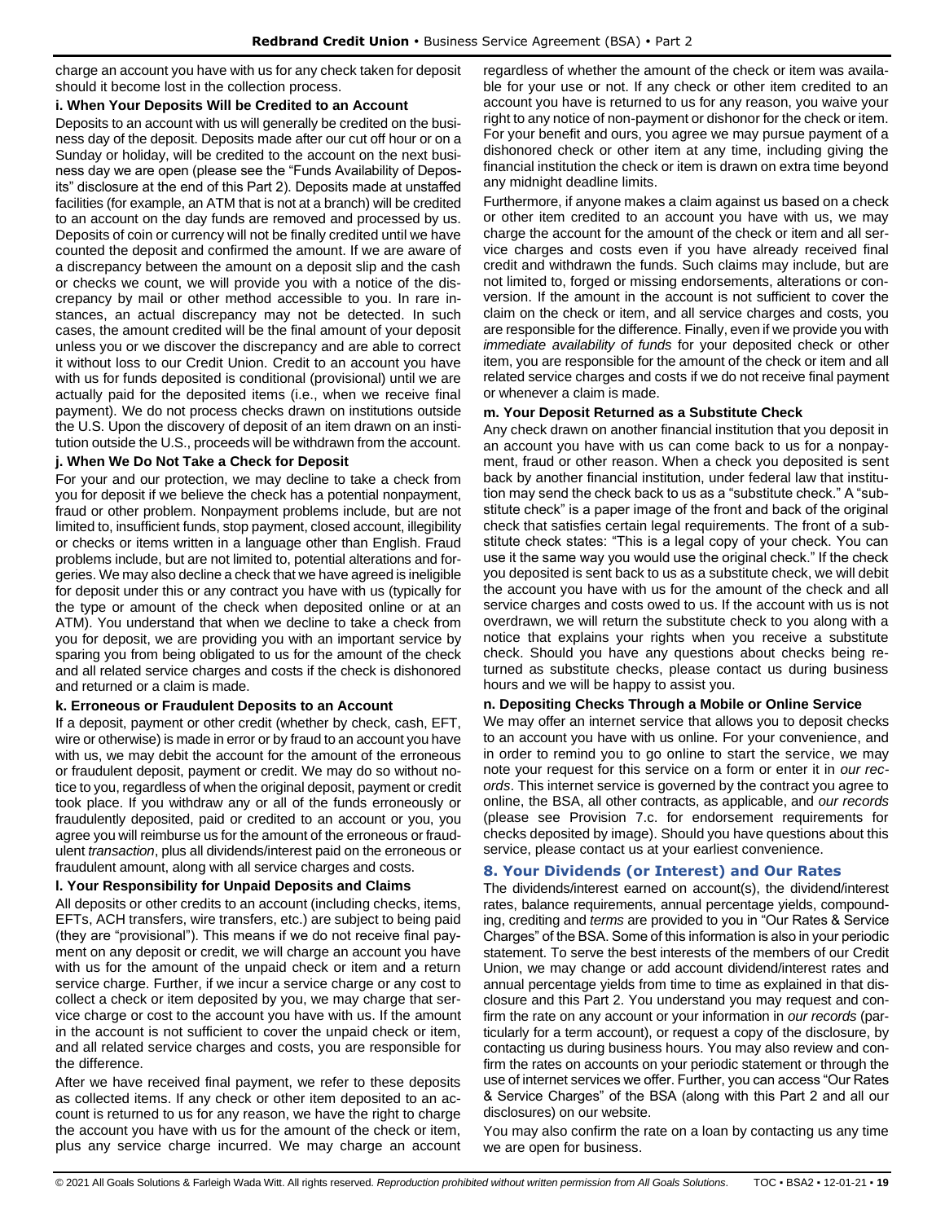charge an account you have with us for any check taken for deposit should it become lost in the collection process.

**i. When Your Deposits Will be Credited to an Account**

Deposits to an account with us will generally be credited on the business day of the deposit. Deposits made after our cut off hour or on a Sunday or holiday, will be credited to the account on the next business day we are open (please see the "Funds Availability of Deposits" disclosure at the end of this Part 2). Deposits made at unstaffed facilities (for example, an ATM that is not at a branch) will be credited to an account on the day funds are removed and processed by us. Deposits of coin or currency will not be finally credited until we have counted the deposit and confirmed the amount. If we are aware of a discrepancy between the amount on a deposit slip and the cash or checks we count, we will provide you with a notice of the discrepancy by mail or other method accessible to you. In rare instances, an actual discrepancy may not be detected. In such cases, the amount credited will be the final amount of your deposit unless you or we discover the discrepancy and are able to correct it without loss to our Credit Union. Credit to an account you have with us for funds deposited is conditional (provisional) until we are actually paid for the deposited items (i.e., when we receive final payment). We do not process checks drawn on institutions outside the U.S. Upon the discovery of deposit of an item drawn on an institution outside the U.S., proceeds will be withdrawn from the account.

**j. When We Do Not Take a Check for Deposit**

For your and our protection, we may decline to take a check from you for deposit if we believe the check has a potential nonpayment, fraud or other problem. Nonpayment problems include, but are not limited to, insufficient funds, stop payment, closed account, illegibility or checks or items written in a language other than English. Fraud problems include, but are not limited to, potential alterations and forgeries. We may also decline a check that we have agreed is ineligible for deposit under this or any contract you have with us (typically for the type or amount of the check when deposited online or at an ATM). You understand that when we decline to take a check from you for deposit, we are providing you with an important service by sparing you from being obligated to us for the amount of the check and all related service charges and costs if the check is dishonored and returned or a claim is made.

**k. Erroneous or Fraudulent Deposits to an Account**

If a deposit, payment or other credit (whether by check, cash, EFT, wire or otherwise) is made in error or by fraud to an account you have with us, we may debit the account for the amount of the erroneous or fraudulent deposit, payment or credit. We may do so without notice to you, regardless of when the original deposit, payment or credit took place. If you withdraw any or all of the funds erroneously or fraudulently deposited, paid or credited to an account or you, you agree you will reimburse us for the amount of the erroneous or fraudulent *transaction*, plus all dividends/interest paid on the erroneous or fraudulent amount, along with all service charges and costs.

**l. Your Responsibility for Unpaid Deposits and Claims**

All deposits or other credits to an account (including checks, items, EFTs, ACH transfers, wire transfers, etc.) are subject to being paid (they are "provisional"). This means if we do not receive final payment on any deposit or credit, we will charge an account you have with us for the amount of the unpaid check or item and a return service charge. Further, if we incur a service charge or any cost to collect a check or item deposited by you, we may charge that service charge or cost to the account you have with us. If the amount in the account is not sufficient to cover the unpaid check or item, and all related service charges and costs, you are responsible for the difference.

After we have received final payment, we refer to these deposits as collected items. If any check or other item deposited to an account is returned to us for any reason, we have the right to charge the account you have with us for the amount of the check or item, plus any service charge incurred. We may charge an account regardless of whether the amount of the check or item was available for your use or not. If any check or other item credited to an account you have is returned to us for any reason, you waive your right to any notice of non-payment or dishonor for the check or item. For your benefit and ours, you agree we may pursue payment of a dishonored check or other item at any time, including giving the financial institution the check or item is drawn on extra time beyond any midnight deadline limits.

Furthermore, if anyone makes a claim against us based on a check or other item credited to an account you have with us, we may charge the account for the amount of the check or item and all service charges and costs even if you have already received final credit and withdrawn the funds. Such claims may include, but are not limited to, forged or missing endorsements, alterations or conversion. If the amount in the account is not sufficient to cover the claim on the check or item, and all service charges and costs, you are responsible for the difference. Finally, even if we provide you with *immediate availability of funds* for your deposited check or other item, you are responsible for the amount of the check or item and all related service charges and costs if we do not receive final payment or whenever a claim is made.

**m. Your Deposit Returned as a Substitute Check**

Any check drawn on another financial institution that you deposit in an account you have with us can come back to us for a nonpayment, fraud or other reason. When a check you deposited is sent back by another financial institution, under federal law that institution may send the check back to us as a "substitute check." A "substitute check" is a paper image of the front and back of the original check that satisfies certain legal requirements. The front of a substitute check states: "This is a legal copy of your check. You can use it the same way you would use the original check." If the check you deposited is sent back to us as a substitute check, we will debit the account you have with us for the amount of the check and all service charges and costs owed to us. If the account with us is not overdrawn, we will return the substitute check to you along with a notice that explains your rights when you receive a substitute check. Should you have any questions about checks being returned as substitute checks, please contact us during business hours and we will be happy to assist you.

**n. Depositing Checks Through a Mobile or Online Service**

We may offer an internet service that allows you to deposit checks to an account you have with us online. For your convenience, and in order to remind you to go online to start the service, we may note your request for this service on a form or enter it in *our records*. This internet service is governed by the contract you agree to online, the BSA, all other contracts, as applicable, and *our records* (please see Provision 7.c. for endorsement requirements for checks deposited by image). Should you have questions about this service, please contact us at your earliest convenience.

## 8. Your Dividends (or Interest) and Our Rates

The dividends/interest earned on account(s), the dividend/interest rates, balance requirements, annual percentage yields, compounding, crediting and *terms* are provided to you in "Our Rates & Service Charges" of the BSA. Some of this information is also in your periodic statement. To serve the best interests of the members of our Credit Union, we may change or add account dividend/interest rates and annual percentage yields from time to time as explained in that disclosure and this Part 2. You understand you may request and confirm the rate on any account or your information in *our records* (particularly for a term account), or request a copy of the disclosure, by contacting us during business hours. You may also review and confirm the rates on accounts on your periodic statement or through the use of internet services we offer. Further, you can access "Our Rates & Service Charges" of the BSA (along with this Part 2 and all our disclosures) on our website.

You may also confirm the rate on a loan by contacting us any time we are open for business.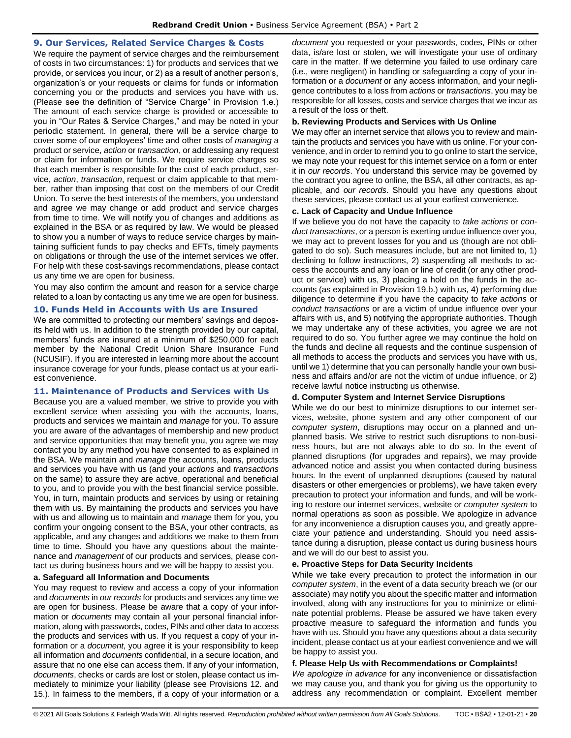## 9. Our Services, Related Service Charges & Costs

We require the payment of service charges and the reimbursement of costs in two circumstances: 1) for products and services that we provide, or services you incur, or 2) as a result of another person's, organization's or your requests or claims for funds or information concerning you or the products and services you have with us. (Please see the definition of "Service Charge" in Provision 1.e.) The amount of each service charge is provided or accessible to you in "Our Rates & Service Charges," and may be noted in your periodic statement. In general, there will be a service charge to cover some of our employees' time and other costs of *managing* a product or service, *action* or *transaction*, or addressing any request or claim for information or funds. We require service charges so that each member is responsible for the cost of each product, service, *action*, *transaction*, request or claim applicable to that member, rather than imposing that cost on the members of our Credit Union. To serve the best interests of the members, you understand and agree we may change or add product and service charges from time to time. We will notify you of changes and additions as explained in the BSA or as required by law. We would be pleased to show you a number of ways to reduce service charges by maintaining sufficient funds to pay checks and EFTs, timely payments on obligations or through the use of the internet services we offer. For help with these cost-savings recommendations, please contact us any time we are open for business.

You may also confirm the amount and reason for a service charge related to a loan by contacting us any time we are open for business.

## 10. Funds Held in Accounts with Us are Insured

We are committed to protecting our members' savings and deposits held with us. In addition to the strength provided by our capital, members' funds are insured at a minimum of $250,000 for each member by the National Credit Union Share Insurance Fund (NCUSIF). If you are interested in learning more about the account insurance coverage for your funds, please contact us at your earliest convenience.

## 11. Maintenance of Products and Services with Us

Because you are a valued member, we strive to provide you with excellent service when assisting you with the accounts, loans, products and services we maintain and *manage* for you. To assure you are aware of the advantages of membership and new product and service opportunities that may benefit you, you agree we may contact you by any method you have consented to as explained in the BSA. We maintain and *manage* the accounts, loans, products and services you have with us (and your *actions* and *transactions* on the same) to assure they are active, operational and beneficial to you, and to provide you with the best financial service possible. You, in turn, maintain products and services by using or retaining them with us. By maintaining the products and services you have with us and allowing us to maintain and *manage* them for you, you confirm your ongoing consent to the BSA, your other contracts, as applicable, and any changes and additions we make to them from time to time. Should you have any questions about the maintenance and *management* of our products and services, please contact us during business hours and we will be happy to assist you.

### a. Safeguard all Information and Documents

You may request to review and access a copy of your information and *documents* in *our records* for products and services any time we are open for business. Please be aware that a copy of your information or *documents* may contain all your personal financial information, along with passwords, codes, PINs and other data to access the products and services with us. If you request a copy of your information or a *document*, you agree it is your responsibility to keep all information and *documents* confidential, in a secure location, and assure that no one else can access them. If any of your information, *documents*, checks or cards are lost or stolen, please contact us immediately to minimize your liability (please see Provisions 12. and 15.). In fairness to the members, if a copy of your information or a *document* you requested or your passwords, codes, PINs or other data, is/are lost or stolen, we will investigate your use of ordinary care in the matter. If we determine you failed to use ordinary care (i.e., were negligent) in handling or safeguarding a copy of your information or a *document* or any access information, and your negligence contributes to a loss from *actions* or *transactions*, you may be responsible for all losses, costs and service charges that we incur as a result of the loss or theft.

### b. Reviewing Products and Services with Us Online

We may offer an internet service that allows you to review and maintain the products and services you have with us online. For your convenience, and in order to remind you to go online to start the service, we may note your request for this internet service on a form or enter it in *our records*. You understand this service may be governed by the contract you agree to online, the BSA, all other contracts, as applicable, and *our records*. Should you have any questions about these services, please contact us at your earliest convenience.

### c. Lack of Capacity and Undue Influence

If we believe you do not have the capacity to *take actions* or *conduct transactions*, or a person is exerting undue influence over you, we may act to prevent losses for you and us (though are not obligated to do so). Such measures include, but are not limited to, 1) declining to follow instructions, 2) suspending all methods to access the accounts and any loan or line of credit (or any other product or service) with us, 3) placing a hold on the funds in the accounts (as explained in Provision 19.b.) with us, 4) performing due diligence to determine if you have the capacity to *take actions* or *conduct transactions* or are a victim of undue influence over your affairs with us, and 5) notifying the appropriate authorities. Though we may undertake any of these activities, you agree we are not required to do so. You further agree we may continue the hold on the funds and decline all requests and the continue suspension of all methods to access the products and services you have with us, until we 1) determine that you can personally handle your own business and affairs and/or are not the victim of undue influence, or 2) receive lawful notice instructing us otherwise.

### d. Computer System and Internet Service Disruptions

While we do our best to minimize disruptions to our internet services, website, phone system and any other component of our *computer system*, disruptions may occur on a planned and unplanned basis. We strive to restrict such disruptions to non-business hours, but are not always able to do so. In the event of planned disruptions (for upgrades and repairs), we may provide advanced notice and assist you when contacted during business hours. In the event of unplanned disruptions (caused by natural disasters or other emergencies or problems), we have taken every precaution to protect your information and funds, and will be working to restore our internet services, website or *computer system* to normal operations as soon as possible. We apologize in advance for any inconvenience a disruption causes you, and greatly appreciate your patience and understanding. Should you need assistance during a disruption, please contact us during business hours and we will do our best to assist you.

### e. Proactive Steps for Data Security Incidents

While we take every precaution to protect the information in our *computer system*, in the event of a data security breach we (or our associate) may notify you about the specific matter and information involved, along with any instructions for you to minimize or eliminate potential problems. Please be assured we have taken every proactive measure to safeguard the information and funds you have with us. Should you have any questions about a data security incident, please contact us at your earliest convenience and we will be happy to assist you.

### f. Please Help Us with Recommendations or Complaints!

*We apologize in advance* for any inconvenience or dissatisfaction we may cause you, and thank you for giving us the opportunity to address any recommendation or complaint. Excellent member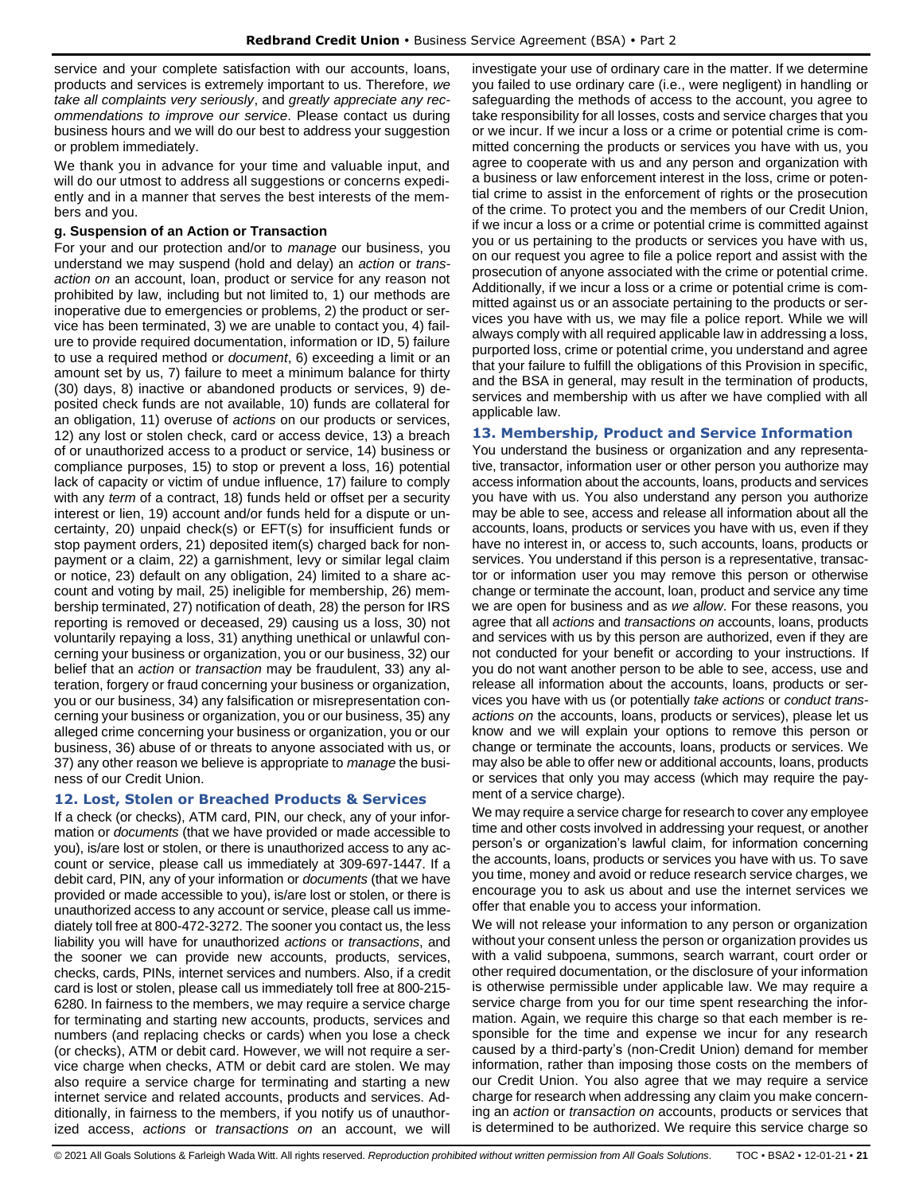service and your complete satisfaction with our accounts, loans, products and services is extremely important to us. Therefore, *we take all complaints very seriously*, and *greatly appreciate any recommendations to improve our service*. Please contact us during business hours and we will do our best to address your suggestion or problem immediately.

We thank you in advance for your time and valuable input, and will do our utmost to address all suggestions or concerns expediently and in a manner that serves the best interests of the members and you.

**g. Suspension of an Action or Transaction**

For your and our protection and/or to *manage* our business, you understand we may suspend (hold and delay) an *action* or *transaction on* an account, loan, product or service for any reason not prohibited by law, including but not limited to, 1) our methods are inoperative due to emergencies or problems, 2) the product or service has been terminated, 3) we are unable to contact you, 4) failure to provide required documentation, information or ID, 5) failure to use a required method or *document*, 6) exceeding a limit or an amount set by us, 7) failure to meet a minimum balance for thirty (30) days, 8) inactive or abandoned products or services, 9) deposited check funds are not available, 10) funds are collateral for an obligation, 11) overuse of *actions* on our products or services, 12) any lost or stolen check, card or access device, 13) a breach of or unauthorized access to a product or service, 14) business or compliance purposes, 15) to stop or prevent a loss, 16) potential lack of capacity or victim of undue influence, 17) failure to comply with any *term* of a contract, 18) funds held or offset per a security interest or lien, 19) account and/or funds held for a dispute or uncertainty, 20) unpaid check(s) or EFT(s) for insufficient funds or stop payment orders, 21) deposited item(s) charged back for nonpayment or a claim, 22) a garnishment, levy or similar legal claim or notice, 23) default on any obligation, 24) limited to a share account and voting by mail, 25) ineligible for membership, 26) membership terminated, 27) notification of death, 28) the person for IRS reporting is removed or deceased, 29) causing us a loss, 30) not voluntarily repaying a loss, 31) anything unethical or unlawful concerning your business or organization, you or our business, 32) our belief that an *action* or *transaction* may be fraudulent, 33) any alteration, forgery or fraud concerning your business or organization, you or our business, 34) any falsification or misrepresentation concerning your business or organization, you or our business, 35) any alleged crime concerning your business or organization, you or our business, 36) abuse of or threats to anyone associated with us, or 37) any other reason we believe is appropriate to *manage* the business of our Credit Union.

## 12. Lost, Stolen or Breached Products & Services

If a check (or checks), ATM card, PIN, our check, any of your information or *documents* (that we have provided or made accessible to you), is/are lost or stolen, or there is unauthorized access to any account or service, please call us immediately at 309-697-1447. If a debit card, PIN, any of your information or *documents* (that we have provided or made accessible to you), is/are lost or stolen, or there is unauthorized access to any account or service, please call us immediately toll free at 800-472-3272. The sooner you contact us, the less liability you will have for unauthorized *actions* or *transactions*, and the sooner we can provide new accounts, products, services, checks, cards, PINs, internet services and numbers. Also, if a credit card is lost or stolen, please call us immediately toll free at 800-215-6280. In fairness to the members, we may require a service charge for terminating and starting new accounts, products, services and numbers (and replacing checks or cards) when you lose a check (or checks), ATM or debit card. However, we will not require a service charge when checks, ATM or debit card are stolen. We may also require a service charge for terminating and starting a new internet service and related accounts, products and services. Additionally, in fairness to the members, if you notify us of unauthorized access, *actions* or *transactions on* an account, we will investigate your use of ordinary care in the matter. If we determine you failed to use ordinary care (i.e., were negligent) in handling or safeguarding the methods of access to the account, you agree to take responsibility for all losses, costs and service charges that you or we incur. If we incur a loss or a crime or potential crime is committed concerning the products or services you have with us, you agree to cooperate with us and any person and organization with a business or law enforcement interest in the loss, crime or potential crime to assist in the enforcement of rights or the prosecution of the crime. To protect you and the members of our Credit Union, if we incur a loss or a crime or potential crime is committed against you or us pertaining to the products or services you have with us, on our request you agree to file a police report and assist with the prosecution of anyone associated with the crime or potential crime. Additionally, if we incur a loss or a crime or potential crime is committed against us or an associate pertaining to the products or services you have with us, we may file a police report. While we will always comply with all required applicable law in addressing a loss, purported loss, crime or potential crime, you understand and agree that your failure to fulfill the obligations of this Provision in specific, and the BSA in general, may result in the termination of products, services and membership with us after we have complied with all applicable law.

## 13. Membership, Product and Service Information

You understand the business or organization and any representative, transactor, information user or other person you authorize may access information about the accounts, loans, products and services you have with us. You also understand any person you authorize may be able to see, access and release all information about all the accounts, loans, products or services you have with us, even if they have no interest in, or access to, such accounts, loans, products or services. You understand if this person is a representative, transactor or information user you may remove this person or otherwise change or terminate the account, loan, product and service any time we are open for business and as *we allow*. For these reasons, you agree that all *actions* and *transactions on* accounts, loans, products and services with us by this person are authorized, even if they are not conducted for your benefit or according to your instructions. If you do not want another person to be able to see, access, use and release all information about the accounts, loans, products or services you have with us (or potentially *take actions* or *conduct transactions on* the accounts, loans, products or services), please let us know and we will explain your options to remove this person or change or terminate the accounts, loans, products or services. We may also be able to offer new or additional accounts, loans, products or services that only you may access (which may require the payment of a service charge).

We may require a service charge for research to cover any employee time and other costs involved in addressing your request, or another person's or organization's lawful claim, for information concerning the accounts, loans, products or services you have with us. To save you time, money and avoid or reduce research service charges, we encourage you to ask us about and use the internet services we offer that enable you to access your information.

We will not release your information to any person or organization without your consent unless the person or organization provides us with a valid subpoena, summons, search warrant, court order or other required documentation, or the disclosure of your information is otherwise permissible under applicable law. We may require a service charge from you for our time spent researching the information. Again, we require this charge so that each member is responsible for the time and expense we incur for any research caused by a third-party's (non-Credit Union) demand for member information, rather than imposing those costs on the members of our Credit Union. You also agree that we may require a service charge for research when addressing any claim you make concerning an *action* or *transaction on* accounts, products or services that is determined to be authorized. We require this service charge so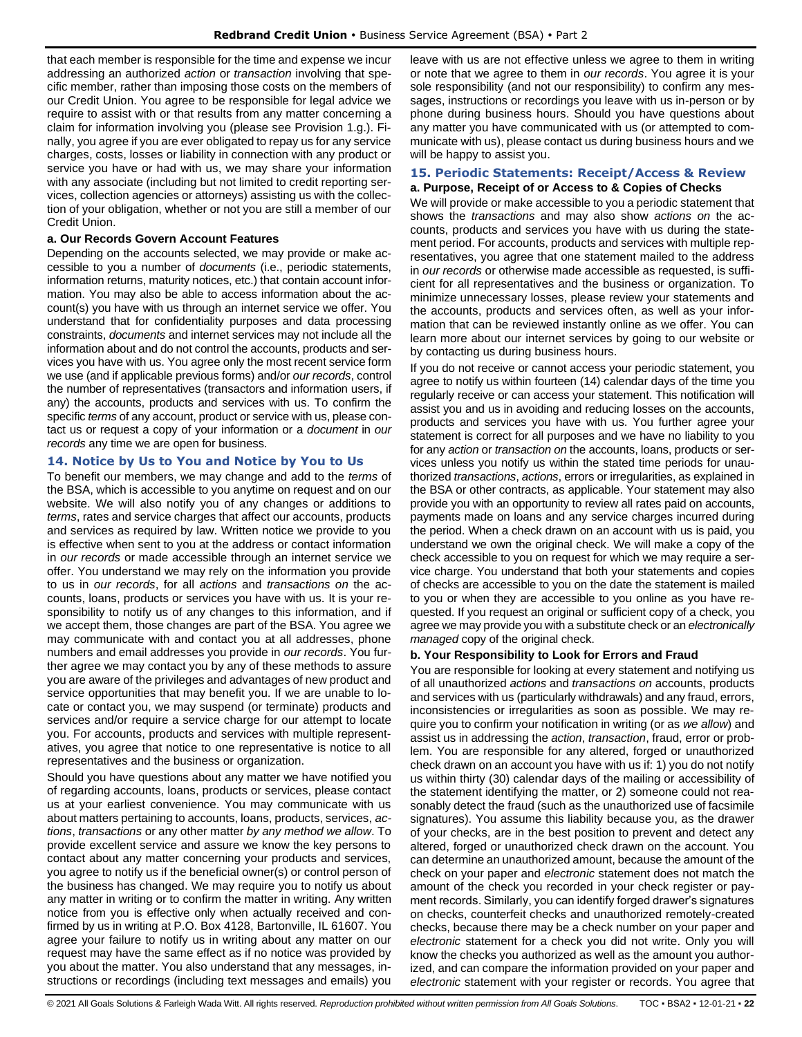that each member is responsible for the time and expense we incur addressing an authorized *action* or *transaction* involving that specific member, rather than imposing those costs on the members of our Credit Union. You agree to be responsible for legal advice we require to assist with or that results from any matter concerning a claim for information involving you (please see Provision 1.g.). Finally, you agree if you are ever obligated to repay us for any service charges, costs, losses or liability in connection with any product or service you have or had with us, we may share your information with any associate (including but not limited to credit reporting services, collection agencies or attorneys) assisting us with the collection of your obligation, whether or not you are still a member of our Credit Union.

**a. Our Records Govern Account Features**

Depending on the accounts selected, we may provide or make accessible to you a number of *documents* (i.e., periodic statements, information returns, maturity notices, etc.) that contain account information. You may also be able to access information about the account(s) you have with us through an internet service we offer. You understand that for confidentiality purposes and data processing constraints, *documents* and internet services may not include all the information about and do not control the accounts, products and services you have with us. You agree only the most recent service form we use (and if applicable previous forms) and/or *our records*, control the number of representatives (transactors and information users, if any) the accounts, products and services with us. To confirm the specific *terms* of any account, product or service with us, please contact us or request a copy of your information or a *document* in *our records* any time we are open for business.

## 14. Notice by Us to You and Notice by You to Us

To benefit our members, we may change and add to the *terms* of the BSA, which is accessible to you anytime on request and on our website. We will also notify you of any changes or additions to *terms*, rates and service charges that affect our accounts, products and services as required by law. Written notice we provide to you is effective when sent to you at the address or contact information in *our records* or made accessible through an internet service we offer. You understand we may rely on the information you provide to us in *our records*, for all *actions* and *transactions on* the accounts, loans, products or services you have with us. It is your responsibility to notify us of any changes to this information, and if we accept them, those changes are part of the BSA. You agree we may communicate with and contact you at all addresses, phone numbers and email addresses you provide in *our records*. You further agree we may contact you by any of these methods to assure you are aware of the privileges and advantages of new product and service opportunities that may benefit you. If we are unable to locate or contact you, we may suspend (or terminate) products and services and/or require a service charge for our attempt to locate you. For accounts, products and services with multiple representatives, you agree that notice to one representative is notice to all representatives and the business or organization.

Should you have questions about any matter we have notified you of regarding accounts, loans, products or services, please contact us at your earliest convenience. You may communicate with us about matters pertaining to accounts, loans, products, services, *actions*, *transactions* or any other matter *by any method we allow*. To provide excellent service and assure we know the key persons to contact about any matter concerning your products and services, you agree to notify us if the beneficial owner(s) or control person of the business has changed. We may require you to notify us about any matter in writing or to confirm the matter in writing. Any written notice from you is effective only when actually received and confirmed by us in writing at P.O. Box 4128, Bartonville, IL 61607. You agree your failure to notify us in writing about any matter on our request may have the same effect as if no notice was provided by you about the matter. You also understand that any messages, instructions or recordings (including text messages and emails) you leave with us are not effective unless we agree to them in writing or note that we agree to them in *our records*. You agree it is your sole responsibility (and not our responsibility) to confirm any messages, instructions or recordings you leave with us in-person or by phone during business hours. Should you have questions about any matter you have communicated with us (or attempted to communicate with us), please contact us during business hours and we will be happy to assist you.

## 15. Periodic Statements: Receipt/Access & Review

**a. Purpose, Receipt of or Access to & Copies of Checks**

We will provide or make accessible to you a periodic statement that shows the *transactions* and may also show *actions on* the accounts, products and services you have with us during the statement period. For accounts, products and services with multiple representatives, you agree that one statement mailed to the address in *our records* or otherwise made accessible as requested, is sufficient for all representatives and the business or organization. To minimize unnecessary losses, please review your statements and the accounts, products and services often, as well as your information that can be reviewed instantly online as we offer. You can learn more about our internet services by going to our website or by contacting us during business hours.

If you do not receive or cannot access your periodic statement, you agree to notify us within fourteen (14) calendar days of the time you regularly receive or can access your statement. This notification will assist you and us in avoiding and reducing losses on the accounts, products and services you have with us. You further agree your statement is correct for all purposes and we have no liability to you for any *action* or *transaction on* the accounts, loans, products or services unless you notify us within the stated time periods for unauthorized *transactions*, *actions*, errors or irregularities, as explained in the BSA or other contracts, as applicable. Your statement may also provide you with an opportunity to review all rates paid on accounts, payments made on loans and any service charges incurred during the period. When a check drawn on an account with us is paid, you understand we own the original check. We will make a copy of the check accessible to you on request for which we may require a service charge. You understand that both your statements and copies of checks are accessible to you on the date the statement is mailed to you or when they are accessible to you online as you have requested. If you request an original or sufficient copy of a check, you agree we may provide you with a substitute check or an *electronically managed* copy of the original check.

**b. Your Responsibility to Look for Errors and Fraud**

You are responsible for looking at every statement and notifying us of all unauthorized *actions* and *transactions on* accounts, products and services with us (particularly withdrawals) and any fraud, errors, inconsistencies or irregularities as soon as possible. We may require you to confirm your notification in writing (or as *we allow*) and assist us in addressing the *action*, *transaction*, fraud, error or problem. You are responsible for any altered, forged or unauthorized check drawn on an account you have with us if: 1) you do not notify us within thirty (30) calendar days of the mailing or accessibility of the statement identifying the matter, or 2) someone could not reasonably detect the fraud (such as the unauthorized use of facsimile signatures). You assume this liability because you, as the drawer of your checks, are in the best position to prevent and detect any altered, forged or unauthorized check drawn on the account. You can determine an unauthorized amount, because the amount of the check on your paper and *electronic* statement does not match the amount of the check you recorded in your check register or payment records. Similarly, you can identify forged drawer's signatures on checks, counterfeit checks and unauthorized remotely-created checks, because there may be a check number on your paper and *electronic* statement for a check you did not write. Only you will know the checks you authorized as well as the amount you authorized, and can compare the information provided on your paper and *electronic* statement with your register or records. You agree that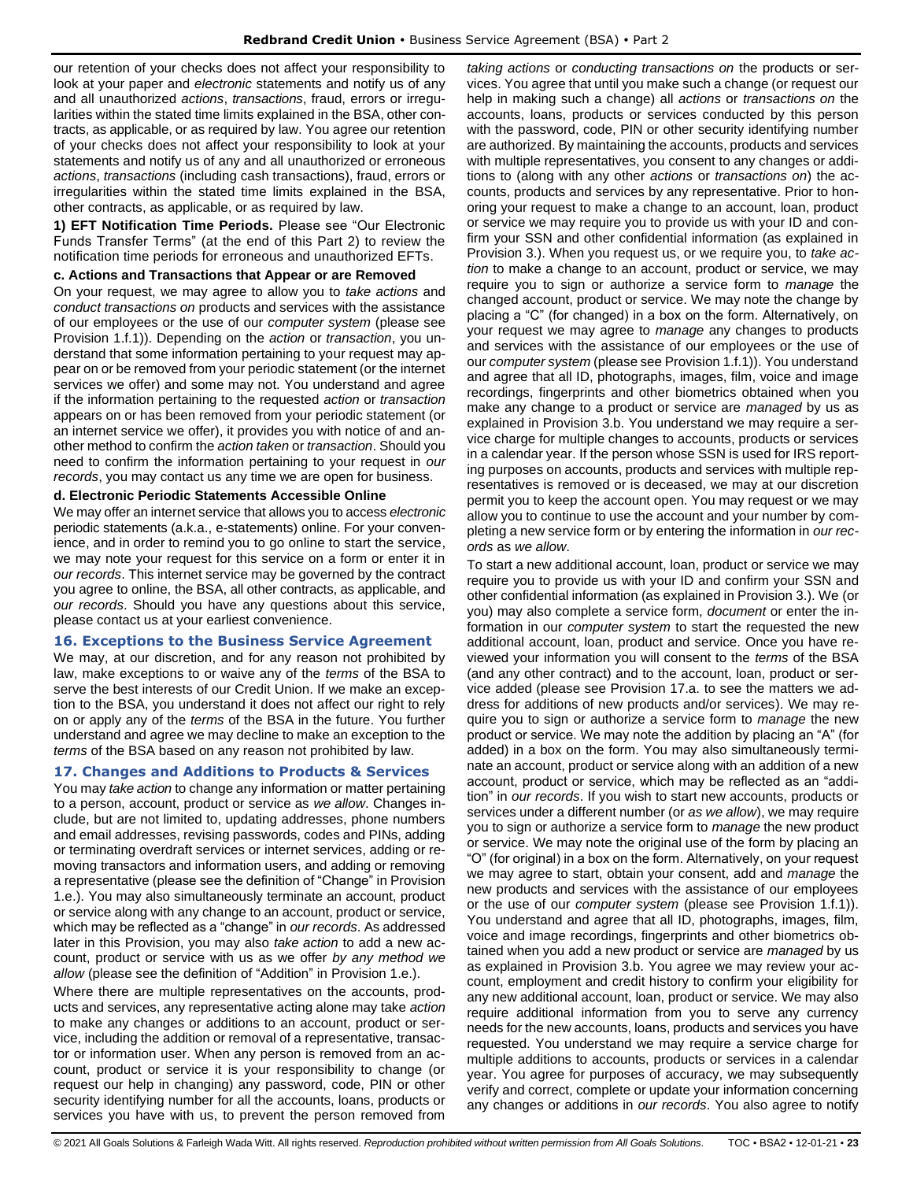our retention of your checks does not affect your responsibility to look at your paper and *electronic* statements and notify us of any and all unauthorized *actions*, *transactions*, fraud, errors or irregularities within the stated time limits explained in the BSA, other contracts, as applicable, or as required by law. You agree our retention of your checks does not affect your responsibility to look at your statements and notify us of any and all unauthorized or erroneous *actions*, *transactions* (including cash transactions), fraud, errors or irregularities within the stated time limits explained in the BSA, other contracts, as applicable, or as required by law.

**1) EFT Notification Time Periods.** Please see "Our Electronic Funds Transfer Terms" (at the end of this Part 2) to review the notification time periods for erroneous and unauthorized EFTs.

**c. Actions and Transactions that Appear or are Removed**

On your request, we may agree to allow you to *take actions* and *conduct transactions on* products and services with the assistance of our employees or the use of our *computer system* (please see Provision 1.f.1)). Depending on the *action* or *transaction*, you understand that some information pertaining to your request may appear on or be removed from your periodic statement (or the internet services we offer) and some may not. You understand and agree if the information pertaining to the requested *action* or *transaction* appears on or has been removed from your periodic statement (or an internet service we offer), it provides you with notice of and another method to confirm the *action taken* or *transaction*. Should you need to confirm the information pertaining to your request in *our records*, you may contact us any time we are open for business.

**d. Electronic Periodic Statements Accessible Online**

We may offer an internet service that allows you to access *electronic* periodic statements (a.k.a., e-statements) online. For your convenience, and in order to remind you to go online to start the service, we may note your request for this service on a form or enter it in *our records*. This internet service may be governed by the contract you agree to online, the BSA, all other contracts, as applicable, and *our records*. Should you have any questions about this service, please contact us at your earliest convenience.

## 16. Exceptions to the Business Service Agreement

We may, at our discretion, and for any reason not prohibited by law, make exceptions to or waive any of the *terms* of the BSA to serve the best interests of our Credit Union. If we make an exception to the BSA, you understand it does not affect our right to rely on or apply any of the *terms* of the BSA in the future. You further understand and agree we may decline to make an exception to the *terms* of the BSA based on any reason not prohibited by law.

## 17. Changes and Additions to Products & Services

You may *take action* to change any information or matter pertaining to a person, account, product or service as *we allow*. Changes include, but are not limited to, updating addresses, phone numbers and email addresses, revising passwords, codes and PINs, adding or terminating overdraft services or internet services, adding or removing transactors and information users, and adding or removing a representative (please see the definition of "Change" in Provision 1.e.). You may also simultaneously terminate an account, product or service along with any change to an account, product or service, which may be reflected as a "change" in *our records*. As addressed later in this Provision, you may also *take action* to add a new account, product or service with us as we offer *by any method we allow* (please see the definition of "Addition" in Provision 1.e.).

Where there are multiple representatives on the accounts, products and services, any representative acting alone may take *action* to make any changes or additions to an account, product or service, including the addition or removal of a representative, transactor or information user. When any person is removed from an account, product or service it is your responsibility to change (or request our help in changing) any password, code, PIN or other security identifying number for all the accounts, loans, products or services you have with us, to prevent the person removed from *taking actions* or *conducting transactions on* the products or services. You agree that until you make such a change (or request our help in making such a change) all *actions* or *transactions on* the accounts, loans, products or services conducted by this person with the password, code, PIN or other security identifying number are authorized. By maintaining the accounts, products and services with multiple representatives, you consent to any changes or additions to (along with any other *actions* or *transactions on*) the accounts, products and services by any representative. Prior to honoring your request to make a change to an account, loan, product or service we may require you to provide us with your ID and confirm your SSN and other confidential information (as explained in Provision 3.). When you request us, or we require you, to *take action* to make a change to an account, product or service, we may require you to sign or authorize a service form to *manage* the changed account, product or service. We may note the change by placing a "C" (for changed) in a box on the form. Alternatively, on your request we may agree to *manage* any changes to products and services with the assistance of our employees or the use of our *computer system* (please see Provision 1.f.1)). You understand and agree that all ID, photographs, images, film, voice and image recordings, fingerprints and other biometrics obtained when you make any change to a product or service are *managed* by us as explained in Provision 3.b. You understand we may require a service charge for multiple changes to accounts, products or services in a calendar year. If the person whose SSN is used for IRS reporting purposes on accounts, products and services with multiple representatives is removed or is deceased, we may at our discretion permit you to keep the account open. You may request or we may allow you to continue to use the account and your number by completing a new service form or by entering the information in *our records* as *we allow*.

To start a new additional account, loan, product or service we may require you to provide us with your ID and confirm your SSN and other confidential information (as explained in Provision 3.). We (or you) may also complete a service form, *document* or enter the information in our *computer system* to start the requested the new additional account, loan, product and service. Once you have reviewed your information you will consent to the *terms* of the BSA (and any other contract) and to the account, loan, product or service added (please see Provision 17.a. to see the matters we address for additions of new products and/or services). We may require you to sign or authorize a service form to *manage* the new product or service. We may note the addition by placing an "A" (for added) in a box on the form. You may also simultaneously terminate an account, product or service along with an addition of a new account, product or service, which may be reflected as an "addition" in *our records*. If you wish to start new accounts, products or services under a different number (or *as we allow*), we may require you to sign or authorize a service form to *manage* the new product or service. We may note the original use of the form by placing an "O" (for original) in a box on the form. Alternatively, on your request we may agree to start, obtain your consent, add and *manage* the new products and services with the assistance of our employees or the use of our *computer system* (please see Provision 1.f.1)). You understand and agree that all ID, photographs, images, film, voice and image recordings, fingerprints and other biometrics obtained when you add a new product or service are *managed* by us as explained in Provision 3.b. You agree we may review your account, employment and credit history to confirm your eligibility for any new additional account, loan, product or service. We may also require additional information from you to serve any currency needs for the new accounts, loans, products and services you have requested. You understand we may require a service charge for multiple additions to accounts, products or services in a calendar year. You agree for purposes of accuracy, we may subsequently verify and correct, complete or update your information concerning any changes or additions in *our records*. You also agree to notify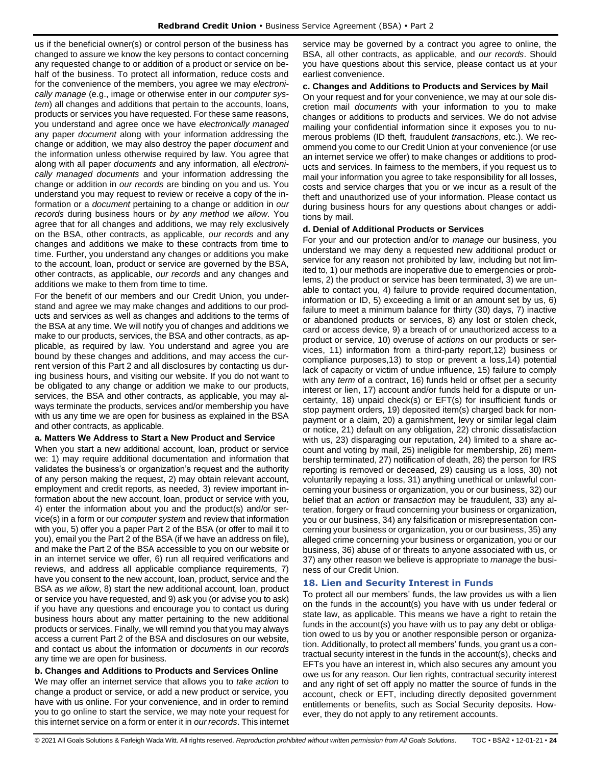us if the beneficial owner(s) or control person of the business has changed to assure we know the key persons to contact concerning any requested change to or addition of a product or service on behalf of the business. To protect all information, reduce costs and for the convenience of the members, you agree we may *electronically manage* (e.g., image or otherwise enter in our *computer system*) all changes and additions that pertain to the accounts, loans, products or services you have requested. For these same reasons, you understand and agree once we have *electronically managed* any paper *document* along with your information addressing the change or addition*,* we may also destroy the paper *document* and the information unless otherwise required by law. You agree that along with all paper *documents* and any information*,* all *electronically managed documents* and your information addressing the change or addition in *our records* are binding on you and us. You understand you may request to review or receive a copy of the information or a *document* pertaining to a change or addition in *our records* during business hours or *by any method we allow*. You agree that for all changes and additions, we may rely exclusively on the BSA, other contracts, as applicable, *our records* and any changes and additions we make to these contracts from time to time. Further, you understand any changes or additions you make to the account, loan, product or service are governed by the BSA, other contracts, as applicable, *our records* and any changes and additions we make to them from time to time.

For the benefit of our members and our Credit Union, you understand and agree we may make changes and additions to our products and services as well as changes and additions to the terms of the BSA at any time. We will notify you of changes and additions we make to our products, services, the BSA and other contracts, as applicable, as required by law. You understand and agree you are bound by these changes and additions, and may access the current version of this Part 2 and all disclosures by contacting us during business hours, and visiting our website. If you do not want to be obligated to any change or addition we make to our products, services, the BSA and other contracts, as applicable, you may always terminate the products, services and/or membership you have with us any time we are open for business as explained in the BSA and other contracts, as applicable.

**a. Matters We Address to Start a New Product and Service**

When you start a new additional account, loan, product or service we: 1) may require additional documentation and information that validates the business's or organization's request and the authority of any person making the request, 2) may obtain relevant account, employment and credit reports, as needed, 3) review important information about the new account, loan, product or service with you, 4) enter the information about you and the product(s) and/or service(s) in a form or our *computer system* and review that information with you, 5) offer you a paper Part 2 of the BSA (or offer to mail it to you), email you the Part 2 of the BSA (if we have an address on file), and make the Part 2 of the BSA accessible to you on our website or in an internet service we offer, 6) run all required verifications and reviews, and address all applicable compliance requirements, 7) have you consent to the new account, loan, product, service and the BSA *as we allow*, 8) start the new additional account, loan, product or service you have requested, and 9) ask you (or advise you to ask) if you have any questions and encourage you to contact us during business hours about any matter pertaining to the new additional products or services. Finally, we will remind you that you may always access a current Part 2 of the BSA and disclosures on our website, and contact us about the information or *documents* in *our records* any time we are open for business.

**b. Changes and Additions to Products and Services Online**

We may offer an internet service that allows you to *take action* to change a product or service, or add a new product or service, you have with us online. For your convenience, and in order to remind you to go online to start the service, we may note your request for this internet service on a form or enter it in *our records*. This internet service may be governed by a contract you agree to online, the BSA, all other contracts, as applicable, and *our records*. Should you have questions about this service, please contact us at your earliest convenience.

**c. Changes and Additions to Products and Services by Mail**

On your request and for your convenience, we may at our sole discretion mail *documents* with your information to you to make changes or additions to products and services. We do not advise mailing your confidential information since it exposes you to numerous problems (ID theft, fraudulent *transactions*, etc.). We recommend you come to our Credit Union at your convenience (or use an internet service we offer) to make changes or additions to products and services. In fairness to the members, if you request us to mail your information you agree to take responsibility for all losses, costs and service charges that you or we incur as a result of the theft and unauthorized use of your information. Please contact us during business hours for any questions about changes or additions by mail.

**d. Denial of Additional Products or Services**

For your and our protection and/or to *manage* our business, you understand we may deny a requested new additional product or service for any reason not prohibited by law, including but not limited to, 1) our methods are inoperative due to emergencies or problems, 2) the product or service has been terminated, 3) we are unable to contact you, 4) failure to provide required documentation, information or ID, 5) exceeding a limit or an amount set by us, 6) failure to meet a minimum balance for thirty (30) days, 7) inactive or abandoned products or services, 8) any lost or stolen check, card or access device, 9) a breach of or unauthorized access to a product or service, 10) overuse of *actions* on our products or services, 11) information from a third-party report,12) business or compliance purposes,13) to stop or prevent a loss,14) potential lack of capacity or victim of undue influence, 15) failure to comply with any *term* of a contract, 16) funds held or offset per a security interest or lien, 17) account and/or funds held for a dispute or uncertainty, 18) unpaid check(s) or EFT(s) for insufficient funds or stop payment orders, 19) deposited item(s) charged back for nonpayment or a claim, 20) a garnishment, levy or similar legal claim or notice, 21) default on any obligation, 22) chronic dissatisfaction with us, 23) disparaging our reputation, 24) limited to a share account and voting by mail, 25) ineligible for membership, 26) membership terminated, 27) notification of death, 28) the person for IRS reporting is removed or deceased, 29) causing us a loss, 30) not voluntarily repaying a loss, 31) anything unethical or unlawful concerning your business or organization, you or our business, 32) our belief that an *action* or *transaction* may be fraudulent, 33) any alteration, forgery or fraud concerning your business or organization, you or our business, 34) any falsification or misrepresentation concerning your business or organization, you or our business, 35) any alleged crime concerning your business or organization, you or our business, 36) abuse of or threats to anyone associated with us, or 37) any other reason we believe is appropriate to *manage* the business of our Credit Union.

## 18. Lien and Security Interest in Funds

To protect all our members' funds, the law provides us with a lien on the funds in the account(s) you have with us under federal or state law, as applicable. This means we have a right to retain the funds in the account(s) you have with us to pay any debt or obligation owed to us by you or another responsible person or organization. Additionally, to protect all members' funds, you grant us a contractual security interest in the funds in the account(s), checks and EFTs you have an interest in, which also secures any amount you owe us for any reason. Our lien rights, contractual security interest and any right of set off apply no matter the source of funds in the account, check or EFT, including directly deposited government entitlements or benefits, such as Social Security deposits. However, they do not apply to any retirement accounts.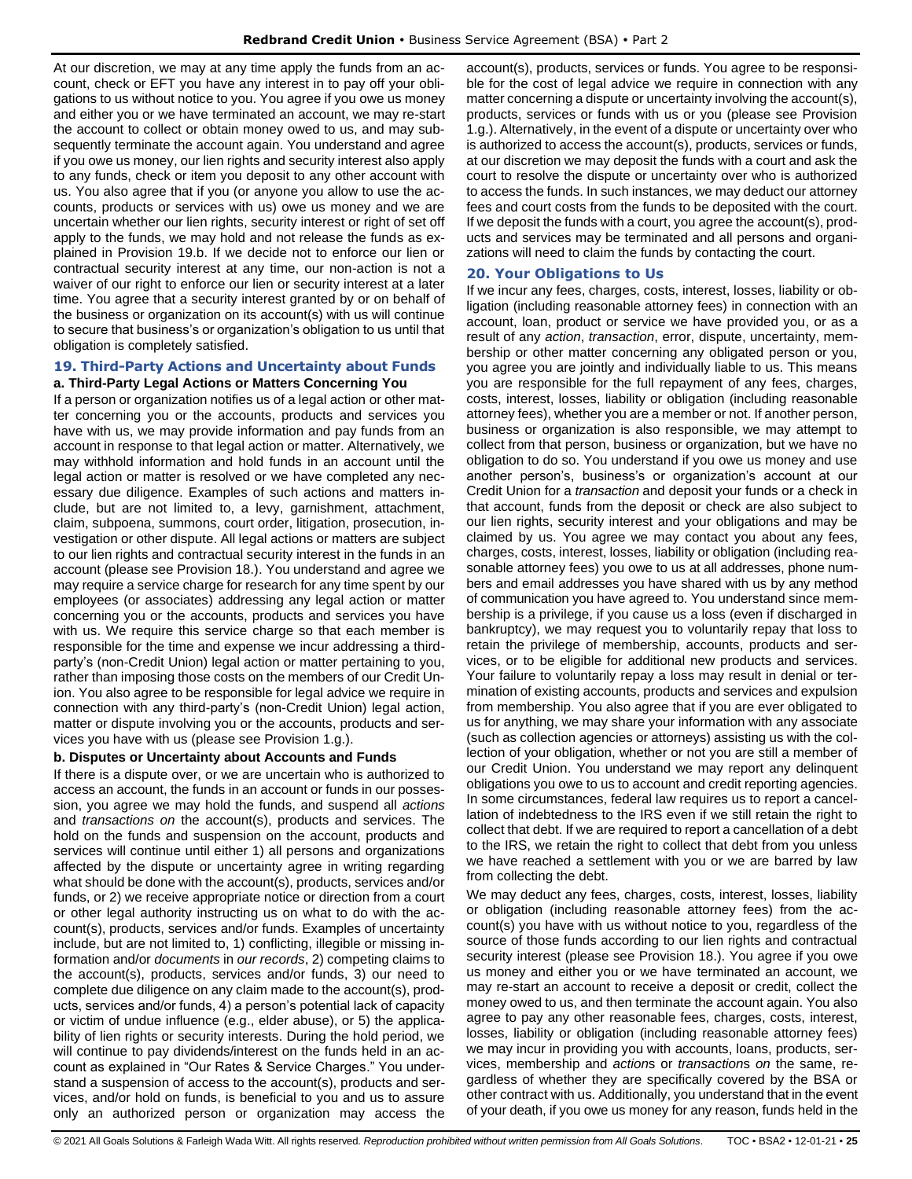At our discretion, we may at any time apply the funds from an account, check or EFT you have any interest in to pay off your obligations to us without notice to you. You agree if you owe us money and either you or we have terminated an account, we may re-start the account to collect or obtain money owed to us, and may subsequently terminate the account again. You understand and agree if you owe us money, our lien rights and security interest also apply to any funds, check or item you deposit to any other account with us. You also agree that if you (or anyone you allow to use the accounts, products or services with us) owe us money and we are uncertain whether our lien rights, security interest or right of set off apply to the funds, we may hold and not release the funds as explained in Provision 19.b. If we decide not to enforce our lien or contractual security interest at any time, our non-action is not a waiver of our right to enforce our lien or security interest at a later time. You agree that a security interest granted by or on behalf of the business or organization on its account(s) with us will continue to secure that business's or organization's obligation to us until that obligation is completely satisfied.

## 19. Third-Party Actions and Uncertainty about Funds

### a. Third-Party Legal Actions or Matters Concerning You

If a person or organization notifies us of a legal action or other matter concerning you or the accounts, products and services you have with us, we may provide information and pay funds from an account in response to that legal action or matter. Alternatively, we may withhold information and hold funds in an account until the legal action or matter is resolved or we have completed any necessary due diligence. Examples of such actions and matters include, but are not limited to, a levy, garnishment, attachment, claim, subpoena, summons, court order, litigation, prosecution, investigation or other dispute. All legal actions or matters are subject to our lien rights and contractual security interest in the funds in an account (please see Provision 18.). You understand and agree we may require a service charge for research for any time spent by our employees (or associates) addressing any legal action or matter concerning you or the accounts, products and services you have with us. We require this service charge so that each member is responsible for the time and expense we incur addressing a third-party's (non-Credit Union) legal action or matter pertaining to you, rather than imposing those costs on the members of our Credit Union. You also agree to be responsible for legal advice we require in connection with any third-party's (non-Credit Union) legal action, matter or dispute involving you or the accounts, products and services you have with us (please see Provision 1.g.).

### b. Disputes or Uncertainty about Accounts and Funds

If there is a dispute over, or we are uncertain who is authorized to access an account, the funds in an account or funds in our possession, you agree we may hold the funds, and suspend all *actions* and *transactions on* the account(s), products and services. The hold on the funds and suspension on the account, products and services will continue until either 1) all persons and organizations affected by the dispute or uncertainty agree in writing regarding what should be done with the account(s), products, services and/or funds, or 2) we receive appropriate notice or direction from a court or other legal authority instructing us on what to do with the account(s), products, services and/or funds. Examples of uncertainty include, but are not limited to, 1) conflicting, illegible or missing information and/or *documents* in *our records*, 2) competing claims to the account(s), products, services and/or funds, 3) our need to complete due diligence on any claim made to the account(s), products, services and/or funds, 4) a person's potential lack of capacity or victim of undue influence (e.g., elder abuse), or 5) the applicability of lien rights or security interests. During the hold period, we will continue to pay dividends/interest on the funds held in an account as explained in "Our Rates & Service Charges." You understand a suspension of access to the account(s), products and services, and/or hold on funds, is beneficial to you and us to assure only an authorized person or organization may access the account(s), products, services or funds. You agree to be responsible for the cost of legal advice we require in connection with any matter concerning a dispute or uncertainty involving the account(s), products, services or funds with us or you (please see Provision 1.g.). Alternatively, in the event of a dispute or uncertainty over who is authorized to access the account(s), products, services or funds, at our discretion we may deposit the funds with a court and ask the court to resolve the dispute or uncertainty over who is authorized to access the funds. In such instances, we may deduct our attorney fees and court costs from the funds to be deposited with the court. If we deposit the funds with a court, you agree the account(s), products and services may be terminated and all persons and organizations will need to claim the funds by contacting the court.

## 20. Your Obligations to Us

If we incur any fees, charges, costs, interest, losses, liability or obligation (including reasonable attorney fees) in connection with an account, loan, product or service we have provided you, or as a result of any *action*, *transaction*, error, dispute, uncertainty, membership or other matter concerning any obligated person or you, you agree you are jointly and individually liable to us. This means you are responsible for the full repayment of any fees, charges, costs, interest, losses, liability or obligation (including reasonable attorney fees), whether you are a member or not. If another person, business or organization is also responsible, we may attempt to collect from that person, business or organization, but we have no obligation to do so. You understand if you owe us money and use another person's, business's or organization's account at our Credit Union for a *transaction* and deposit your funds or a check in that account, funds from the deposit or check are also subject to our lien rights, security interest and your obligations and may be claimed by us. You agree we may contact you about any fees, charges, costs, interest, losses, liability or obligation (including reasonable attorney fees) you owe to us at all addresses, phone numbers and email addresses you have shared with us by any method of communication you have agreed to. You understand since membership is a privilege, if you cause us a loss (even if discharged in bankruptcy), we may request you to voluntarily repay that loss to retain the privilege of membership, accounts, products and services, or to be eligible for additional new products and services. Your failure to voluntarily repay a loss may result in denial or termination of existing accounts, products and services and expulsion from membership. You also agree that if you are ever obligated to us for anything, we may share your information with any associate (such as collection agencies or attorneys) assisting us with the collection of your obligation, whether or not you are still a member of our Credit Union. You understand we may report any delinquent obligations you owe to us to account and credit reporting agencies. In some circumstances, federal law requires us to report a cancellation of indebtedness to the IRS even if we still retain the right to collect that debt. If we are required to report a cancellation of a debt to the IRS, we retain the right to collect that debt from you unless we have reached a settlement with you or we are barred by law from collecting the debt.

We may deduct any fees, charges, costs, interest, losses, liability or obligation (including reasonable attorney fees) from the account(s) you have with us without notice to you, regardless of the source of those funds according to our lien rights and contractual security interest (please see Provision 18.). You agree if you owe us money and either you or we have terminated an account, we may re-start an account to receive a deposit or credit, collect the money owed to us, and then terminate the account again. You also agree to pay any other reasonable fees, charges, costs, interest, losses, liability or obligation (including reasonable attorney fees) we may incur in providing you with accounts, loans, products, services, membership and *actions* or *transactions on* the same, regardless of whether they are specifically covered by the BSA or other contract with us. Additionally, you understand that in the event of your death, if you owe us money for any reason, funds held in the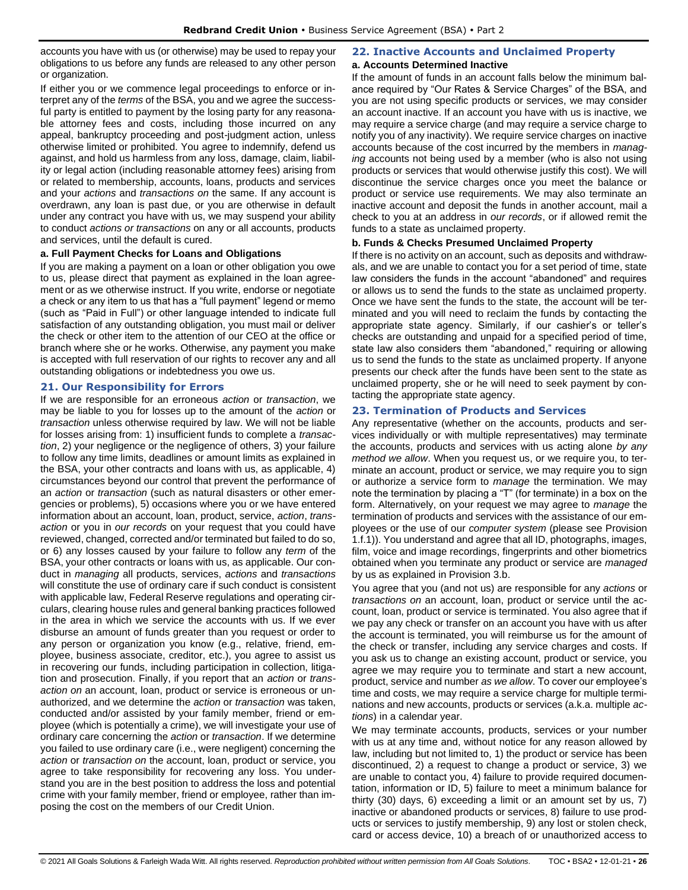accounts you have with us (or otherwise) may be used to repay your obligations to us before any funds are released to any other person or organization.

If either you or we commence legal proceedings to enforce or interpret any of the *terms* of the BSA, you and we agree the successful party is entitled to payment by the losing party for any reasonable attorney fees and costs, including those incurred on any appeal, bankruptcy proceeding and post-judgment action, unless otherwise limited or prohibited. You agree to indemnify, defend us against, and hold us harmless from any loss, damage, claim, liability or legal action (including reasonable attorney fees) arising from or related to membership, accounts, loans, products and services and your *actions* and *transactions on* the same. If any account is overdrawn, any loan is past due, or you are otherwise in default under any contract you have with us, we may suspend your ability to conduct *actions or transactions* on any or all accounts, products and services, until the default is cured.

**a. Full Payment Checks for Loans and Obligations**

If you are making a payment on a loan or other obligation you owe to us, please direct that payment as explained in the loan agreement or as we otherwise instruct. If you write, endorse or negotiate a check or any item to us that has a "full payment" legend or memo (such as "Paid in Full") or other language intended to indicate full satisfaction of any outstanding obligation, you must mail or deliver the check or other item to the attention of our CEO at the office or branch where she or he works. Otherwise, any payment you make is accepted with full reservation of our rights to recover any and all outstanding obligations or indebtedness you owe us.

## 21. Our Responsibility for Errors

If we are responsible for an erroneous *action* or *transaction*, we may be liable to you for losses up to the amount of the *action* or *transaction* unless otherwise required by law. We will not be liable for losses arising from: 1) insufficient funds to complete a *transaction*, 2) your negligence or the negligence of others, 3) your failure to follow any time limits, deadlines or amount limits as explained in the BSA, your other contracts and loans with us, as applicable, 4) circumstances beyond our control that prevent the performance of an *action* or *transaction* (such as natural disasters or other emergencies or problems), 5) occasions where you or we have entered information about an account, loan, product, service, *action*, *transaction* or you in *our records* on your request that you could have reviewed, changed, corrected and/or terminated but failed to do so, or 6) any losses caused by your failure to follow any *term* of the BSA, your other contracts or loans with us, as applicable. Our conduct in *managing* all products, services, *actions* and *transactions* will constitute the use of ordinary care if such conduct is consistent with applicable law, Federal Reserve regulations and operating circulars, clearing house rules and general banking practices followed in the area in which we service the accounts with us. If we ever disburse an amount of funds greater than you request or order to any person or organization you know (e.g., relative, friend, employee, business associate, creditor, etc.), you agree to assist us in recovering our funds, including participation in collection, litigation and prosecution. Finally, if you report that an *action* or *transaction on* an account, loan, product or service is erroneous or unauthorized, and we determine the *action* or *transaction* was taken, conducted and/or assisted by your family member, friend or employee (which is potentially a crime), we will investigate your use of ordinary care concerning the *action* or *transaction*. If we determine you failed to use ordinary care (i.e., were negligent) concerning the *action* or *transaction on* the account, loan, product or service, you agree to take responsibility for recovering any loss. You understand you are in the best position to address the loss and potential crime with your family member, friend or employee, rather than imposing the cost on the members of our Credit Union.

## 22. Inactive Accounts and Unclaimed Property

**a. Accounts Determined Inactive**

If the amount of funds in an account falls below the minimum balance required by "Our Rates & Service Charges" of the BSA, and you are not using specific products or services, we may consider an account inactive. If an account you have with us is inactive, we may require a service charge (and may require a service charge to notify you of any inactivity). We require service charges on inactive accounts because of the cost incurred by the members in *managing* accounts not being used by a member (who is also not using products or services that would otherwise justify this cost). We will discontinue the service charges once you meet the balance or product or service use requirements. We may also terminate an inactive account and deposit the funds in another account, mail a check to you at an address in *our records*, or if allowed remit the funds to a state as unclaimed property.

**b. Funds & Checks Presumed Unclaimed Property**

If there is no activity on an account, such as deposits and withdrawals, and we are unable to contact you for a set period of time, state law considers the funds in the account "abandoned" and requires or allows us to send the funds to the state as unclaimed property. Once we have sent the funds to the state, the account will be terminated and you will need to reclaim the funds by contacting the appropriate state agency. Similarly, if our cashier's or teller's checks are outstanding and unpaid for a specified period of time, state law also considers them "abandoned," requiring or allowing us to send the funds to the state as unclaimed property. If anyone presents our check after the funds have been sent to the state as unclaimed property, she or he will need to seek payment by contacting the appropriate state agency.

## 23. Termination of Products and Services

Any representative (whether on the accounts, products and services individually or with multiple representatives) may terminate the accounts, products and services with us acting alone *by any method we allow*. When you request us, or we require you, to terminate an account, product or service, we may require you to sign or authorize a service form to *manage* the termination. We may note the termination by placing a "T" (for terminate) in a box on the form. Alternatively, on your request we may agree to *manage* the termination of products and services with the assistance of our employees or the use of our *computer system* (please see Provision 1.f.1)). You understand and agree that all ID, photographs, images, film, voice and image recordings, fingerprints and other biometrics obtained when you terminate any product or service are *managed* by us as explained in Provision 3.b.

You agree that you (and not us) are responsible for any *actions* or *transactions on* an account, loan, product or service until the account, loan, product or service is terminated. You also agree that if we pay any check or transfer on an account you have with us after the account is terminated, you will reimburse us for the amount of the check or transfer, including any service charges and costs. If you ask us to change an existing account, product or service, you agree we may require you to terminate and start a new account, product, service and number *as we allow*. To cover our employee's time and costs, we may require a service charge for multiple terminations and new accounts, products or services (a.k.a. multiple *actions*) in a calendar year.

We may terminate accounts, products, services or your number with us at any time and, without notice for any reason allowed by law, including but not limited to, 1) the product or service has been discontinued, 2) a request to change a product or service, 3) we are unable to contact you, 4) failure to provide required documentation, information or ID, 5) failure to meet a minimum balance for thirty (30) days, 6) exceeding a limit or an amount set by us, 7) inactive or abandoned products or services, 8) failure to use products or services to justify membership, 9) any lost or stolen check, card or access device, 10) a breach of or unauthorized access to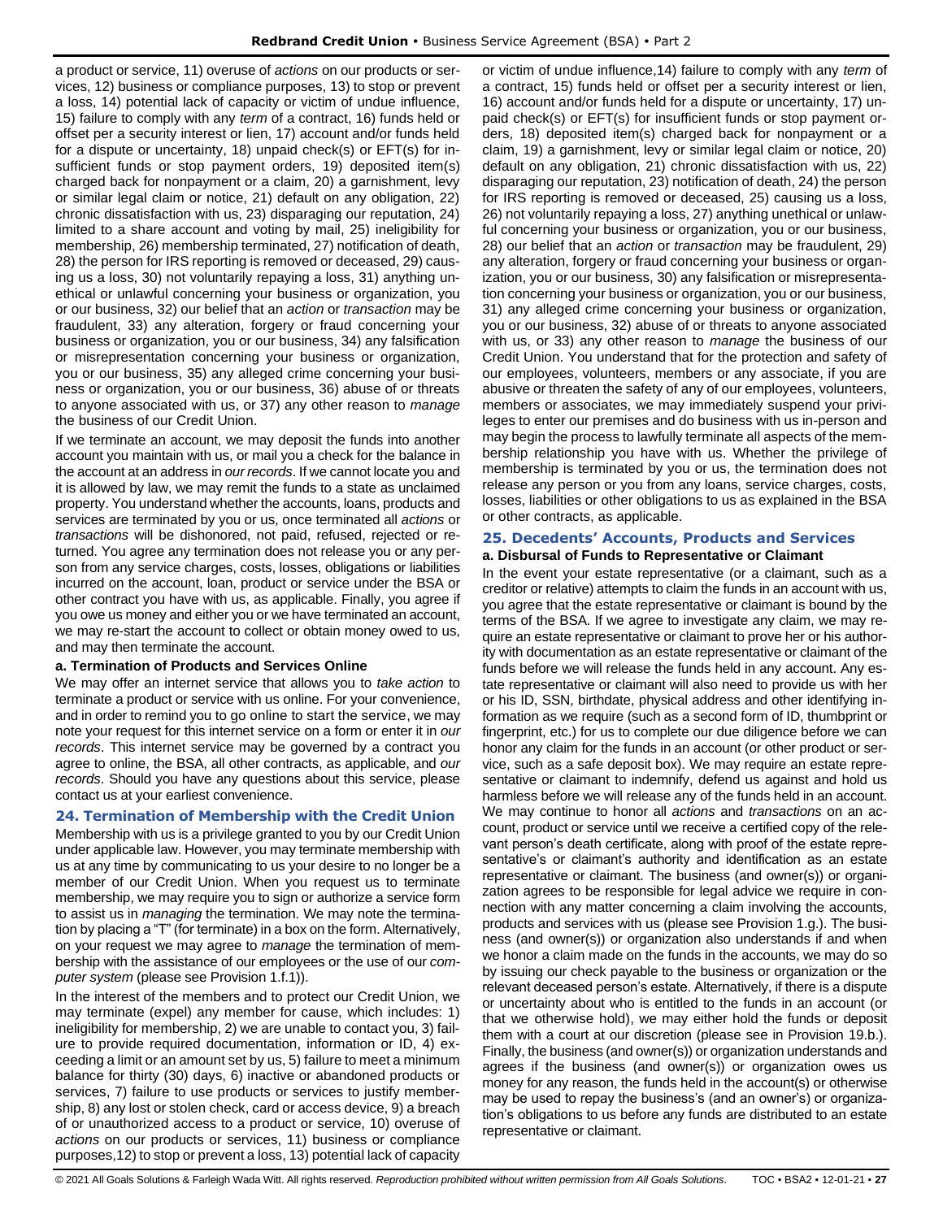a product or service, 11) overuse of *actions* on our products or services, 12) business or compliance purposes, 13) to stop or prevent a loss, 14) potential lack of capacity or victim of undue influence, 15) failure to comply with any *term* of a contract, 16) funds held or offset per a security interest or lien, 17) account and/or funds held for a dispute or uncertainty, 18) unpaid check(s) or EFT(s) for insufficient funds or stop payment orders, 19) deposited item(s) charged back for nonpayment or a claim, 20) a garnishment, levy or similar legal claim or notice, 21) default on any obligation, 22) chronic dissatisfaction with us, 23) disparaging our reputation, 24) limited to a share account and voting by mail, 25) ineligibility for membership, 26) membership terminated, 27) notification of death, 28) the person for IRS reporting is removed or deceased, 29) causing us a loss, 30) not voluntarily repaying a loss, 31) anything unethical or unlawful concerning your business or organization, you or our business, 32) our belief that an *action* or *transaction* may be fraudulent, 33) any alteration, forgery or fraud concerning your business or organization, you or our business, 34) any falsification or misrepresentation concerning your business or organization, you or our business, 35) any alleged crime concerning your business or organization, you or our business, 36) abuse of or threats to anyone associated with us, or 37) any other reason to *manage* the business of our Credit Union.

If we terminate an account, we may deposit the funds into another account you maintain with us, or mail you a check for the balance in the account at an address in *our records*. If we cannot locate you and it is allowed by law, we may remit the funds to a state as unclaimed property. You understand whether the accounts, loans, products and services are terminated by you or us, once terminated all *actions* or *transactions* will be dishonored, not paid, refused, rejected or returned. You agree any termination does not release you or any person from any service charges, costs, losses, obligations or liabilities incurred on the account, loan, product or service under the BSA or other contract you have with us, as applicable. Finally, you agree if you owe us money and either you or we have terminated an account, we may re-start the account to collect or obtain money owed to us, and may then terminate the account.

**a. Termination of Products and Services Online**

We may offer an internet service that allows you to *take action* to terminate a product or service with us online. For your convenience, and in order to remind you to go online to start the service, we may note your request for this internet service on a form or enter it in *our records*. This internet service may be governed by a contract you agree to online, the BSA, all other contracts, as applicable, and *our records*. Should you have any questions about this service, please contact us at your earliest convenience.

## 24. Termination of Membership with the Credit Union

Membership with us is a privilege granted to you by our Credit Union under applicable law. However, you may terminate membership with us at any time by communicating to us your desire to no longer be a member of our Credit Union. When you request us to terminate membership, we may require you to sign or authorize a service form to assist us in *managing* the termination. We may note the termination by placing a "T" (for terminate) in a box on the form. Alternatively, on your request we may agree to *manage* the termination of membership with the assistance of our employees or the use of our *computer system* (please see Provision 1.f.1)).

In the interest of the members and to protect our Credit Union, we may terminate (expel) any member for cause, which includes: 1) ineligibility for membership, 2) we are unable to contact you, 3) failure to provide required documentation, information or ID, 4) exceeding a limit or an amount set by us, 5) failure to meet a minimum balance for thirty (30) days, 6) inactive or abandoned products or services, 7) failure to use products or services to justify membership, 8) any lost or stolen check, card or access device, 9) a breach of or unauthorized access to a product or service, 10) overuse of *actions* on our products or services, 11) business or compliance purposes,12) to stop or prevent a loss, 13) potential lack of capacity or victim of undue influence,14) failure to comply with any *term* of a contract, 15) funds held or offset per a security interest or lien, 16) account and/or funds held for a dispute or uncertainty, 17) unpaid check(s) or EFT(s) for insufficient funds or stop payment orders, 18) deposited item(s) charged back for nonpayment or a claim, 19) a garnishment, levy or similar legal claim or notice, 20) default on any obligation, 21) chronic dissatisfaction with us, 22) disparaging our reputation, 23) notification of death, 24) the person for IRS reporting is removed or deceased, 25) causing us a loss, 26) not voluntarily repaying a loss, 27) anything unethical or unlawful concerning your business or organization, you or our business, 28) our belief that an *action* or *transaction* may be fraudulent, 29) any alteration, forgery or fraud concerning your business or organization, you or our business, 30) any falsification or misrepresentation concerning your business or organization, you or our business, 31) any alleged crime concerning your business or organization, you or our business, 32) abuse of or threats to anyone associated with us, or 33) any other reason to *manage* the business of our Credit Union. You understand that for the protection and safety of our employees, volunteers, members or any associate, if you are abusive or threaten the safety of any of our employees, volunteers, members or associates, we may immediately suspend your privileges to enter our premises and do business with us in-person and may begin the process to lawfully terminate all aspects of the membership relationship you have with us. Whether the privilege of membership is terminated by you or us, the termination does not release any person or you from any loans, service charges, costs, losses, liabilities or other obligations to us as explained in the BSA or other contracts, as applicable.

## 25. Decedents' Accounts, Products and Services

**a. Disbursal of Funds to Representative or Claimant**

In the event your estate representative (or a claimant, such as a creditor or relative) attempts to claim the funds in an account with us, you agree that the estate representative or claimant is bound by the terms of the BSA. If we agree to investigate any claim, we may require an estate representative or claimant to prove her or his authority with documentation as an estate representative or claimant of the funds before we will release the funds held in any account. Any estate representative or claimant will also need to provide us with her or his ID, SSN, birthdate, physical address and other identifying information as we require (such as a second form of ID, thumbprint or fingerprint, etc.) for us to complete our due diligence before we can honor any claim for the funds in an account (or other product or service, such as a safe deposit box). We may require an estate representative or claimant to indemnify, defend us against and hold us harmless before we will release any of the funds held in an account. We may continue to honor all *actions* and *transactions* on an account, product or service until we receive a certified copy of the relevant person's death certificate, along with proof of the estate representative's or claimant's authority and identification as an estate representative or claimant. The business (and owner(s)) or organization agrees to be responsible for legal advice we require in connection with any matter concerning a claim involving the accounts, products and services with us (please see Provision 1.g.). The business (and owner(s)) or organization also understands if and when we honor a claim made on the funds in the accounts, we may do so by issuing our check payable to the business or organization or the relevant deceased person's estate. Alternatively, if there is a dispute or uncertainty about who is entitled to the funds in an account (or that we otherwise hold), we may either hold the funds or deposit them with a court at our discretion (please see in Provision 19.b.). Finally, the business (and owner(s)) or organization understands and agrees if the business (and owner(s)) or organization owes us money for any reason, the funds held in the account(s) or otherwise may be used to repay the business's (and an owner's) or organization's obligations to us before any funds are distributed to an estate representative or claimant.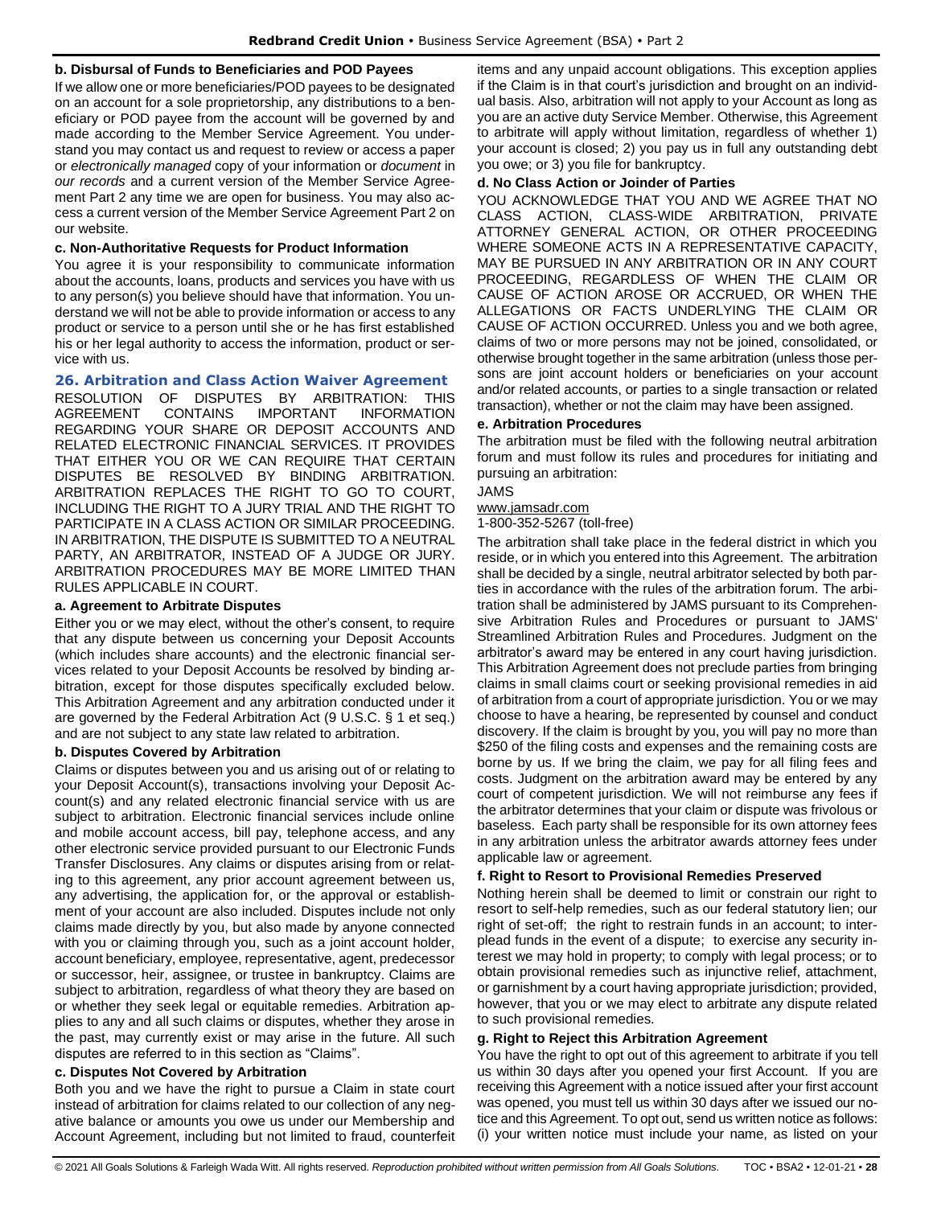#### b. Disbursal of Funds to Beneficiaries and POD Payees

If we allow one or more beneficiaries/POD payees to be designated on an account for a sole proprietorship, any distributions to a beneficiary or POD payee from the account will be governed by and made according to the Member Service Agreement. You understand you may contact us and request to review or access a paper or *electronically managed* copy of your information or *document* in *our records* and a current version of the Member Service Agreement Part 2 any time we are open for business. You may also access a current version of the Member Service Agreement Part 2 on our website.

#### c. Non-Authoritative Requests for Product Information

You agree it is your responsibility to communicate information about the accounts, loans, products and services you have with us to any person(s) you believe should have that information. You understand we will not be able to provide information or access to any product or service to a person until she or he has first established his or her legal authority to access the information, product or service with us.

### 26. Arbitration and Class Action Waiver Agreement

RESOLUTION OF DISPUTES BY ARBITRATION: THIS AGREEMENT CONTAINS IMPORTANT INFORMATION REGARDING YOUR SHARE OR DEPOSIT ACCOUNTS AND RELATED ELECTRONIC FINANCIAL SERVICES. IT PROVIDES THAT EITHER YOU OR WE CAN REQUIRE THAT CERTAIN DISPUTES BE RESOLVED BY BINDING ARBITRATION. ARBITRATION REPLACES THE RIGHT TO GO TO COURT, INCLUDING THE RIGHT TO A JURY TRIAL AND THE RIGHT TO PARTICIPATE IN A CLASS ACTION OR SIMILAR PROCEEDING. IN ARBITRATION, THE DISPUTE IS SUBMITTED TO A NEUTRAL PARTY, AN ARBITRATOR, INSTEAD OF A JUDGE OR JURY. ARBITRATION PROCEDURES MAY BE MORE LIMITED THAN RULES APPLICABLE IN COURT.

#### a. Agreement to Arbitrate Disputes

Either you or we may elect, without the other's consent, to require that any dispute between us concerning your Deposit Accounts (which includes share accounts) and the electronic financial services related to your Deposit Accounts be resolved by binding arbitration, except for those disputes specifically excluded below. This Arbitration Agreement and any arbitration conducted under it are governed by the Federal Arbitration Act (9 U.S.C. § 1 et seq.) and are not subject to any state law related to arbitration.

#### b. Disputes Covered by Arbitration

Claims or disputes between you and us arising out of or relating to your Deposit Account(s), transactions involving your Deposit Account(s) and any related electronic financial service with us are subject to arbitration. Electronic financial services include online and mobile account access, bill pay, telephone access, and any other electronic service provided pursuant to our Electronic Funds Transfer Disclosures. Any claims or disputes arising from or relating to this agreement, any prior account agreement between us, any advertising, the application for, or the approval or establishment of your account are also included. Disputes include not only claims made directly by you, but also made by anyone connected with you or claiming through you, such as a joint account holder, account beneficiary, employee, representative, agent, predecessor or successor, heir, assignee, or trustee in bankruptcy. Claims are subject to arbitration, regardless of what theory they are based on or whether they seek legal or equitable remedies. Arbitration applies to any and all such claims or disputes, whether they arose in the past, may currently exist or may arise in the future. All such disputes are referred to in this section as "Claims".

#### c. Disputes Not Covered by Arbitration

Both you and we have the right to pursue a Claim in state court instead of arbitration for claims related to our collection of any negative balance or amounts you owe us under our Membership and Account Agreement, including but not limited to fraud, counterfeit items and any unpaid account obligations. This exception applies if the Claim is in that court's jurisdiction and brought on an individual basis. Also, arbitration will not apply to your Account as long as you are an active duty Service Member. Otherwise, this Agreement to arbitrate will apply without limitation, regardless of whether 1) your account is closed; 2) you pay us in full any outstanding debt you owe; or 3) you file for bankruptcy.

#### d. No Class Action or Joinder of Parties

YOU ACKNOWLEDGE THAT YOU AND WE AGREE THAT NO CLASS ACTION, CLASS-WIDE ARBITRATION, PRIVATE ATTORNEY GENERAL ACTION, OR OTHER PROCEEDING WHERE SOMEONE ACTS IN A REPRESENTATIVE CAPACITY, MAY BE PURSUED IN ANY ARBITRATION OR IN ANY COURT PROCEEDING, REGARDLESS OF WHEN THE CLAIM OR CAUSE OF ACTION AROSE OR ACCRUED, OR WHEN THE ALLEGATIONS OR FACTS UNDERLYING THE CLAIM OR CAUSE OF ACTION OCCURRED. Unless you and we both agree, claims of two or more persons may not be joined, consolidated, or otherwise brought together in the same arbitration (unless those persons are joint account holders or beneficiaries on your account and/or related accounts, or parties to a single transaction or related transaction), whether or not the claim may have been assigned.

#### e. Arbitration Procedures

The arbitration must be filed with the following neutral arbitration forum and must follow its rules and procedures for initiating and pursuing an arbitration:

JAMS
www.jamsadr.com
1-800-352-5267 (toll-free)

The arbitration shall take place in the federal district in which you reside, or in which you entered into this Agreement. The arbitration shall be decided by a single, neutral arbitrator selected by both parties in accordance with the rules of the arbitration forum. The arbitration shall be administered by JAMS pursuant to its Comprehensive Arbitration Rules and Procedures or pursuant to JAMS' Streamlined Arbitration Rules and Procedures. Judgment on the arbitrator's award may be entered in any court having jurisdiction. This Arbitration Agreement does not preclude parties from bringing claims in small claims court or seeking provisional remedies in aid of arbitration from a court of appropriate jurisdiction. You or we may choose to have a hearing, be represented by counsel and conduct discovery. If the claim is brought by you, you will pay no more than $250 of the filing costs and expenses and the remaining costs are borne by us. If we bring the claim, we pay for all filing fees and costs. Judgment on the arbitration award may be entered by any court of competent jurisdiction. We will not reimburse any fees if the arbitrator determines that your claim or dispute was frivolous or baseless. Each party shall be responsible for its own attorney fees in any arbitration unless the arbitrator awards attorney fees under applicable law or agreement.

#### f. Right to Resort to Provisional Remedies Preserved

Nothing herein shall be deemed to limit or constrain our right to resort to self-help remedies, such as our federal statutory lien; our right of set-off; the right to restrain funds in an account; to interplead funds in the event of a dispute; to exercise any security interest we may hold in property; to comply with legal process; or to obtain provisional remedies such as injunctive relief, attachment, or garnishment by a court having appropriate jurisdiction; provided, however, that you or we may elect to arbitrate any dispute related to such provisional remedies.

#### g. Right to Reject this Arbitration Agreement

You have the right to opt out of this agreement to arbitrate if you tell us within 30 days after you opened your first Account. If you are receiving this Agreement with a notice issued after your first account was opened, you must tell us within 30 days after we issued our notice and this Agreement. To opt out, send us written notice as follows: (i) your written notice must include your name, as listed on your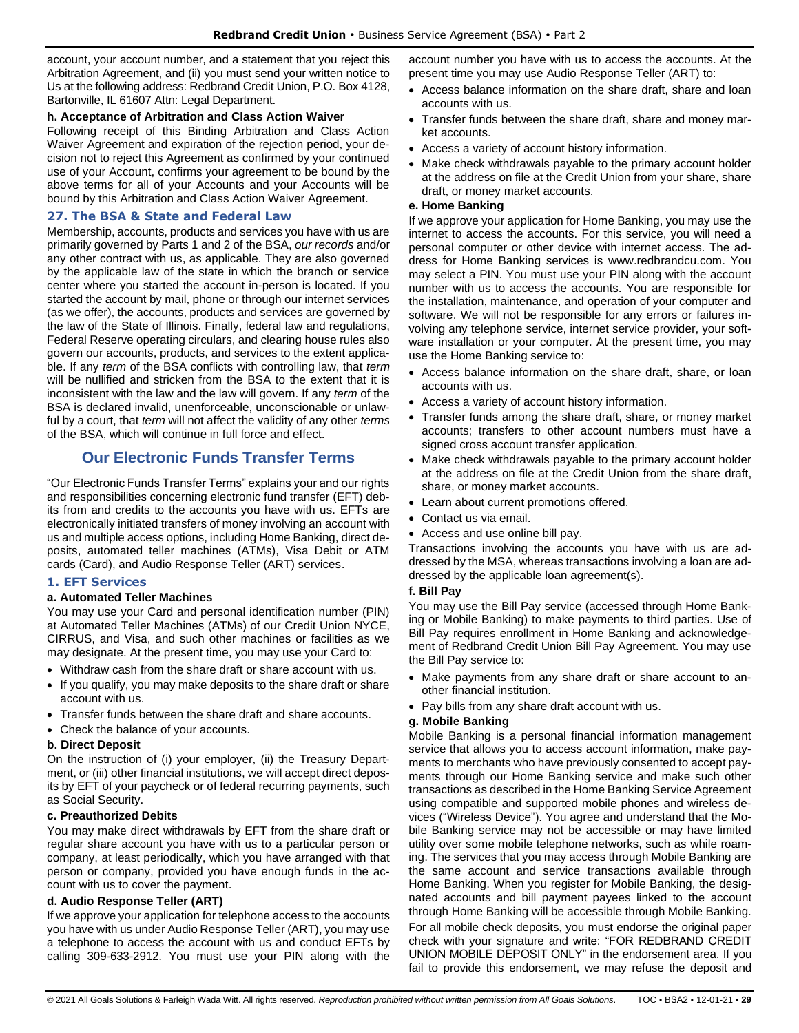account, your account number, and a statement that you reject this Arbitration Agreement, and (ii) you must send your written notice to Us at the following address: Redbrand Credit Union, P.O. Box 4128, Bartonville, IL 61607 Attn: Legal Department.

**h. Acceptance of Arbitration and Class Action Waiver**

Following receipt of this Binding Arbitration and Class Action Waiver Agreement and expiration of the rejection period, your decision not to reject this Agreement as confirmed by your continued use of your Account, confirms your agreement to be bound by the above terms for all of your Accounts and your Accounts will be bound by this Arbitration and Class Action Waiver Agreement.

### 27. The BSA & State and Federal Law

Membership, accounts, products and services you have with us are primarily governed by Parts 1 and 2 of the BSA, *our records* and/or any other contract with us, as applicable. They are also governed by the applicable law of the state in which the branch or service center where you started the account in-person is located. If you started the account by mail, phone or through our internet services (as we offer), the accounts, products and services are governed by the law of the State of Illinois. Finally, federal law and regulations, Federal Reserve operating circulars, and clearing house rules also govern our accounts, products, and services to the extent applicable. If any *term* of the BSA conflicts with controlling law, that *term* will be nullified and stricken from the BSA to the extent that it is inconsistent with the law and the law will govern. If any *term* of the BSA is declared invalid, unenforceable, unconscionable or unlawful by a court, that *term* will not affect the validity of any other *terms* of the BSA, which will continue in full force and effect.

## Our Electronic Funds Transfer Terms

"Our Electronic Funds Transfer Terms" explains your and our rights and responsibilities concerning electronic fund transfer (EFT) debits from and credits to the accounts you have with us. EFTs are electronically initiated transfers of money involving an account with us and multiple access options, including Home Banking, direct deposits, automated teller machines (ATMs), Visa Debit or ATM cards (Card), and Audio Response Teller (ART) services.

### 1. EFT Services

**a. Automated Teller Machines**

You may use your Card and personal identification number (PIN) at Automated Teller Machines (ATMs) of our Credit Union NYCE, CIRRUS, and Visa, and such other machines or facilities as we may designate. At the present time, you may use your Card to:

- Withdraw cash from the share draft or share account with us.
- If you qualify, you may make deposits to the share draft or share account with us.
- Transfer funds between the share draft and share accounts.
- Check the balance of your accounts.

**b. Direct Deposit**

On the instruction of (i) your employer, (ii) the Treasury Department, or (iii) other financial institutions, we will accept direct deposits by EFT of your paycheck or of federal recurring payments, such as Social Security.

**c. Preauthorized Debits**

You may make direct withdrawals by EFT from the share draft or regular share account you have with us to a particular person or company, at least periodically, which you have arranged with that person or company, provided you have enough funds in the account with us to cover the payment.

**d. Audio Response Teller (ART)**

If we approve your application for telephone access to the accounts you have with us under Audio Response Teller (ART), you may use a telephone to access the account with us and conduct EFTs by calling 309-633-2912. You must use your PIN along with the account number you have with us to access the accounts. At the present time you may use Audio Response Teller (ART) to:

- Access balance information on the share draft, share and loan accounts with us.
- Transfer funds between the share draft, share and money market accounts.
- Access a variety of account history information.
- Make check withdrawals payable to the primary account holder at the address on file at the Credit Union from your share, share draft, or money market accounts.

**e. Home Banking**

If we approve your application for Home Banking, you may use the internet to access the accounts. For this service, you will need a personal computer or other device with internet access. The address for Home Banking services is www.redbrandcu.com. You may select a PIN. You must use your PIN along with the account number with us to access the accounts. You are responsible for the installation, maintenance, and operation of your computer and software. We will not be responsible for any errors or failures involving any telephone service, internet service provider, your software installation or your computer. At the present time, you may use the Home Banking service to:

- Access balance information on the share draft, share, or loan accounts with us.
- Access a variety of account history information.
- Transfer funds among the share draft, share, or money market accounts; transfers to other account numbers must have a signed cross account transfer application.
- Make check withdrawals payable to the primary account holder at the address on file at the Credit Union from the share draft, share, or money market accounts.
- Learn about current promotions offered.
- Contact us via email.
- Access and use online bill pay.

Transactions involving the accounts you have with us are addressed by the MSA, whereas transactions involving a loan are addressed by the applicable loan agreement(s).

**f. Bill Pay**

You may use the Bill Pay service (accessed through Home Banking or Mobile Banking) to make payments to third parties. Use of Bill Pay requires enrollment in Home Banking and acknowledgement of Redbrand Credit Union Bill Pay Agreement. You may use the Bill Pay service to:

- Make payments from any share draft or share account to another financial institution.
- Pay bills from any share draft account with us.

**g. Mobile Banking**

Mobile Banking is a personal financial information management service that allows you to access account information, make payments to merchants who have previously consented to accept payments through our Home Banking service and make such other transactions as described in the Home Banking Service Agreement using compatible and supported mobile phones and wireless devices ("Wireless Device"). You agree and understand that the Mobile Banking service may not be accessible or may have limited utility over some mobile telephone networks, such as while roaming. The services that you may access through Mobile Banking are the same account and service transactions available through Home Banking. When you register for Mobile Banking, the designated accounts and bill payment payees linked to the account through Home Banking will be accessible through Mobile Banking.

For all mobile check deposits, you must endorse the original paper check with your signature and write: "FOR REDBRAND CREDIT UNION MOBILE DEPOSIT ONLY" in the endorsement area. If you fail to provide this endorsement, we may refuse the deposit and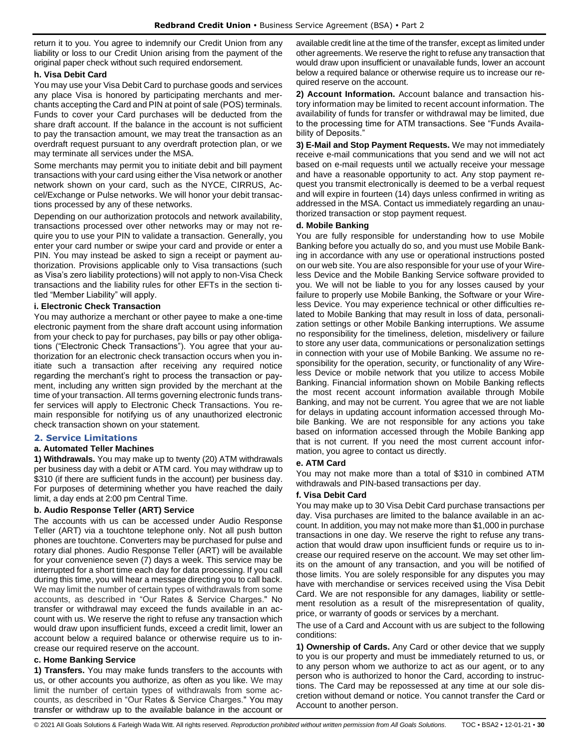return it to you. You agree to indemnify our Credit Union from any liability or loss to our Credit Union arising from the payment of the original paper check without such required endorsement.

**h. Visa Debit Card**

You may use your Visa Debit Card to purchase goods and services any place Visa is honored by participating merchants and merchants accepting the Card and PIN at point of sale (POS) terminals. Funds to cover your Card purchases will be deducted from the share draft account. If the balance in the account is not sufficient to pay the transaction amount, we may treat the transaction as an overdraft request pursuant to any overdraft protection plan, or we may terminate all services under the MSA.

Some merchants may permit you to initiate debit and bill payment transactions with your card using either the Visa network or another network shown on your card, such as the NYCE, CIRRUS, Accel/Exchange or Pulse networks. We will honor your debit transactions processed by any of these networks.

Depending on our authorization protocols and network availability, transactions processed over other networks may or may not require you to use your PIN to validate a transaction. Generally, you enter your card number or swipe your card and provide or enter a PIN. You may instead be asked to sign a receipt or payment authorization. Provisions applicable only to Visa transactions (such as Visa's zero liability protections) will not apply to non-Visa Check transactions and the liability rules for other EFTs in the section titled "Member Liability" will apply.

**i. Electronic Check Transaction**

You may authorize a merchant or other payee to make a one-time electronic payment from the share draft account using information from your check to pay for purchases, pay bills or pay other obligations ("Electronic Check Transactions"). You agree that your authorization for an electronic check transaction occurs when you initiate such a transaction after receiving any required notice regarding the merchant's right to process the transaction or payment, including any written sign provided by the merchant at the time of your transaction. All terms governing electronic funds transfer services will apply to Electronic Check Transactions. You remain responsible for notifying us of any unauthorized electronic check transaction shown on your statement.

## 2. Service Limitations

**a. Automated Teller Machines**

**1) Withdrawals.** You may make up to twenty (20) ATM withdrawals per business day with a debit or ATM card. You may withdraw up to $310 (if there are sufficient funds in the account) per business day. For purposes of determining whether you have reached the daily limit, a day ends at 2:00 pm Central Time.

**b. Audio Response Teller (ART) Service**

The accounts with us can be accessed under Audio Response Teller (ART) via a touchtone telephone only. Not all push button phones are touchtone. Converters may be purchased for pulse and rotary dial phones. Audio Response Teller (ART) will be available for your convenience seven (7) days a week. This service may be interrupted for a short time each day for data processing. If you call during this time, you will hear a message directing you to call back. We may limit the number of certain types of withdrawals from some accounts, as described in "Our Rates & Service Charges." No transfer or withdrawal may exceed the funds available in an account with us. We reserve the right to refuse any transaction which would draw upon insufficient funds, exceed a credit limit, lower an account below a required balance or otherwise require us to increase our required reserve on the account.

**c. Home Banking Service**

**1) Transfers.** You may make funds transfers to the accounts with us, or other accounts you authorize, as often as you like. We may limit the number of certain types of withdrawals from some accounts, as described in "Our Rates & Service Charges." You may transfer or withdraw up to the available balance in the account or available credit line at the time of the transfer, except as limited under other agreements. We reserve the right to refuse any transaction that would draw upon insufficient or unavailable funds, lower an account below a required balance or otherwise require us to increase our required reserve on the account.

**2) Account Information.** Account balance and transaction history information may be limited to recent account information. The availability of funds for transfer or withdrawal may be limited, due to the processing time for ATM transactions. See "Funds Availability of Deposits."

**3) E-Mail and Stop Payment Requests.** We may not immediately receive e-mail communications that you send and we will not act based on e-mail requests until we actually receive your message and have a reasonable opportunity to act. Any stop payment request you transmit electronically is deemed to be a verbal request and will expire in fourteen (14) days unless confirmed in writing as addressed in the MSA. Contact us immediately regarding an unauthorized transaction or stop payment request.

**d. Mobile Banking**

You are fully responsible for understanding how to use Mobile Banking before you actually do so, and you must use Mobile Banking in accordance with any use or operational instructions posted on our web site. You are also responsible for your use of your Wireless Device and the Mobile Banking Service software provided to you. We will not be liable to you for any losses caused by your failure to properly use Mobile Banking, the Software or your Wireless Device. You may experience technical or other difficulties related to Mobile Banking that may result in loss of data, personalization settings or other Mobile Banking interruptions. We assume no responsibility for the timeliness, deletion, misdelivery or failure to store any user data, communications or personalization settings in connection with your use of Mobile Banking. We assume no responsibility for the operation, security, or functionality of any Wireless Device or mobile network that you utilize to access Mobile Banking. Financial information shown on Mobile Banking reflects the most recent account information available through Mobile Banking, and may not be current. You agree that we are not liable for delays in updating account information accessed through Mobile Banking. We are not responsible for any actions you take based on information accessed through the Mobile Banking app that is not current. If you need the most current account information, you agree to contact us directly.

**e. ATM Card**

You may not make more than a total of $310 in combined ATM withdrawals and PIN-based transactions per day.

**f. Visa Debit Card**

You may make up to 30 Visa Debit Card purchase transactions per day. Visa purchases are limited to the balance available in an account. In addition, you may not make more than $1,000 in purchase transactions in one day. We reserve the right to refuse any transaction that would draw upon insufficient funds or require us to increase our required reserve on the account. We may set other limits on the amount of any transaction, and you will be notified of those limits. You are solely responsible for any disputes you may have with merchandise or services received using the Visa Debit Card. We are not responsible for any damages, liability or settlement resolution as a result of the misrepresentation of quality, price, or warranty of goods or services by a merchant.

The use of a Card and Account with us are subject to the following conditions:

**1) Ownership of Cards.** Any Card or other device that we supply to you is our property and must be immediately returned to us, or to any person whom we authorize to act as our agent, or to any person who is authorized to honor the Card, according to instructions. The Card may be repossessed at any time at our sole discretion without demand or notice. You cannot transfer the Card or Account to another person.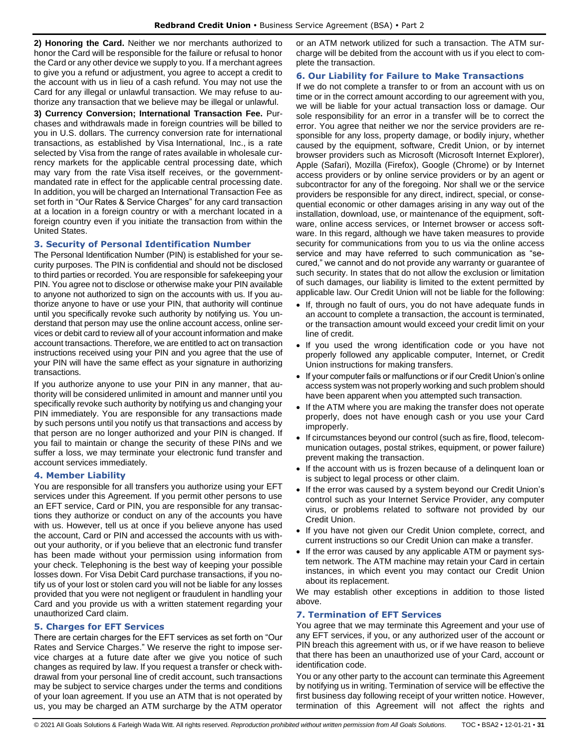**2) Honoring the Card.** Neither we nor merchants authorized to honor the Card will be responsible for the failure or refusal to honor the Card or any other device we supply to you. If a merchant agrees to give you a refund or adjustment, you agree to accept a credit to the account with us in lieu of a cash refund. You may not use the Card for any illegal or unlawful transaction. We may refuse to authorize any transaction that we believe may be illegal or unlawful.

**3) Currency Conversion; International Transaction Fee.** Purchases and withdrawals made in foreign countries will be billed to you in U.S. dollars. The currency conversion rate for international transactions, as established by Visa International, Inc., is a rate selected by Visa from the range of rates available in wholesale currency markets for the applicable central processing date, which may vary from the rate Visa itself receives, or the government-mandated rate in effect for the applicable central processing date. In addition, you will be charged an International Transaction Fee as set forth in "Our Rates & Service Charges" for any card transaction at a location in a foreign country or with a merchant located in a foreign country even if you initiate the transaction from within the United States.

### 3. Security of Personal Identification Number

The Personal Identification Number (PIN) is established for your security purposes. The PIN is confidential and should not be disclosed to third parties or recorded. You are responsible for safekeeping your PIN. You agree not to disclose or otherwise make your PIN available to anyone not authorized to sign on the accounts with us. If you authorize anyone to have or use your PIN, that authority will continue until you specifically revoke such authority by notifying us. You understand that person may use the online account access, online services or debit card to review all of your account information and make account transactions. Therefore, we are entitled to act on transaction instructions received using your PIN and you agree that the use of your PIN will have the same effect as your signature in authorizing transactions.

If you authorize anyone to use your PIN in any manner, that authority will be considered unlimited in amount and manner until you specifically revoke such authority by notifying us and changing your PIN immediately. You are responsible for any transactions made by such persons until you notify us that transactions and access by that person are no longer authorized and your PIN is changed. If you fail to maintain or change the security of these PINs and we suffer a loss, we may terminate your electronic fund transfer and account services immediately.

### 4. Member Liability

You are responsible for all transfers you authorize using your EFT services under this Agreement. If you permit other persons to use an EFT service, Card or PIN, you are responsible for any transactions they authorize or conduct on any of the accounts you have with us. However, tell us at once if you believe anyone has used the account, Card or PIN and accessed the accounts with us without your authority, or if you believe that an electronic fund transfer has been made without your permission using information from your check. Telephoning is the best way of keeping your possible losses down. For Visa Debit Card purchase transactions, if you notify us of your lost or stolen card you will not be liable for any losses provided that you were not negligent or fraudulent in handling your Card and you provide us with a written statement regarding your unauthorized Card claim.

### 5. Charges for EFT Services

There are certain charges for the EFT services as set forth on "Our Rates and Service Charges." We reserve the right to impose service charges at a future date after we give you notice of such changes as required by law. If you request a transfer or check withdrawal from your personal line of credit account, such transactions may be subject to service charges under the terms and conditions of your loan agreement. If you use an ATM that is not operated by us, you may be charged an ATM surcharge by the ATM operator or an ATM network utilized for such a transaction. The ATM surcharge will be debited from the account with us if you elect to complete the transaction.

### 6. Our Liability for Failure to Make Transactions

If we do not complete a transfer to or from an account with us on time or in the correct amount according to our agreement with you, we will be liable for your actual transaction loss or damage. Our sole responsibility for an error in a transfer will be to correct the error. You agree that neither we nor the service providers are responsible for any loss, property damage, or bodily injury, whether caused by the equipment, software, Credit Union, or by internet browser providers such as Microsoft (Microsoft Internet Explorer), Apple (Safari), Mozilla (Firefox), Google (Chrome) or by Internet access providers or by online service providers or by an agent or subcontractor for any of the foregoing. Nor shall we or the service providers be responsible for any direct, indirect, special, or consequential economic or other damages arising in any way out of the installation, download, use, or maintenance of the equipment, software, online access services, or Internet browser or access software. In this regard, although we have taken measures to provide security for communications from you to us via the online access service and may have referred to such communication as "secured," we cannot and do not provide any warranty or guarantee of such security. In states that do not allow the exclusion or limitation of such damages, our liability is limited to the extent permitted by applicable law. Our Credit Union will not be liable for the following:

- If, through no fault of ours, you do not have adequate funds in an account to complete a transaction, the account is terminated, or the transaction amount would exceed your credit limit on your line of credit.
- If you used the wrong identification code or you have not properly followed any applicable computer, Internet, or Credit Union instructions for making transfers.
- If your computer fails or malfunctions or if our Credit Union's online access system was not properly working and such problem should have been apparent when you attempted such transaction.
- If the ATM where you are making the transfer does not operate properly, does not have enough cash or you use your Card improperly.
- If circumstances beyond our control (such as fire, flood, telecommunication outages, postal strikes, equipment, or power failure) prevent making the transaction.
- If the account with us is frozen because of a delinquent loan or is subject to legal process or other claim.
- If the error was caused by a system beyond our Credit Union's control such as your Internet Service Provider, any computer virus, or problems related to software not provided by our Credit Union.
- If you have not given our Credit Union complete, correct, and current instructions so our Credit Union can make a transfer.
- If the error was caused by any applicable ATM or payment system network. The ATM machine may retain your Card in certain instances, in which event you may contact our Credit Union about its replacement.

We may establish other exceptions in addition to those listed above.

### 7. Termination of EFT Services

You agree that we may terminate this Agreement and your use of any EFT services, if you, or any authorized user of the account or PIN breach this agreement with us, or if we have reason to believe that there has been an unauthorized use of your Card, account or identification code.

You or any other party to the account can terminate this Agreement by notifying us in writing. Termination of service will be effective the first business day following receipt of your written notice. However, termination of this Agreement will not affect the rights and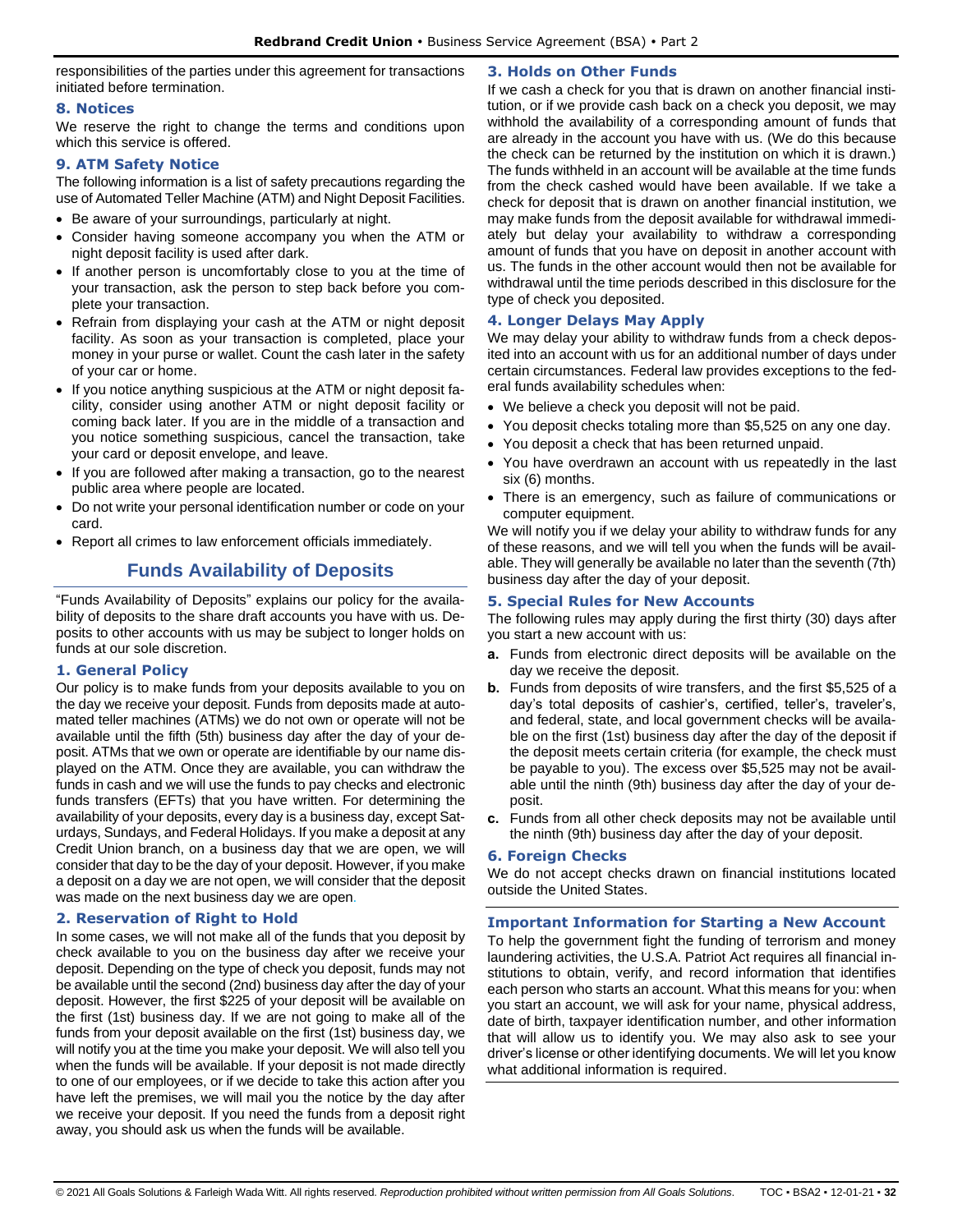responsibilities of the parties under this agreement for transactions initiated before termination.

### 8. Notices

We reserve the right to change the terms and conditions upon which this service is offered.

### 9. ATM Safety Notice

The following information is a list of safety precautions regarding the use of Automated Teller Machine (ATM) and Night Deposit Facilities.

- Be aware of your surroundings, particularly at night.
- Consider having someone accompany you when the ATM or night deposit facility is used after dark.
- If another person is uncomfortably close to you at the time of your transaction, ask the person to step back before you complete your transaction.
- Refrain from displaying your cash at the ATM or night deposit facility. As soon as your transaction is completed, place your money in your purse or wallet. Count the cash later in the safety of your car or home.
- If you notice anything suspicious at the ATM or night deposit facility, consider using another ATM or night deposit facility or coming back later. If you are in the middle of a transaction and you notice something suspicious, cancel the transaction, take your card or deposit envelope, and leave.
- If you are followed after making a transaction, go to the nearest public area where people are located.
- Do not write your personal identification number or code on your card.
- Report all crimes to law enforcement officials immediately.

## Funds Availability of Deposits

"Funds Availability of Deposits" explains our policy for the availability of deposits to the share draft accounts you have with us. Deposits to other accounts with us may be subject to longer holds on funds at our sole discretion.

### 1. General Policy

Our policy is to make funds from your deposits available to you on the day we receive your deposit. Funds from deposits made at automated teller machines (ATMs) we do not own or operate will not be available until the fifth (5th) business day after the day of your deposit. ATMs that we own or operate are identifiable by our name displayed on the ATM. Once they are available, you can withdraw the funds in cash and we will use the funds to pay checks and electronic funds transfers (EFTs) that you have written. For determining the availability of your deposits, every day is a business day, except Saturdays, Sundays, and Federal Holidays. If you make a deposit at any Credit Union branch, on a business day that we are open, we will consider that day to be the day of your deposit. However, if you make a deposit on a day we are not open, we will consider that the deposit was made on the next business day we are open.

### 2. Reservation of Right to Hold

In some cases, we will not make all of the funds that you deposit by check available to you on the business day after we receive your deposit. Depending on the type of check you deposit, funds may not be available until the second (2nd) business day after the day of your deposit. However, the first $225 of your deposit will be available on the first (1st) business day. If we are not going to make all of the funds from your deposit available on the first (1st) business day, we will notify you at the time you make your deposit. We will also tell you when the funds will be available. If your deposit is not made directly to one of our employees, or if we decide to take this action after you have left the premises, we will mail you the notice by the day after we receive your deposit. If you need the funds from a deposit right away, you should ask us when the funds will be available.

### 3. Holds on Other Funds

If we cash a check for you that is drawn on another financial institution, or if we provide cash back on a check you deposit, we may withhold the availability of a corresponding amount of funds that are already in the account you have with us. (We do this because the check can be returned by the institution on which it is drawn.) The funds withheld in an account will be available at the time funds from the check cashed would have been available. If we take a check for deposit that is drawn on another financial institution, we may make funds from the deposit available for withdrawal immediately but delay your availability to withdraw a corresponding amount of funds that you have on deposit in another account with us. The funds in the other account would then not be available for withdrawal until the time periods described in this disclosure for the type of check you deposited.

### 4. Longer Delays May Apply

We may delay your ability to withdraw funds from a check deposited into an account with us for an additional number of days under certain circumstances. Federal law provides exceptions to the federal funds availability schedules when:

- We believe a check you deposit will not be paid.
- You deposit checks totaling more than $5,525 on any one day.
- You deposit a check that has been returned unpaid.
- You have overdrawn an account with us repeatedly in the last six (6) months.
- There is an emergency, such as failure of communications or computer equipment.

We will notify you if we delay your ability to withdraw funds for any of these reasons, and we will tell you when the funds will be available. They will generally be available no later than the seventh (7th) business day after the day of your deposit.

### 5. Special Rules for New Accounts

The following rules may apply during the first thirty (30) days after you start a new account with us:

**a.** Funds from electronic direct deposits will be available on the day we receive the deposit.

**b.** Funds from deposits of wire transfers, and the first $5,525 of a day's total deposits of cashier's, certified, teller's, traveler's, and federal, state, and local government checks will be available on the first (1st) business day after the day of the deposit if the deposit meets certain criteria (for example, the check must be payable to you). The excess over $5,525 may not be available until the ninth (9th) business day after the day of your deposit.

**c.** Funds from all other check deposits may not be available until the ninth (9th) business day after the day of your deposit.

### 6. Foreign Checks

We do not accept checks drawn on financial institutions located outside the United States.

### Important Information for Starting a New Account

To help the government fight the funding of terrorism and money laundering activities, the U.S.A. Patriot Act requires all financial institutions to obtain, verify, and record information that identifies each person who starts an account. What this means for you: when you start an account, we will ask for your name, physical address, date of birth, taxpayer identification number, and other information that will allow us to identify you. We may also ask to see your driver's license or other identifying documents. We will let you know what additional information is required.